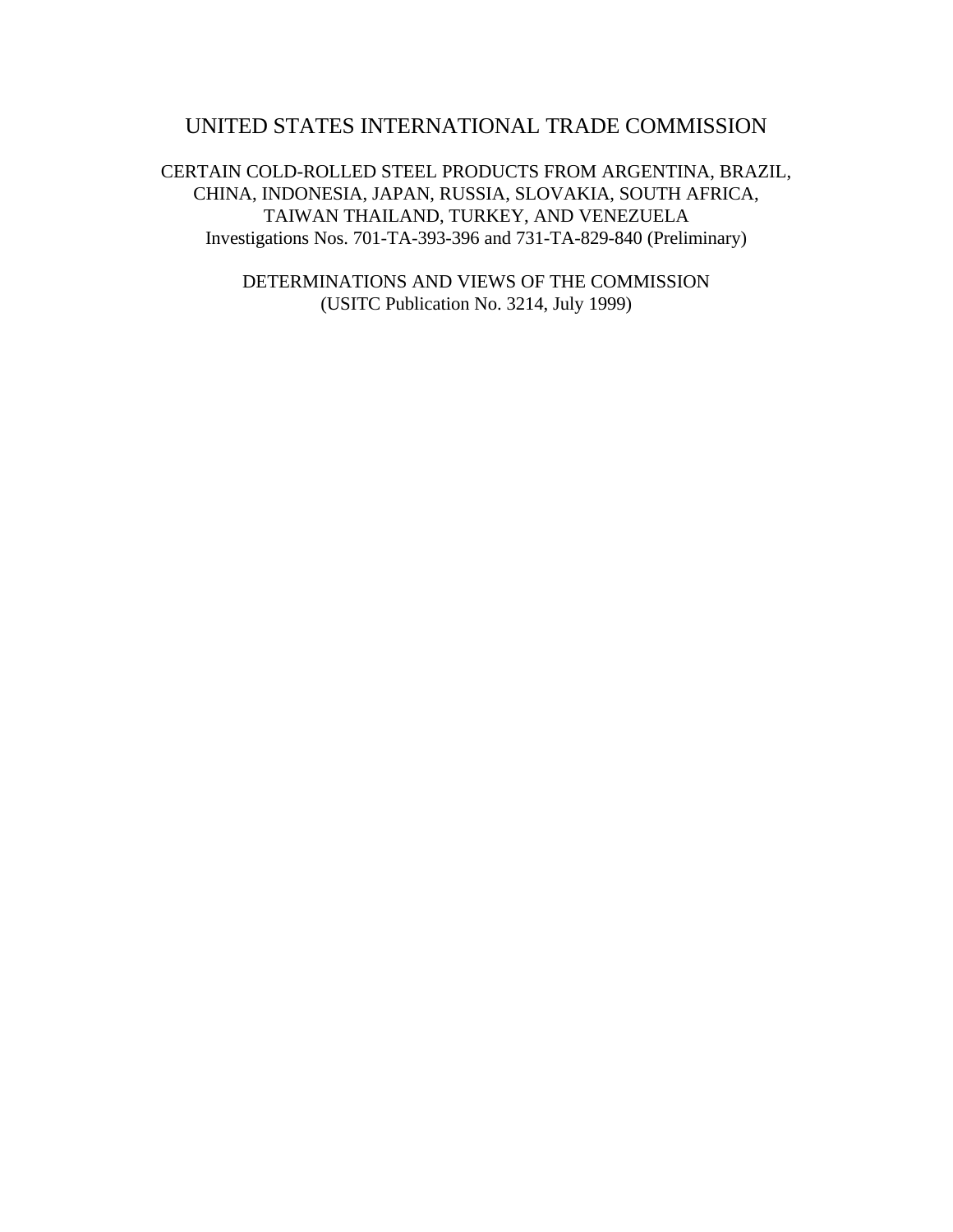# UNITED STATES INTERNATIONAL TRADE COMMISSION

CERTAIN COLD-ROLLED STEEL PRODUCTS FROM ARGENTINA, BRAZIL, CHINA, INDONESIA, JAPAN, RUSSIA, SLOVAKIA, SOUTH AFRICA, TAIWAN THAILAND, TURKEY, AND VENEZUELA
Investigations Nos. 701-TA-393-396 and 731-TA-829-840 (Preliminary)

DETERMINATIONS AND VIEWS OF THE COMMISSION
(USITC Publication No. 3214, July 1999)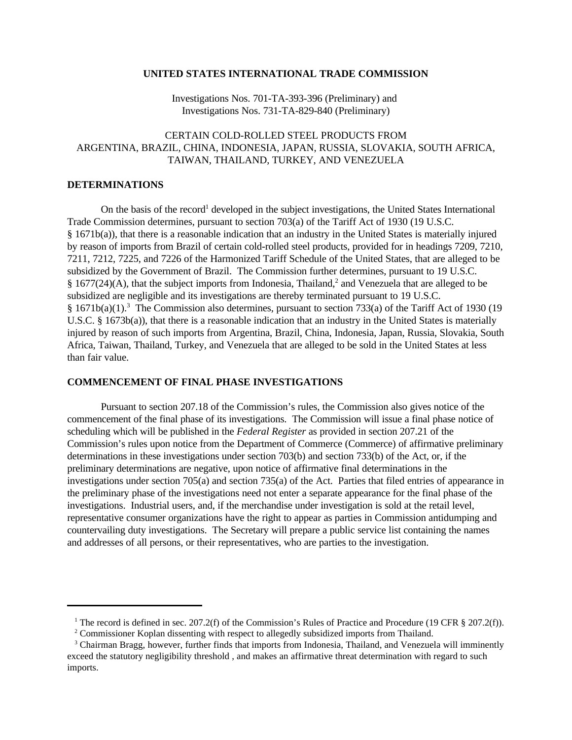**UNITED STATES INTERNATIONAL TRADE COMMISSION**

Investigations Nos. 701-TA-393-396 (Preliminary) and
Investigations Nos. 731-TA-829-840 (Preliminary)

CERTAIN COLD-ROLLED STEEL PRODUCTS FROM
ARGENTINA, BRAZIL, CHINA, INDONESIA, JAPAN, RUSSIA, SLOVAKIA, SOUTH AFRICA, TAIWAN, THAILAND, TURKEY, AND VENEZUELA

## DETERMINATIONS

On the basis of the record[1] developed in the subject investigations, the United States International Trade Commission determines, pursuant to section 703(a) of the Tariff Act of 1930 (19 U.S.C. § 1671b(a)), that there is a reasonable indication that an industry in the United States is materially injured by reason of imports from Brazil of certain cold-rolled steel products, provided for in headings 7209, 7210, 7211, 7212, 7225, and 7226 of the Harmonized Tariff Schedule of the United States, that are alleged to be subsidized by the Government of Brazil. The Commission further determines, pursuant to 19 U.S.C. § 1677(24)(A), that the subject imports from Indonesia, Thailand,[2] and Venezuela that are alleged to be subsidized are negligible and its investigations are thereby terminated pursuant to 19 U.S.C. § 1671b(a)(1).[3] The Commission also determines, pursuant to section 733(a) of the Tariff Act of 1930 (19 U.S.C. § 1673b(a)), that there is a reasonable indication that an industry in the United States is materially injured by reason of such imports from Argentina, Brazil, China, Indonesia, Japan, Russia, Slovakia, South Africa, Taiwan, Thailand, Turkey, and Venezuela that are alleged to be sold in the United States at less than fair value.

## COMMENCEMENT OF FINAL PHASE INVESTIGATIONS

Pursuant to section 207.18 of the Commission's rules, the Commission also gives notice of the commencement of the final phase of its investigations. The Commission will issue a final phase notice of scheduling which will be published in the *Federal Register* as provided in section 207.21 of the Commission's rules upon notice from the Department of Commerce (Commerce) of affirmative preliminary determinations in these investigations under section 703(b) and section 733(b) of the Act, or, if the preliminary determinations are negative, upon notice of affirmative final determinations in the investigations under section 705(a) and section 735(a) of the Act. Parties that filed entries of appearance in the preliminary phase of the investigations need not enter a separate appearance for the final phase of the investigations. Industrial users, and, if the merchandise under investigation is sold at the retail level, representative consumer organizations have the right to appear as parties in Commission antidumping and countervailing duty investigations. The Secretary will prepare a public service list containing the names and addresses of all persons, or their representatives, who are parties to the investigation.

---

[1] The record is defined in sec. 207.2(f) of the Commission's Rules of Practice and Procedure (19 CFR § 207.2(f)).

[2] Commissioner Koplan dissenting with respect to allegedly subsidized imports from Thailand.

[3] Chairman Bragg, however, further finds that imports from Indonesia, Thailand, and Venezuela will imminently exceed the statutory negligibility threshold , and makes an affirmative threat determination with regard to such imports.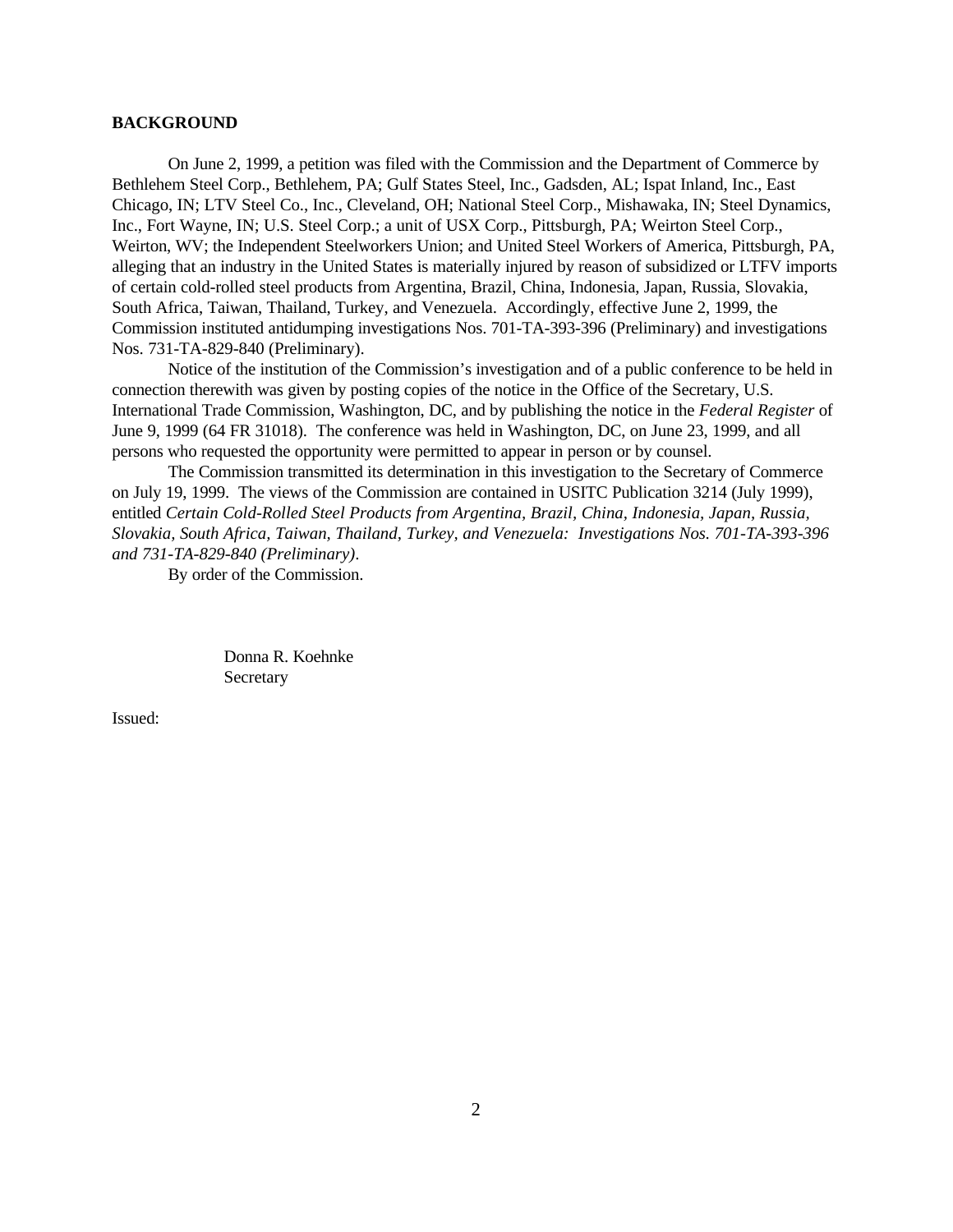**BACKGROUND**

On June 2, 1999, a petition was filed with the Commission and the Department of Commerce by Bethlehem Steel Corp., Bethlehem, PA; Gulf States Steel, Inc., Gadsden, AL; Ispat Inland, Inc., East Chicago, IN; LTV Steel Co., Inc., Cleveland, OH; National Steel Corp., Mishawaka, IN; Steel Dynamics, Inc., Fort Wayne, IN; U.S. Steel Corp.; a unit of USX Corp., Pittsburgh, PA; Weirton Steel Corp., Weirton, WV; the Independent Steelworkers Union; and United Steel Workers of America, Pittsburgh, PA, alleging that an industry in the United States is materially injured by reason of subsidized or LTFV imports of certain cold-rolled steel products from Argentina, Brazil, China, Indonesia, Japan, Russia, Slovakia, South Africa, Taiwan, Thailand, Turkey, and Venezuela. Accordingly, effective June 2, 1999, the Commission instituted antidumping investigations Nos. 701-TA-393-396 (Preliminary) and investigations Nos. 731-TA-829-840 (Preliminary).

Notice of the institution of the Commission's investigation and of a public conference to be held in connection therewith was given by posting copies of the notice in the Office of the Secretary, U.S. International Trade Commission, Washington, DC, and by publishing the notice in the *Federal Register* of June 9, 1999 (64 FR 31018). The conference was held in Washington, DC, on June 23, 1999, and all persons who requested the opportunity were permitted to appear in person or by counsel.

The Commission transmitted its determination in this investigation to the Secretary of Commerce on July 19, 1999. The views of the Commission are contained in USITC Publication 3214 (July 1999), entitled *Certain Cold-Rolled Steel Products from Argentina, Brazil, China, Indonesia, Japan, Russia, Slovakia, South Africa, Taiwan, Thailand, Turkey, and Venezuela: Investigations Nos. 701-TA-393-396 and 731-TA-829-840 (Preliminary)*.

By order of the Commission.

Donna R. Koehnke
Secretary

Issued: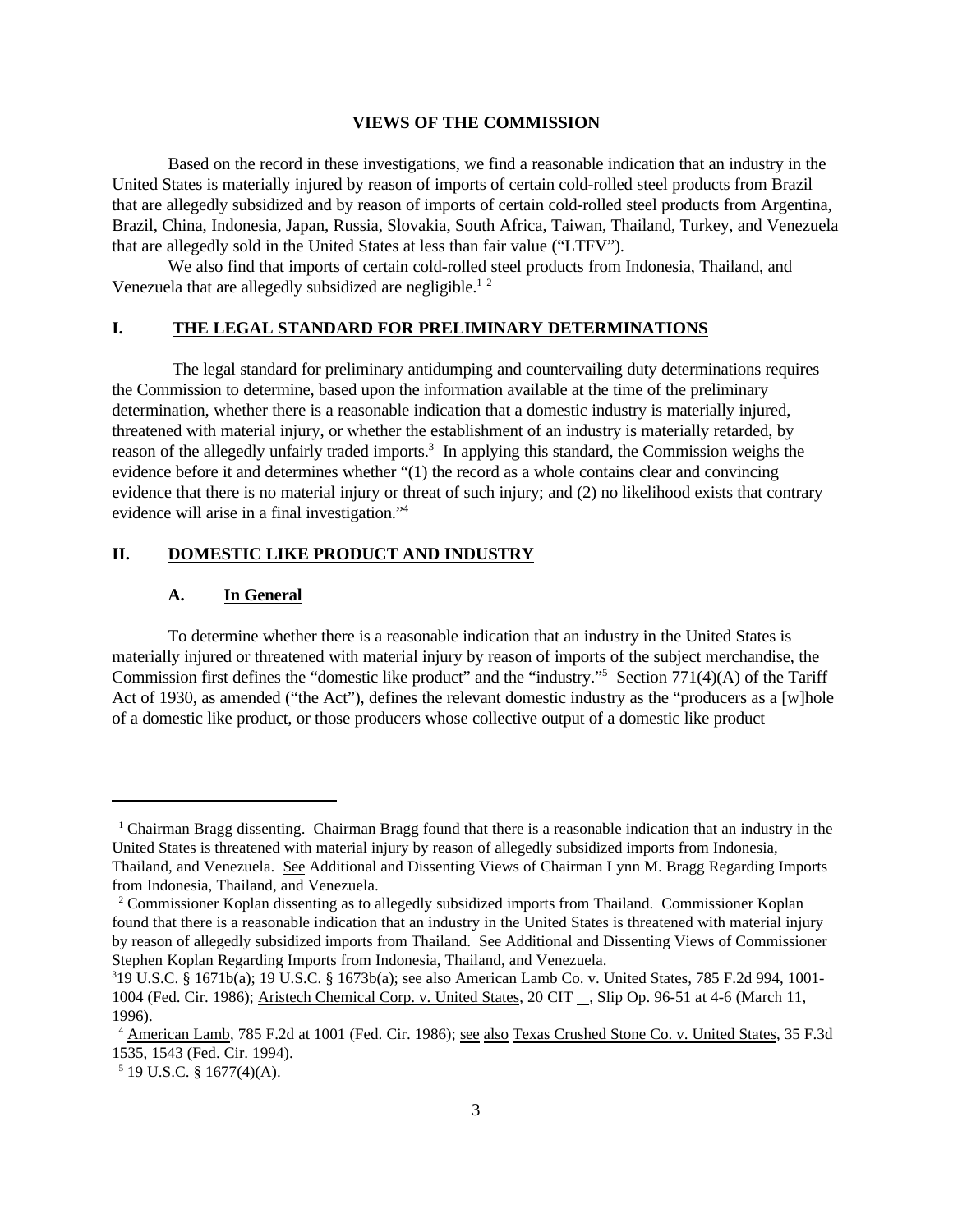## VIEWS OF THE COMMISSION

Based on the record in these investigations, we find a reasonable indication that an industry in the United States is materially injured by reason of imports of certain cold-rolled steel products from Brazil that are allegedly subsidized and by reason of imports of certain cold-rolled steel products from Argentina, Brazil, China, Indonesia, Japan, Russia, Slovakia, South Africa, Taiwan, Thailand, Turkey, and Venezuela that are allegedly sold in the United States at less than fair value ("LTFV").

We also find that imports of certain cold-rolled steel products from Indonesia, Thailand, and Venezuela that are allegedly subsidized are negligible.[1] [2]

## I. THE LEGAL STANDARD FOR PRELIMINARY DETERMINATIONS

The legal standard for preliminary antidumping and countervailing duty determinations requires the Commission to determine, based upon the information available at the time of the preliminary determination, whether there is a reasonable indication that a domestic industry is materially injured, threatened with material injury, or whether the establishment of an industry is materially retarded, by reason of the allegedly unfairly traded imports.[3] In applying this standard, the Commission weighs the evidence before it and determines whether "(1) the record as a whole contains clear and convincing evidence that there is no material injury or threat of such injury; and (2) no likelihood exists that contrary evidence will arise in a final investigation."[4]

## II. DOMESTIC LIKE PRODUCT AND INDUSTRY

### A. In General

To determine whether there is a reasonable indication that an industry in the United States is materially injured or threatened with material injury by reason of imports of the subject merchandise, the Commission first defines the "domestic like product" and the "industry."[5] Section 771(4)(A) of the Tariff Act of 1930, as amended ("the Act"), defines the relevant domestic industry as the "producers as a [w]hole of a domestic like product, or those producers whose collective output of a domestic like product

---

[1] Chairman Bragg dissenting. Chairman Bragg found that there is a reasonable indication that an industry in the United States is threatened with material injury by reason of allegedly subsidized imports from Indonesia, Thailand, and Venezuela. See Additional and Dissenting Views of Chairman Lynn M. Bragg Regarding Imports from Indonesia, Thailand, and Venezuela.

[2] Commissioner Koplan dissenting as to allegedly subsidized imports from Thailand. Commissioner Koplan found that there is a reasonable indication that an industry in the United States is threatened with material injury by reason of allegedly subsidized imports from Thailand. See Additional and Dissenting Views of Commissioner Stephen Koplan Regarding Imports from Indonesia, Thailand, and Venezuela.

[3] 19 U.S.C. § 1671b(a); 19 U.S.C. § 1673b(a); see also American Lamb Co. v. United States, 785 F.2d 994, 1001-1004 (Fed. Cir. 1986); Aristech Chemical Corp. v. United States, 20 CIT __, Slip Op. 96-51 at 4-6 (March 11, 1996).

[4] American Lamb, 785 F.2d at 1001 (Fed. Cir. 1986); see also Texas Crushed Stone Co. v. United States, 35 F.3d 1535, 1543 (Fed. Cir. 1994).

[5] 19 U.S.C. § 1677(4)(A).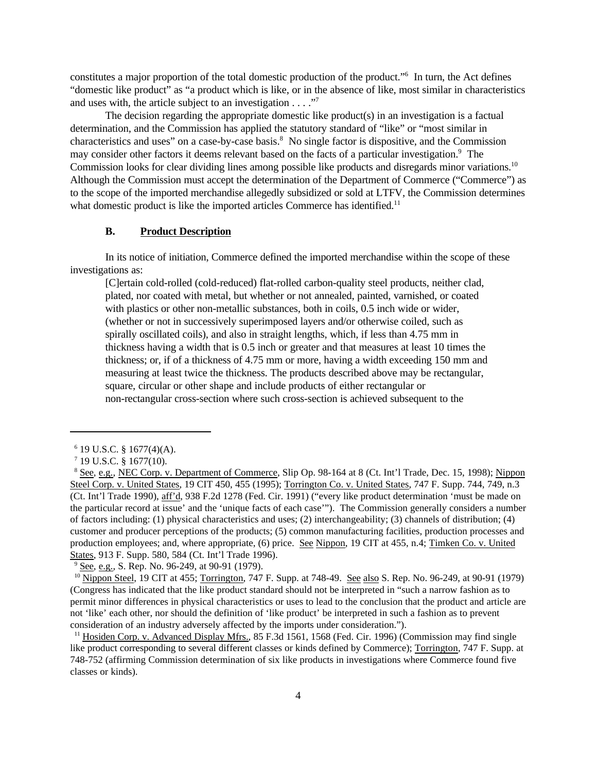constitutes a major proportion of the total domestic production of the product."[6] In turn, the Act defines "domestic like product" as "a product which is like, or in the absence of like, most similar in characteristics and uses with, the article subject to an investigation . . . ."[7]

The decision regarding the appropriate domestic like product(s) in an investigation is a factual determination, and the Commission has applied the statutory standard of "like" or "most similar in characteristics and uses" on a case-by-case basis.[8] No single factor is dispositive, and the Commission may consider other factors it deems relevant based on the facts of a particular investigation.[9] The Commission looks for clear dividing lines among possible like products and disregards minor variations.[10] Although the Commission must accept the determination of the Department of Commerce ("Commerce") as to the scope of the imported merchandise allegedly subsidized or sold at LTFV, the Commission determines what domestic product is like the imported articles Commerce has identified.[11]

### B. Product Description

In its notice of initiation, Commerce defined the imported merchandise within the scope of these investigations as:

> [C]ertain cold-rolled (cold-reduced) flat-rolled carbon-quality steel products, neither clad, plated, nor coated with metal, but whether or not annealed, painted, varnished, or coated with plastics or other non-metallic substances, both in coils, 0.5 inch wide or wider, (whether or not in successively superimposed layers and/or otherwise coiled, such as spirally oscillated coils), and also in straight lengths, which, if less than 4.75 mm in thickness having a width that is 0.5 inch or greater and that measures at least 10 times the thickness; or, if of a thickness of 4.75 mm or more, having a width exceeding 150 mm and measuring at least twice the thickness. The products described above may be rectangular, square, circular or other shape and include products of either rectangular or non-rectangular cross-section where such cross-section is achieved subsequent to the

---

[6] 19 U.S.C. § 1677(4)(A).

[7] 19 U.S.C. § 1677(10).

[8] See, e.g., NEC Corp. v. Department of Commerce, Slip Op. 98-164 at 8 (Ct. Int'l Trade, Dec. 15, 1998); Nippon Steel Corp. v. United States, 19 CIT 450, 455 (1995); Torrington Co. v. United States, 747 F. Supp. 744, 749, n.3 (Ct. Int'l Trade 1990), aff'd, 938 F.2d 1278 (Fed. Cir. 1991) ("every like product determination 'must be made on the particular record at issue' and the 'unique facts of each case'"). The Commission generally considers a number of factors including: (1) physical characteristics and uses; (2) interchangeability; (3) channels of distribution; (4) customer and producer perceptions of the products; (5) common manufacturing facilities, production processes and production employees; and, where appropriate, (6) price. See Nippon, 19 CIT at 455, n.4; Timken Co. v. United States, 913 F. Supp. 580, 584 (Ct. Int'l Trade 1996).

[9] See, e.g., S. Rep. No. 96-249, at 90-91 (1979).

[10] Nippon Steel, 19 CIT at 455; Torrington, 747 F. Supp. at 748-49. See also S. Rep. No. 96-249, at 90-91 (1979) (Congress has indicated that the like product standard should not be interpreted in "such a narrow fashion as to permit minor differences in physical characteristics or uses to lead to the conclusion that the product and article are not 'like' each other, nor should the definition of 'like product' be interpreted in such a fashion as to prevent consideration of an industry adversely affected by the imports under consideration.").

[11] Hosiden Corp. v. Advanced Display Mfrs., 85 F.3d 1561, 1568 (Fed. Cir. 1996) (Commission may find single like product corresponding to several different classes or kinds defined by Commerce); Torrington, 747 F. Supp. at 748-752 (affirming Commission determination of six like products in investigations where Commerce found five classes or kinds).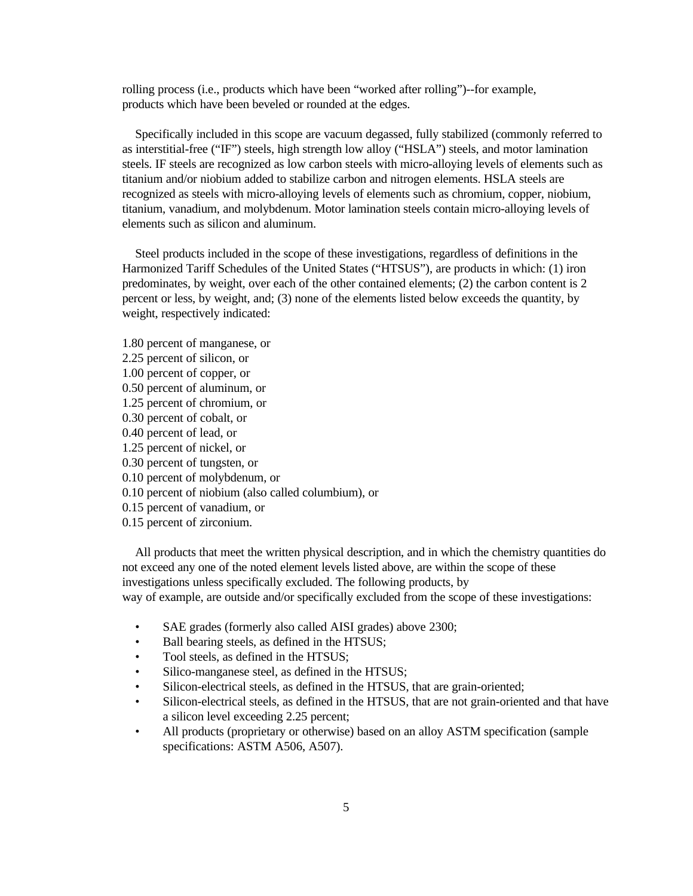rolling process (i.e., products which have been "worked after rolling")--for example, products which have been beveled or rounded at the edges.

Specifically included in this scope are vacuum degassed, fully stabilized (commonly referred to as interstitial-free ("IF") steels, high strength low alloy ("HSLA") steels, and motor lamination steels. IF steels are recognized as low carbon steels with micro-alloying levels of elements such as titanium and/or niobium added to stabilize carbon and nitrogen elements. HSLA steels are recognized as steels with micro-alloying levels of elements such as chromium, copper, niobium, titanium, vanadium, and molybdenum. Motor lamination steels contain micro-alloying levels of elements such as silicon and aluminum.

Steel products included in the scope of these investigations, regardless of definitions in the Harmonized Tariff Schedules of the United States ("HTSUS"), are products in which: (1) iron predominates, by weight, over each of the other contained elements; (2) the carbon content is 2 percent or less, by weight, and; (3) none of the elements listed below exceeds the quantity, by weight, respectively indicated:

1.80 percent of manganese, or
2.25 percent of silicon, or
1.00 percent of copper, or
0.50 percent of aluminum, or
1.25 percent of chromium, or
0.30 percent of cobalt, or
0.40 percent of lead, or
1.25 percent of nickel, or
0.30 percent of tungsten, or
0.10 percent of molybdenum, or
0.10 percent of niobium (also called columbium), or
0.15 percent of vanadium, or
0.15 percent of zirconium.

All products that meet the written physical description, and in which the chemistry quantities do not exceed any one of the noted element levels listed above, are within the scope of these investigations unless specifically excluded. The following products, by way of example, are outside and/or specifically excluded from the scope of these investigations:

- SAE grades (formerly also called AISI grades) above 2300;
- Ball bearing steels, as defined in the HTSUS;
- Tool steels, as defined in the HTSUS;
- Silico-manganese steel, as defined in the HTSUS;
- Silicon-electrical steels, as defined in the HTSUS, that are grain-oriented;
- Silicon-electrical steels, as defined in the HTSUS, that are not grain-oriented and that have a silicon level exceeding 2.25 percent;
- All products (proprietary or otherwise) based on an alloy ASTM specification (sample specifications: ASTM A506, A507).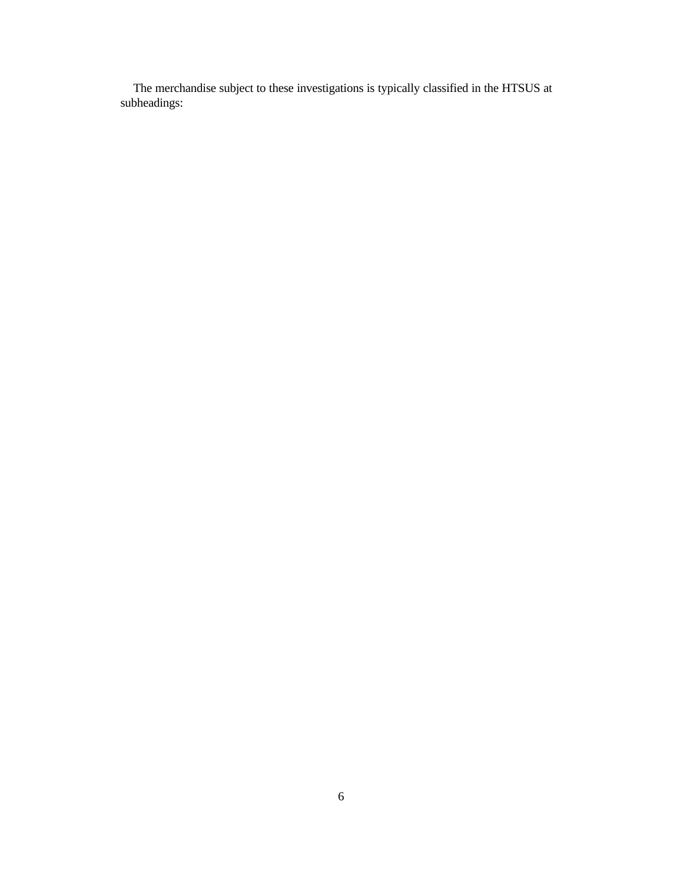The merchandise subject to these investigations is typically classified in the HTSUS at subheadings: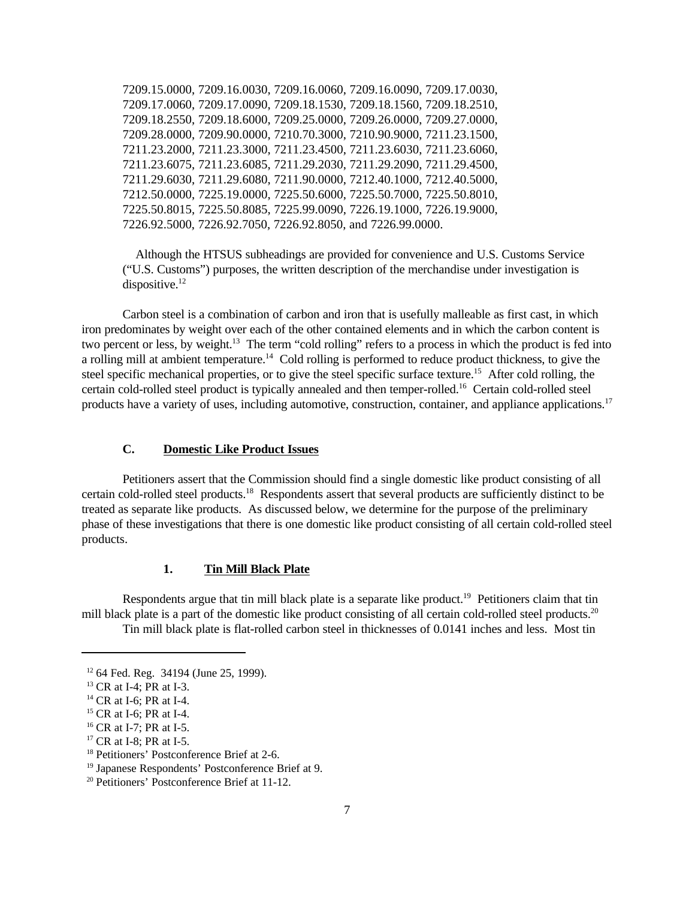7209.15.0000, 7209.16.0030, 7209.16.0060, 7209.16.0090, 7209.17.0030, 7209.17.0060, 7209.17.0090, 7209.18.1530, 7209.18.1560, 7209.18.2510, 7209.18.2550, 7209.18.6000, 7209.25.0000, 7209.26.0000, 7209.27.0000, 7209.28.0000, 7209.90.0000, 7210.70.3000, 7210.90.9000, 7211.23.1500, 7211.23.2000, 7211.23.3000, 7211.23.4500, 7211.23.6030, 7211.23.6060, 7211.23.6075, 7211.23.6085, 7211.29.2030, 7211.29.2090, 7211.29.4500, 7211.29.6030, 7211.29.6080, 7211.90.0000, 7212.40.1000, 7212.40.5000, 7212.50.0000, 7225.19.0000, 7225.50.6000, 7225.50.7000, 7225.50.8010, 7225.50.8015, 7225.50.8085, 7225.99.0090, 7226.19.1000, 7226.19.9000, 7226.92.5000, 7226.92.7050, 7226.92.8050, and 7226.99.0000.

Although the HTSUS subheadings are provided for convenience and U.S. Customs Service ("U.S. Customs") purposes, the written description of the merchandise under investigation is dispositive.[12]

Carbon steel is a combination of carbon and iron that is usefully malleable as first cast, in which iron predominates by weight over each of the other contained elements and in which the carbon content is two percent or less, by weight.[13] The term "cold rolling" refers to a process in which the product is fed into a rolling mill at ambient temperature.[14] Cold rolling is performed to reduce product thickness, to give the steel specific mechanical properties, or to give the steel specific surface texture.[15] After cold rolling, the certain cold-rolled steel product is typically annealed and then temper-rolled.[16] Certain cold-rolled steel products have a variety of uses, including automotive, construction, container, and appliance applications.[17]

### C. Domestic Like Product Issues

Petitioners assert that the Commission should find a single domestic like product consisting of all certain cold-rolled steel products.[18] Respondents assert that several products are sufficiently distinct to be treated as separate like products. As discussed below, we determine for the purpose of the preliminary phase of these investigations that there is one domestic like product consisting of all certain cold-rolled steel products.

#### 1. Tin Mill Black Plate

Respondents argue that tin mill black plate is a separate like product.[19] Petitioners claim that tin mill black plate is a part of the domestic like product consisting of all certain cold-rolled steel products.[20]

Tin mill black plate is flat-rolled carbon steel in thicknesses of 0.0141 inches and less. Most tin

---

[12] 64 Fed. Reg. 34194 (June 25, 1999).

[13] CR at I-4; PR at I-3.

[14] CR at I-6; PR at I-4.

[15] CR at I-6; PR at I-4.

[16] CR at I-7; PR at I-5.

[17] CR at I-8; PR at I-5.

[18] Petitioners' Postconference Brief at 2-6.

[19] Japanese Respondents' Postconference Brief at 9.

[20] Petitioners' Postconference Brief at 11-12.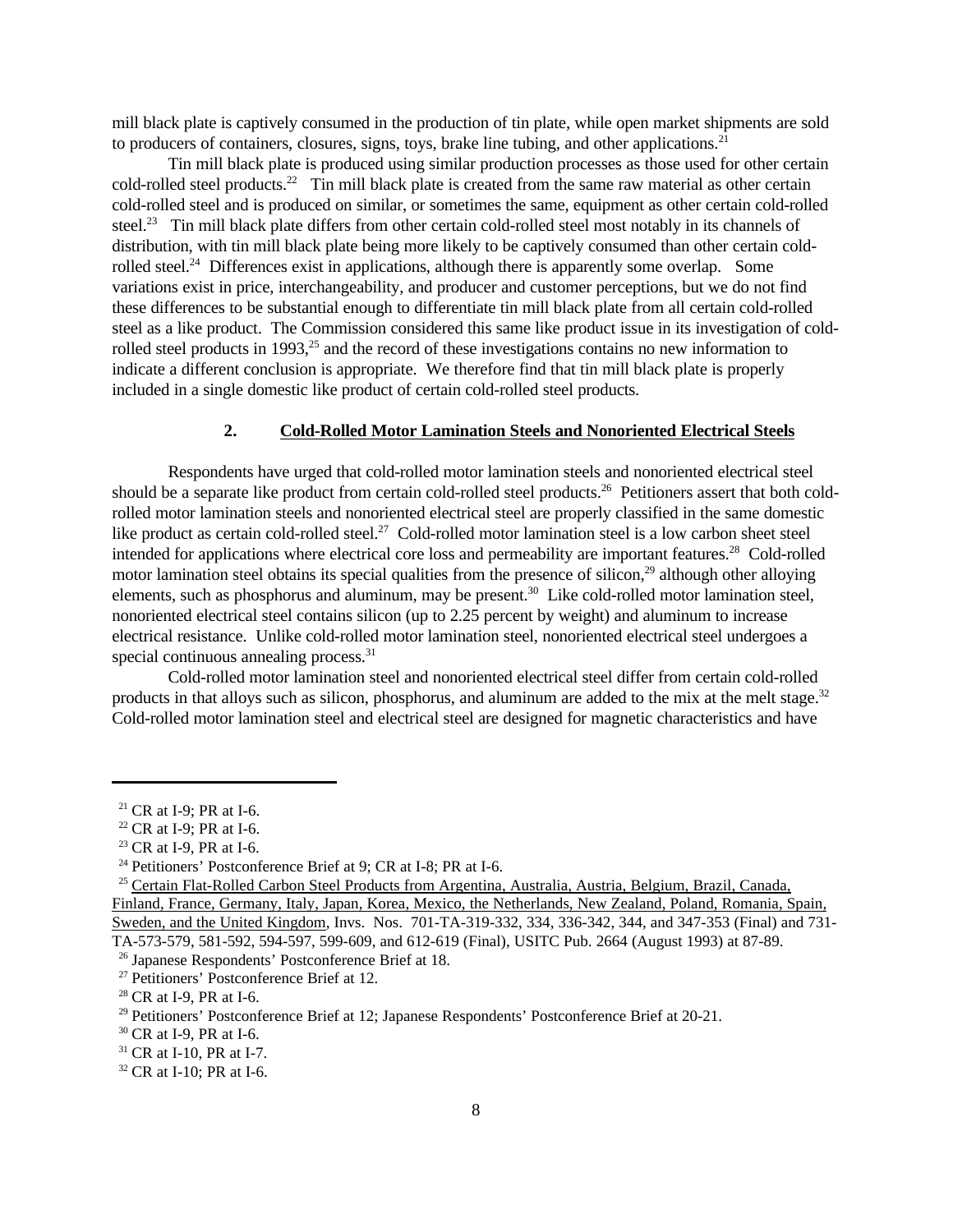mill black plate is captively consumed in the production of tin plate, while open market shipments are sold to producers of containers, closures, signs, toys, brake line tubing, and other applications.[21]

Tin mill black plate is produced using similar production processes as those used for other certain cold-rolled steel products.[22] Tin mill black plate is created from the same raw material as other certain cold-rolled steel and is produced on similar, or sometimes the same, equipment as other certain cold-rolled steel.[23] Tin mill black plate differs from other certain cold-rolled steel most notably in its channels of distribution, with tin mill black plate being more likely to be captively consumed than other certain cold-rolled steel.[24] Differences exist in applications, although there is apparently some overlap. Some variations exist in price, interchangeability, and producer and customer perceptions, but we do not find these differences to be substantial enough to differentiate tin mill black plate from all certain cold-rolled steel as a like product. The Commission considered this same like product issue in its investigation of cold-rolled steel products in 1993,[25] and the record of these investigations contains no new information to indicate a different conclusion is appropriate. We therefore find that tin mill black plate is properly included in a single domestic like product of certain cold-rolled steel products.

### 2. Cold-Rolled Motor Lamination Steels and Nonoriented Electrical Steels

Respondents have urged that cold-rolled motor lamination steels and nonoriented electrical steel should be a separate like product from certain cold-rolled steel products.[26] Petitioners assert that both cold-rolled motor lamination steels and nonoriented electrical steel are properly classified in the same domestic like product as certain cold-rolled steel.[27] Cold-rolled motor lamination steel is a low carbon sheet steel intended for applications where electrical core loss and permeability are important features.[28] Cold-rolled motor lamination steel obtains its special qualities from the presence of silicon,[29] although other alloying elements, such as phosphorus and aluminum, may be present.[30] Like cold-rolled motor lamination steel, nonoriented electrical steel contains silicon (up to 2.25 percent by weight) and aluminum to increase electrical resistance. Unlike cold-rolled motor lamination steel, nonoriented electrical steel undergoes a special continuous annealing process.[31]

Cold-rolled motor lamination steel and nonoriented electrical steel differ from certain cold-rolled products in that alloys such as silicon, phosphorus, and aluminum are added to the mix at the melt stage.[32] Cold-rolled motor lamination steel and electrical steel are designed for magnetic characteristics and have

---

[21] CR at I-9; PR at I-6.

[22] CR at I-9; PR at I-6.

[23] CR at I-9, PR at I-6.

[24] Petitioners' Postconference Brief at 9; CR at I-8; PR at I-6.

[25] Certain Flat-Rolled Carbon Steel Products from Argentina, Australia, Austria, Belgium, Brazil, Canada, Finland, France, Germany, Italy, Japan, Korea, Mexico, the Netherlands, New Zealand, Poland, Romania, Spain, Sweden, and the United Kingdom, Invs. Nos. 701-TA-319-332, 334, 336-342, 344, and 347-353 (Final) and 731-TA-573-579, 581-592, 594-597, 599-609, and 612-619 (Final), USITC Pub. 2664 (August 1993) at 87-89.

[26] Japanese Respondents' Postconference Brief at 18.

[27] Petitioners' Postconference Brief at 12.

[28] CR at I-9, PR at I-6.

[29] Petitioners' Postconference Brief at 12; Japanese Respondents' Postconference Brief at 20-21.

[30] CR at I-9, PR at I-6.

[31] CR at I-10, PR at I-7.

[32] CR at I-10; PR at I-6.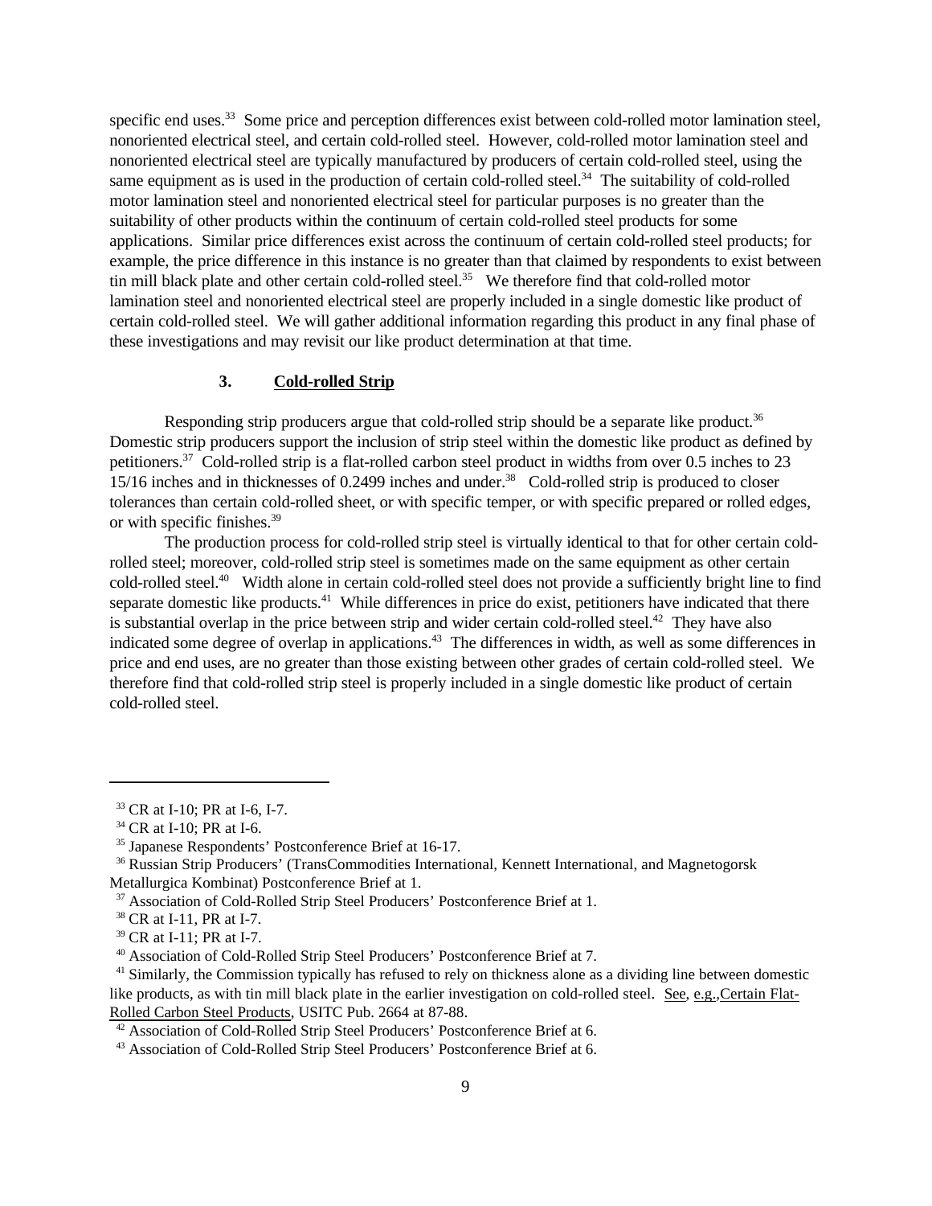specific end uses.[33] Some price and perception differences exist between cold-rolled motor lamination steel, nonoriented electrical steel, and certain cold-rolled steel. However, cold-rolled motor lamination steel and nonoriented electrical steel are typically manufactured by producers of certain cold-rolled steel, using the same equipment as is used in the production of certain cold-rolled steel.[34] The suitability of cold-rolled motor lamination steel and nonoriented electrical steel for particular purposes is no greater than the suitability of other products within the continuum of certain cold-rolled steel products for some applications. Similar price differences exist across the continuum of certain cold-rolled steel products; for example, the price difference in this instance is no greater than that claimed by respondents to exist between tin mill black plate and other certain cold-rolled steel.[35] We therefore find that cold-rolled motor lamination steel and nonoriented electrical steel are properly included in a single domestic like product of certain cold-rolled steel. We will gather additional information regarding this product in any final phase of these investigations and may revisit our like product determination at that time.

### 3. Cold-rolled Strip

Responding strip producers argue that cold-rolled strip should be a separate like product.[36] Domestic strip producers support the inclusion of strip steel within the domestic like product as defined by petitioners.[37] Cold-rolled strip is a flat-rolled carbon steel product in widths from over 0.5 inches to 23 15/16 inches and in thicknesses of 0.2499 inches and under.[38] Cold-rolled strip is produced to closer tolerances than certain cold-rolled sheet, or with specific temper, or with specific prepared or rolled edges, or with specific finishes.[39]

The production process for cold-rolled strip steel is virtually identical to that for other certain cold-rolled steel; moreover, cold-rolled strip steel is sometimes made on the same equipment as other certain cold-rolled steel.[40] Width alone in certain cold-rolled steel does not provide a sufficiently bright line to find separate domestic like products.[41] While differences in price do exist, petitioners have indicated that there is substantial overlap in the price between strip and wider certain cold-rolled steel.[42] They have also indicated some degree of overlap in applications.[43] The differences in width, as well as some differences in price and end uses, are no greater than those existing between other grades of certain cold-rolled steel. We therefore find that cold-rolled strip steel is properly included in a single domestic like product of certain cold-rolled steel.

---

[33] CR at I-10; PR at I-6, I-7.

[34] CR at I-10; PR at I-6.

[35] Japanese Respondents' Postconference Brief at 16-17.

[36] Russian Strip Producers' (TransCommodities International, Kennett International, and Magnetogorsk Metallurgica Kombinat) Postconference Brief at 1.

[37] Association of Cold-Rolled Strip Steel Producers' Postconference Brief at 1.

[38] CR at I-11, PR at I-7.

[39] CR at I-11; PR at I-7.

[40] Association of Cold-Rolled Strip Steel Producers' Postconference Brief at 7.

[41] Similarly, the Commission typically has refused to rely on thickness alone as a dividing line between domestic like products, as with tin mill black plate in the earlier investigation on cold-rolled steel. See, e.g., Certain Flat-Rolled Carbon Steel Products, USITC Pub. 2664 at 87-88.

[42] Association of Cold-Rolled Strip Steel Producers' Postconference Brief at 6.

[43] Association of Cold-Rolled Strip Steel Producers' Postconference Brief at 6.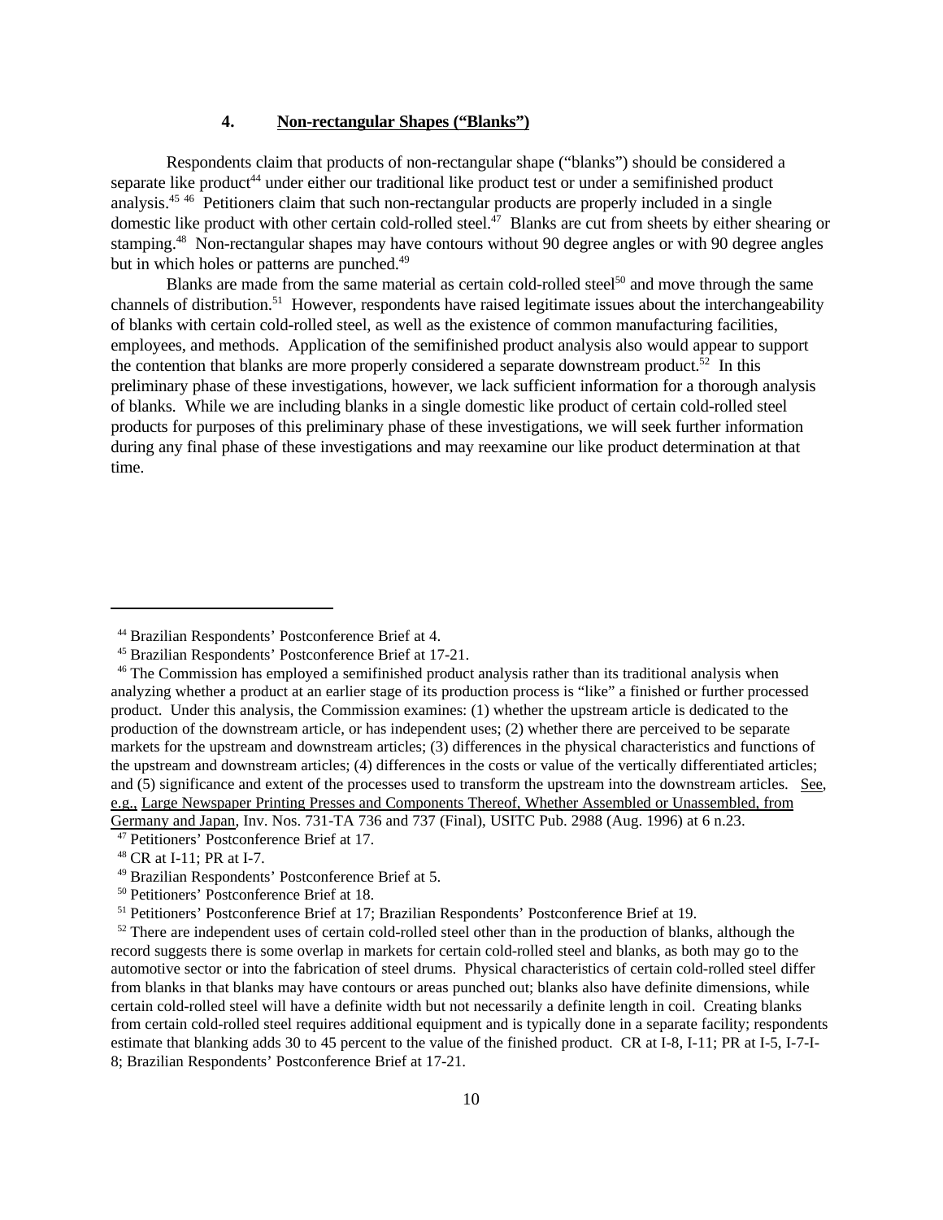### 4. Non-rectangular Shapes ("Blanks")

Respondents claim that products of non-rectangular shape ("blanks") should be considered a separate like product[44] under either our traditional like product test or under a semifinished product analysis.[45] [46] Petitioners claim that such non-rectangular products are properly included in a single domestic like product with other certain cold-rolled steel.[47] Blanks are cut from sheets by either shearing or stamping.[48] Non-rectangular shapes may have contours without 90 degree angles or with 90 degree angles but in which holes or patterns are punched.[49]

Blanks are made from the same material as certain cold-rolled steel[50] and move through the same channels of distribution.[51] However, respondents have raised legitimate issues about the interchangeability of blanks with certain cold-rolled steel, as well as the existence of common manufacturing facilities, employees, and methods. Application of the semifinished product analysis also would appear to support the contention that blanks are more properly considered a separate downstream product.[52] In this preliminary phase of these investigations, however, we lack sufficient information for a thorough analysis of blanks. While we are including blanks in a single domestic like product of certain cold-rolled steel products for purposes of this preliminary phase of these investigations, we will seek further information during any final phase of these investigations and may reexamine our like product determination at that time.

---

[44] Brazilian Respondents' Postconference Brief at 4.

[45] Brazilian Respondents' Postconference Brief at 17-21.

[46] The Commission has employed a semifinished product analysis rather than its traditional analysis when analyzing whether a product at an earlier stage of its production process is "like" a finished or further processed product. Under this analysis, the Commission examines: (1) whether the upstream article is dedicated to the production of the downstream article, or has independent uses; (2) whether there are perceived to be separate markets for the upstream and downstream articles; (3) differences in the physical characteristics and functions of the upstream and downstream articles; (4) differences in the costs or value of the vertically differentiated articles; and (5) significance and extent of the processes used to transform the upstream into the downstream articles. See, e.g., Large Newspaper Printing Presses and Components Thereof, Whether Assembled or Unassembled, from Germany and Japan, Inv. Nos. 731-TA 736 and 737 (Final), USITC Pub. 2988 (Aug. 1996) at 6 n.23.

[47] Petitioners' Postconference Brief at 17.

[48] CR at I-11; PR at I-7.

[49] Brazilian Respondents' Postconference Brief at 5.

[50] Petitioners' Postconference Brief at 18.

[51] Petitioners' Postconference Brief at 17; Brazilian Respondents' Postconference Brief at 19.

[52] There are independent uses of certain cold-rolled steel other than in the production of blanks, although the record suggests there is some overlap in markets for certain cold-rolled steel and blanks, as both may go to the automotive sector or into the fabrication of steel drums. Physical characteristics of certain cold-rolled steel differ from blanks in that blanks may have contours or areas punched out; blanks also have definite dimensions, while certain cold-rolled steel will have a definite width but not necessarily a definite length in coil. Creating blanks from certain cold-rolled steel requires additional equipment and is typically done in a separate facility; respondents estimate that blanking adds 30 to 45 percent to the value of the finished product. CR at I-8, I-11; PR at I-5, I-7-I-8; Brazilian Respondents' Postconference Brief at 17-21.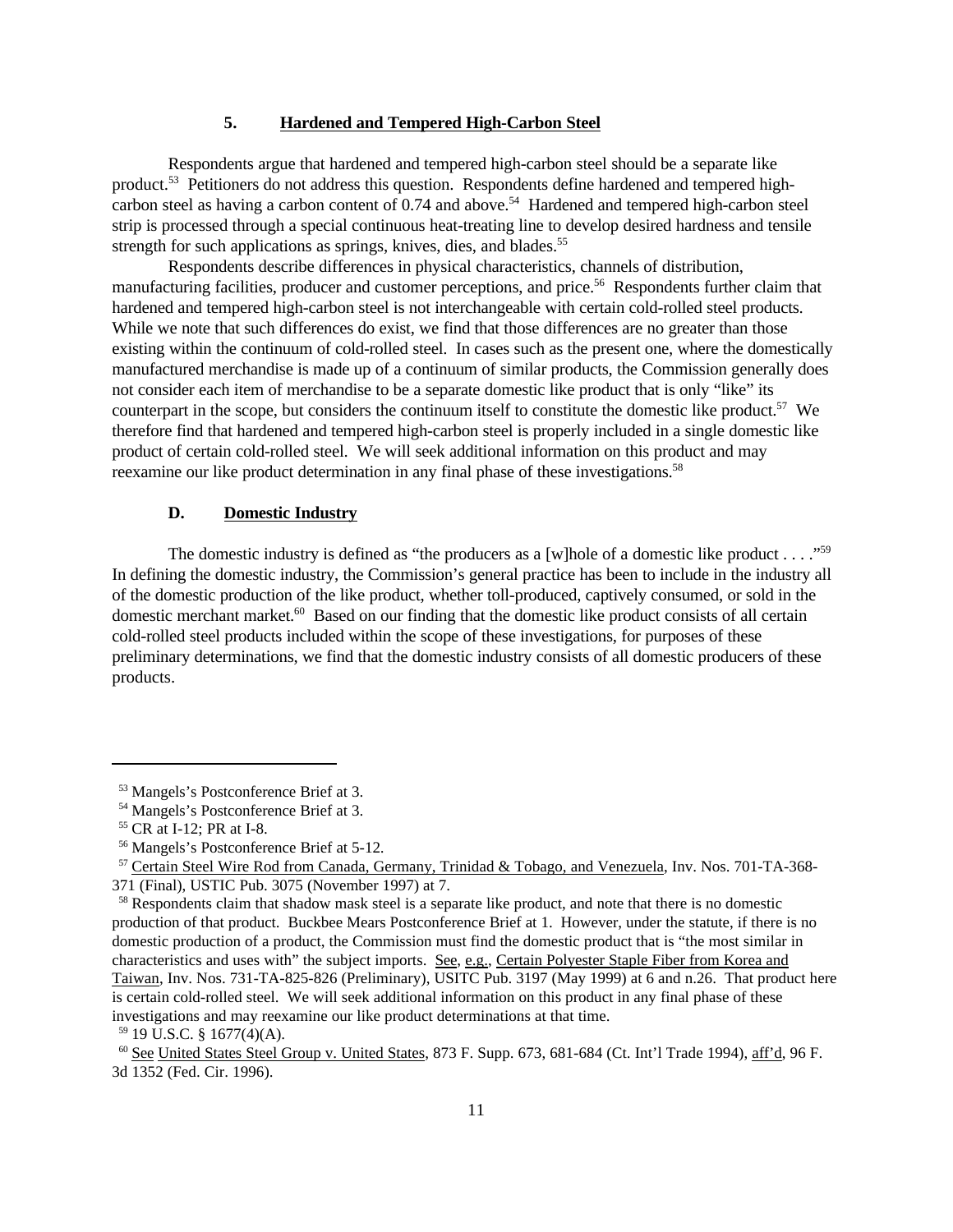### 5. Hardened and Tempered High-Carbon Steel

Respondents argue that hardened and tempered high-carbon steel should be a separate like product.[53] Petitioners do not address this question. Respondents define hardened and tempered high-carbon steel as having a carbon content of 0.74 and above.[54] Hardened and tempered high-carbon steel strip is processed through a special continuous heat-treating line to develop desired hardness and tensile strength for such applications as springs, knives, dies, and blades.[55]

Respondents describe differences in physical characteristics, channels of distribution, manufacturing facilities, producer and customer perceptions, and price.[56] Respondents further claim that hardened and tempered high-carbon steel is not interchangeable with certain cold-rolled steel products. While we note that such differences do exist, we find that those differences are no greater than those existing within the continuum of cold-rolled steel. In cases such as the present one, where the domestically manufactured merchandise is made up of a continuum of similar products, the Commission generally does not consider each item of merchandise to be a separate domestic like product that is only "like" its counterpart in the scope, but considers the continuum itself to constitute the domestic like product.[57] We therefore find that hardened and tempered high-carbon steel is properly included in a single domestic like product of certain cold-rolled steel. We will seek additional information on this product and may reexamine our like product determination in any final phase of these investigations.[58]

### D. Domestic Industry

The domestic industry is defined as "the producers as a [w]hole of a domestic like product . . . ."[59] In defining the domestic industry, the Commission's general practice has been to include in the industry all of the domestic production of the like product, whether toll-produced, captively consumed, or sold in the domestic merchant market.[60] Based on our finding that the domestic like product consists of all certain cold-rolled steel products included within the scope of these investigations, for purposes of these preliminary determinations, we find that the domestic industry consists of all domestic producers of these products.

---

[53] Mangels's Postconference Brief at 3.

[54] Mangels's Postconference Brief at 3.

[55] CR at I-12; PR at I-8.

[56] Mangels's Postconference Brief at 5-12.

[57] Certain Steel Wire Rod from Canada, Germany, Trinidad & Tobago, and Venezuela, Inv. Nos. 701-TA-368-371 (Final), USTIC Pub. 3075 (November 1997) at 7.

[58] Respondents claim that shadow mask steel is a separate like product, and note that there is no domestic production of that product. Buckbee Mears Postconference Brief at 1. However, under the statute, if there is no domestic production of a product, the Commission must find the domestic product that is "the most similar in characteristics and uses with" the subject imports. See, e.g., Certain Polyester Staple Fiber from Korea and Taiwan, Inv. Nos. 731-TA-825-826 (Preliminary), USITC Pub. 3197 (May 1999) at 6 and n.26. That product here is certain cold-rolled steel. We will seek additional information on this product in any final phase of these investigations and may reexamine our like product determinations at that time.

[59] 19 U.S.C. § 1677(4)(A).

[60] See United States Steel Group v. United States, 873 F. Supp. 673, 681-684 (Ct. Int'l Trade 1994), aff'd, 96 F. 3d 1352 (Fed. Cir. 1996).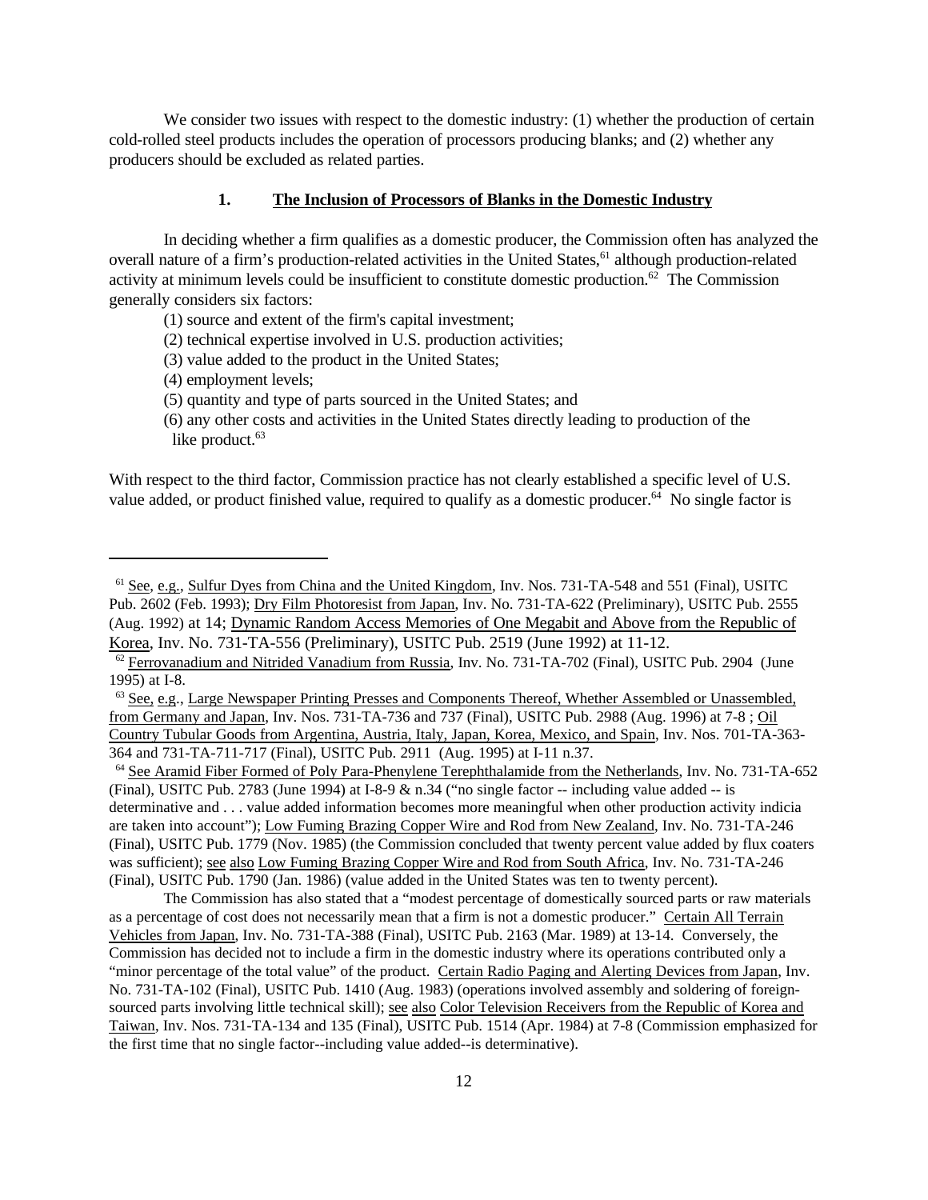We consider two issues with respect to the domestic industry: (1) whether the production of certain cold-rolled steel products includes the operation of processors producing blanks; and (2) whether any producers should be excluded as related parties.

### 1. The Inclusion of Processors of Blanks in the Domestic Industry

In deciding whether a firm qualifies as a domestic producer, the Commission often has analyzed the overall nature of a firm's production-related activities in the United States,[61] although production-related activity at minimum levels could be insufficient to constitute domestic production.[62] The Commission generally considers six factors:

(1) source and extent of the firm's capital investment;
(2) technical expertise involved in U.S. production activities;
(3) value added to the product in the United States;
(4) employment levels;
(5) quantity and type of parts sourced in the United States; and
(6) any other costs and activities in the United States directly leading to production of the like product.[63]

With respect to the third factor, Commission practice has not clearly established a specific level of U.S. value added, or product finished value, required to qualify as a domestic producer.[64] No single factor is

---

[61] See, e.g., Sulfur Dyes from China and the United Kingdom, Inv. Nos. 731-TA-548 and 551 (Final), USITC Pub. 2602 (Feb. 1993); Dry Film Photoresist from Japan, Inv. No. 731-TA-622 (Preliminary), USITC Pub. 2555 (Aug. 1992) at 14; Dynamic Random Access Memories of One Megabit and Above from the Republic of Korea, Inv. No. 731-TA-556 (Preliminary), USITC Pub. 2519 (June 1992) at 11-12.

[62] Ferrovanadium and Nitrided Vanadium from Russia, Inv. No. 731-TA-702 (Final), USITC Pub. 2904 (June 1995) at I-8.

[63] See, e.g., Large Newspaper Printing Presses and Components Thereof, Whether Assembled or Unassembled, from Germany and Japan, Inv. Nos. 731-TA-736 and 737 (Final), USITC Pub. 2988 (Aug. 1996) at 7-8 ; Oil Country Tubular Goods from Argentina, Austria, Italy, Japan, Korea, Mexico, and Spain, Inv. Nos. 701-TA-363-364 and 731-TA-711-717 (Final), USITC Pub. 2911 (Aug. 1995) at I-11 n.37.

[64] See Aramid Fiber Formed of Poly Para-Phenylene Terephthalamide from the Netherlands, Inv. No. 731-TA-652 (Final), USITC Pub. 2783 (June 1994) at I-8-9 & n.34 ("no single factor -- including value added -- is determinative and . . . value added information becomes more meaningful when other production activity indicia are taken into account"); Low Fuming Brazing Copper Wire and Rod from New Zealand, Inv. No. 731-TA-246 (Final), USITC Pub. 1779 (Nov. 1985) (the Commission concluded that twenty percent value added by flux coaters was sufficient); see also Low Fuming Brazing Copper Wire and Rod from South Africa, Inv. No. 731-TA-246 (Final), USITC Pub. 1790 (Jan. 1986) (value added in the United States was ten to twenty percent).

The Commission has also stated that a "modest percentage of domestically sourced parts or raw materials as a percentage of cost does not necessarily mean that a firm is not a domestic producer." Certain All Terrain Vehicles from Japan, Inv. No. 731-TA-388 (Final), USITC Pub. 2163 (Mar. 1989) at 13-14. Conversely, the Commission has decided not to include a firm in the domestic industry where its operations contributed only a "minor percentage of the total value" of the product. Certain Radio Paging and Alerting Devices from Japan, Inv. No. 731-TA-102 (Final), USITC Pub. 1410 (Aug. 1983) (operations involved assembly and soldering of foreign-sourced parts involving little technical skill); see also Color Television Receivers from the Republic of Korea and Taiwan, Inv. Nos. 731-TA-134 and 135 (Final), USITC Pub. 1514 (Apr. 1984) at 7-8 (Commission emphasized for the first time that no single factor--including value added--is determinative).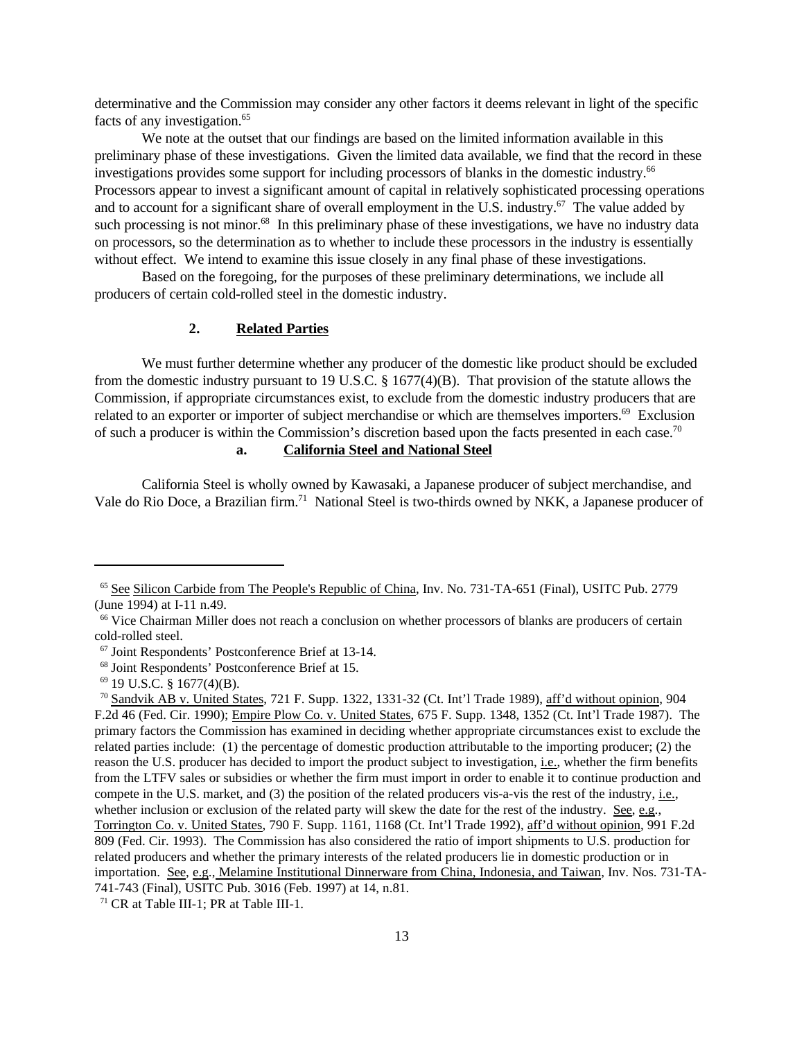determinative and the Commission may consider any other factors it deems relevant in light of the specific facts of any investigation.[65]

We note at the outset that our findings are based on the limited information available in this preliminary phase of these investigations. Given the limited data available, we find that the record in these investigations provides some support for including processors of blanks in the domestic industry.[66] Processors appear to invest a significant amount of capital in relatively sophisticated processing operations and to account for a significant share of overall employment in the U.S. industry.[67] The value added by such processing is not minor.[68] In this preliminary phase of these investigations, we have no industry data on processors, so the determination as to whether to include these processors in the industry is essentially without effect. We intend to examine this issue closely in any final phase of these investigations.

Based on the foregoing, for the purposes of these preliminary determinations, we include all producers of certain cold-rolled steel in the domestic industry.

### 2. Related Parties

We must further determine whether any producer of the domestic like product should be excluded from the domestic industry pursuant to 19 U.S.C. § 1677(4)(B). That provision of the statute allows the Commission, if appropriate circumstances exist, to exclude from the domestic industry producers that are related to an exporter or importer of subject merchandise or which are themselves importers.[69] Exclusion of such a producer is within the Commission's discretion based upon the facts presented in each case.[70]

#### a. California Steel and National Steel

California Steel is wholly owned by Kawasaki, a Japanese producer of subject merchandise, and Vale do Rio Doce, a Brazilian firm.[71] National Steel is two-thirds owned by NKK, a Japanese producer of

---

[65] See Silicon Carbide from The People's Republic of China, Inv. No. 731-TA-651 (Final), USITC Pub. 2779 (June 1994) at I-11 n.49.

[66] Vice Chairman Miller does not reach a conclusion on whether processors of blanks are producers of certain cold-rolled steel.

[67] Joint Respondents' Postconference Brief at 13-14.

[68] Joint Respondents' Postconference Brief at 15.

[69] 19 U.S.C. § 1677(4)(B).

[70] Sandvik AB v. United States, 721 F. Supp. 1322, 1331-32 (Ct. Int'l Trade 1989), aff'd without opinion, 904 F.2d 46 (Fed. Cir. 1990); Empire Plow Co. v. United States, 675 F. Supp. 1348, 1352 (Ct. Int'l Trade 1987). The primary factors the Commission has examined in deciding whether appropriate circumstances exist to exclude the related parties include: (1) the percentage of domestic production attributable to the importing producer; (2) the reason the U.S. producer has decided to import the product subject to investigation, i.e., whether the firm benefits from the LTFV sales or subsidies or whether the firm must import in order to enable it to continue production and compete in the U.S. market, and (3) the position of the related producers vis-a-vis the rest of the industry, i.e., whether inclusion or exclusion of the related party will skew the date for the rest of the industry. See, e.g., Torrington Co. v. United States, 790 F. Supp. 1161, 1168 (Ct. Int'l Trade 1992), aff'd without opinion, 991 F.2d 809 (Fed. Cir. 1993). The Commission has also considered the ratio of import shipments to U.S. production for related producers and whether the primary interests of the related producers lie in domestic production or in importation. See, e.g., Melamine Institutional Dinnerware from China, Indonesia, and Taiwan, Inv. Nos. 731-TA-741-743 (Final), USITC Pub. 3016 (Feb. 1997) at 14, n.81.

[71] CR at Table III-1; PR at Table III-1.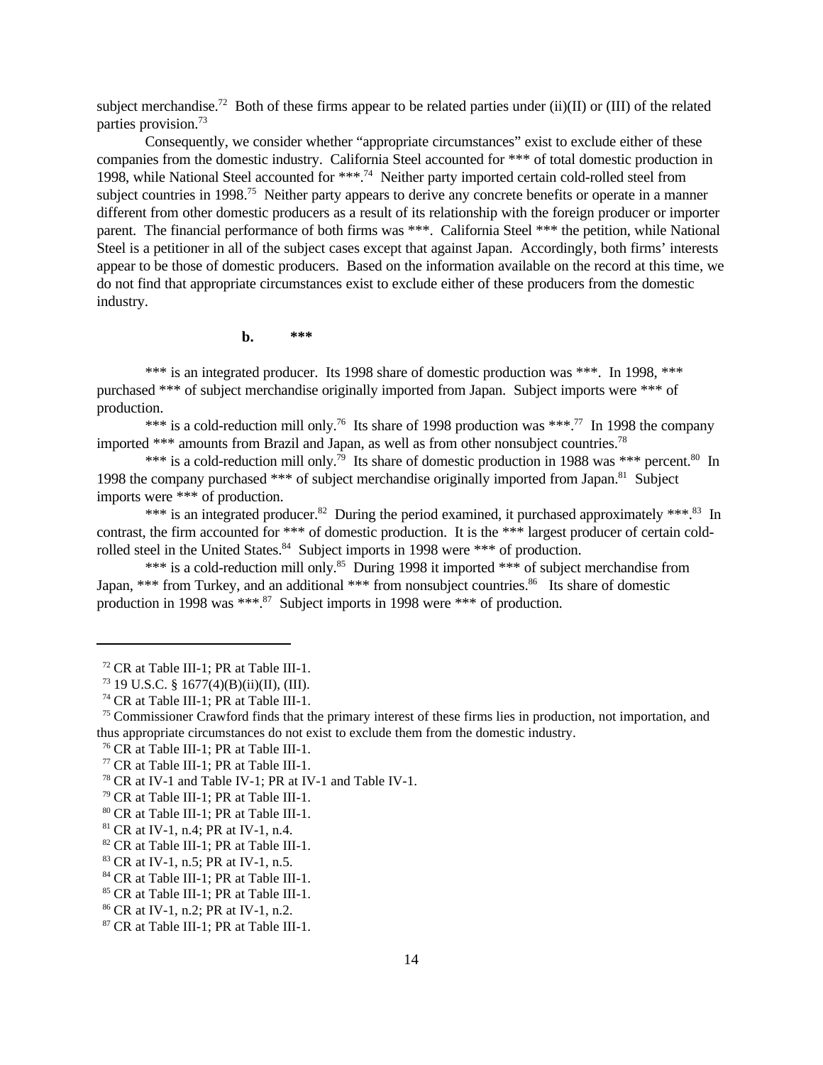subject merchandise.[72] Both of these firms appear to be related parties under (ii)(II) or (III) of the related parties provision.[73]

Consequently, we consider whether "appropriate circumstances" exist to exclude either of these companies from the domestic industry. California Steel accounted for *** of total domestic production in 1998, while National Steel accounted for ***.[74] Neither party imported certain cold-rolled steel from subject countries in 1998.[75] Neither party appears to derive any concrete benefits or operate in a manner different from other domestic producers as a result of its relationship with the foreign producer or importer parent. The financial performance of both firms was ***. California Steel *** the petition, while National Steel is a petitioner in all of the subject cases except that against Japan. Accordingly, both firms' interests appear to be those of domestic producers. Based on the information available on the record at this time, we do not find that appropriate circumstances exist to exclude either of these producers from the domestic industry.

**b. \*\*\***

*** is an integrated producer. Its 1998 share of domestic production was ***. In 1998, *** purchased *** of subject merchandise originally imported from Japan. Subject imports were *** of production.

*** is a cold-reduction mill only.[76] Its share of 1998 production was ***.[77] In 1998 the company imported *** amounts from Brazil and Japan, as well as from other nonsubject countries.[78]

*** is a cold-reduction mill only.[79] Its share of domestic production in 1988 was *** percent.[80] In 1998 the company purchased *** of subject merchandise originally imported from Japan.[81] Subject imports were *** of production.

*** is an integrated producer.[82] During the period examined, it purchased approximately ***.[83] In contrast, the firm accounted for *** of domestic production. It is the *** largest producer of certain cold-rolled steel in the United States.[84] Subject imports in 1998 were *** of production.

*** is a cold-reduction mill only.[85] During 1998 it imported *** of subject merchandise from Japan, *** from Turkey, and an additional *** from nonsubject countries.[86] Its share of domestic production in 1998 was ***.[87] Subject imports in 1998 were *** of production.

---

[72] CR at Table III-1; PR at Table III-1.

[73] 19 U.S.C. § 1677(4)(B)(ii)(II), (III).

[74] CR at Table III-1; PR at Table III-1.

[75] Commissioner Crawford finds that the primary interest of these firms lies in production, not importation, and thus appropriate circumstances do not exist to exclude them from the domestic industry.

[76] CR at Table III-1; PR at Table III-1.

[77] CR at Table III-1; PR at Table III-1.

[78] CR at IV-1 and Table IV-1; PR at IV-1 and Table IV-1.

[79] CR at Table III-1; PR at Table III-1.

[80] CR at Table III-1; PR at Table III-1.

[81] CR at IV-1, n.4; PR at IV-1, n.4.

[82] CR at Table III-1; PR at Table III-1.

[83] CR at IV-1, n.5; PR at IV-1, n.5.

[84] CR at Table III-1; PR at Table III-1.

[85] CR at Table III-1; PR at Table III-1.

[86] CR at IV-1, n.2; PR at IV-1, n.2.

[87] CR at Table III-1; PR at Table III-1.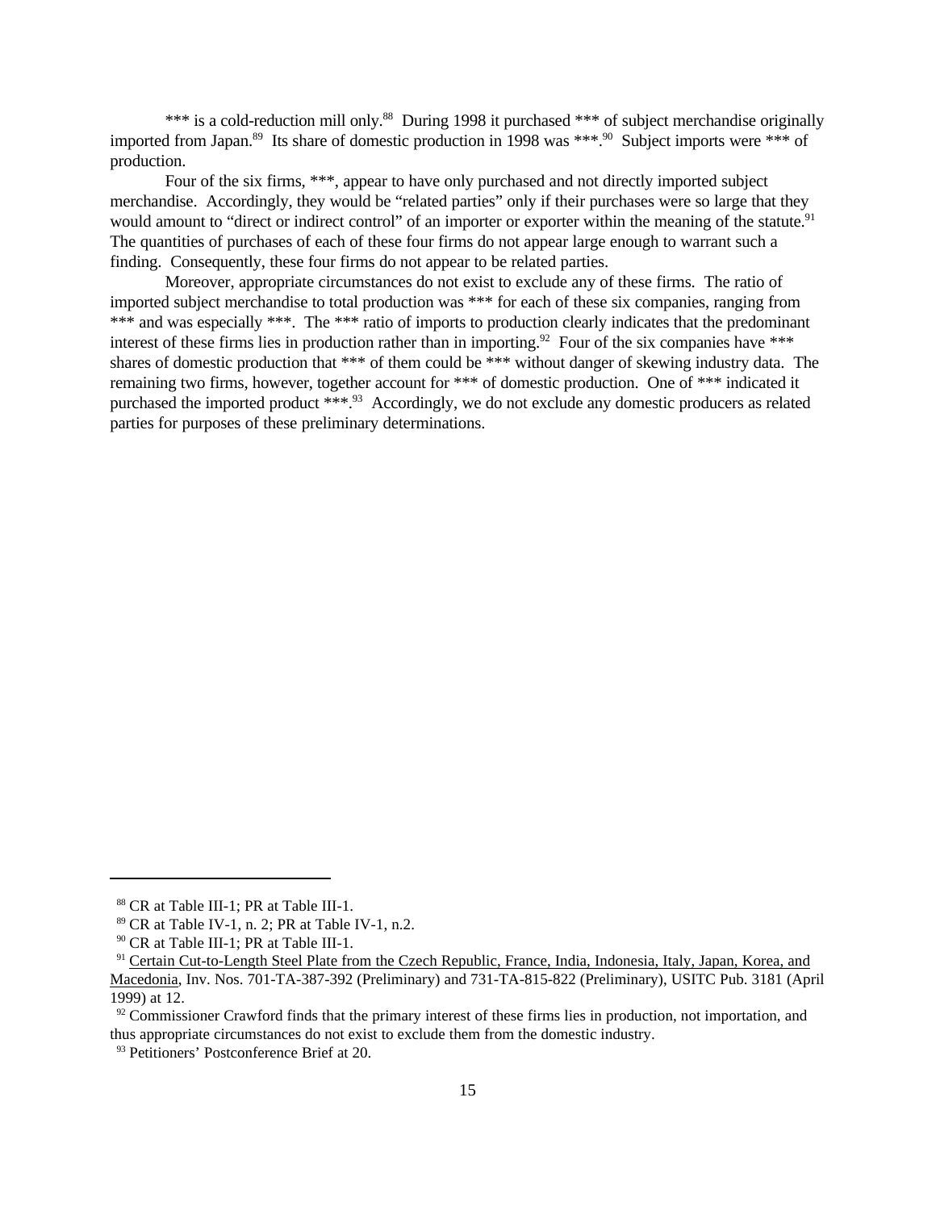*** is a cold-reduction mill only.[88] During 1998 it purchased *** of subject merchandise originally imported from Japan.[89] Its share of domestic production in 1998 was ***.[90] Subject imports were *** of production.

Four of the six firms, ***, appear to have only purchased and not directly imported subject merchandise. Accordingly, they would be "related parties" only if their purchases were so large that they would amount to "direct or indirect control" of an importer or exporter within the meaning of the statute.[91] The quantities of purchases of each of these four firms do not appear large enough to warrant such a finding. Consequently, these four firms do not appear to be related parties.

Moreover, appropriate circumstances do not exist to exclude any of these firms. The ratio of imported subject merchandise to total production was *** for each of these six companies, ranging from *** and was especially ***. The *** ratio of imports to production clearly indicates that the predominant interest of these firms lies in production rather than in importing.[92] Four of the six companies have *** shares of domestic production that *** of them could be *** without danger of skewing industry data. The remaining two firms, however, together account for *** of domestic production. One of *** indicated it purchased the imported product ***.[93] Accordingly, we do not exclude any domestic producers as related parties for purposes of these preliminary determinations.

---

[88] CR at Table III-1; PR at Table III-1.

[89] CR at Table IV-1, n. 2; PR at Table IV-1, n.2.

[90] CR at Table III-1; PR at Table III-1.

[91] Certain Cut-to-Length Steel Plate from the Czech Republic, France, India, Indonesia, Italy, Japan, Korea, and Macedonia, Inv. Nos. 701-TA-387-392 (Preliminary) and 731-TA-815-822 (Preliminary), USITC Pub. 3181 (April 1999) at 12.

[92] Commissioner Crawford finds that the primary interest of these firms lies in production, not importation, and thus appropriate circumstances do not exist to exclude them from the domestic industry.

[93] Petitioners' Postconference Brief at 20.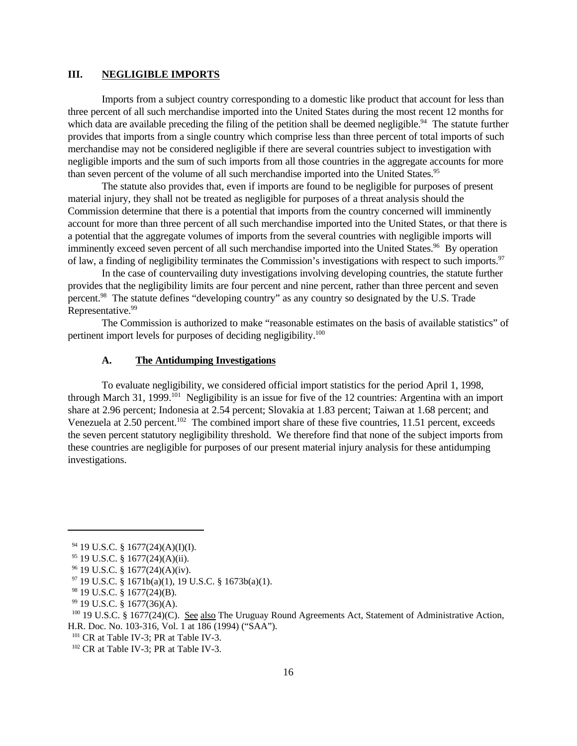## III. NEGLIGIBLE IMPORTS

Imports from a subject country corresponding to a domestic like product that account for less than three percent of all such merchandise imported into the United States during the most recent 12 months for which data are available preceding the filing of the petition shall be deemed negligible.[94] The statute further provides that imports from a single country which comprise less than three percent of total imports of such merchandise may not be considered negligible if there are several countries subject to investigation with negligible imports and the sum of such imports from all those countries in the aggregate accounts for more than seven percent of the volume of all such merchandise imported into the United States.[95]

The statute also provides that, even if imports are found to be negligible for purposes of present material injury, they shall not be treated as negligible for purposes of a threat analysis should the Commission determine that there is a potential that imports from the country concerned will imminently account for more than three percent of all such merchandise imported into the United States, or that there is a potential that the aggregate volumes of imports from the several countries with negligible imports will imminently exceed seven percent of all such merchandise imported into the United States.[96] By operation of law, a finding of negligibility terminates the Commission's investigations with respect to such imports.[97]

In the case of countervailing duty investigations involving developing countries, the statute further provides that the negligibility limits are four percent and nine percent, rather than three percent and seven percent.[98] The statute defines "developing country" as any country so designated by the U.S. Trade Representative.[99]

The Commission is authorized to make "reasonable estimates on the basis of available statistics" of pertinent import levels for purposes of deciding negligibility.[100]

### A. The Antidumping Investigations

To evaluate negligibility, we considered official import statistics for the period April 1, 1998, through March 31, 1999.[101] Negligibility is an issue for five of the 12 countries: Argentina with an import share at 2.96 percent; Indonesia at 2.54 percent; Slovakia at 1.83 percent; Taiwan at 1.68 percent; and Venezuela at 2.50 percent.[102] The combined import share of these five countries, 11.51 percent, exceeds the seven percent statutory negligibility threshold. We therefore find that none of the subject imports from these countries are negligible for purposes of our present material injury analysis for these antidumping investigations.

---

[94] 19 U.S.C. § 1677(24)(A)(I)(I).

[95] 19 U.S.C. § 1677(24)(A)(ii).

[96] 19 U.S.C. § 1677(24)(A)(iv).

[97] 19 U.S.C. § 1671b(a)(1), 19 U.S.C. § 1673b(a)(1).

[98] 19 U.S.C. § 1677(24)(B).

[99] 19 U.S.C. § 1677(36)(A).

[100] 19 U.S.C. § 1677(24)(C). See also The Uruguay Round Agreements Act, Statement of Administrative Action, H.R. Doc. No. 103-316, Vol. 1 at 186 (1994) ("SAA").

[101] CR at Table IV-3; PR at Table IV-3.

[102] CR at Table IV-3; PR at Table IV-3.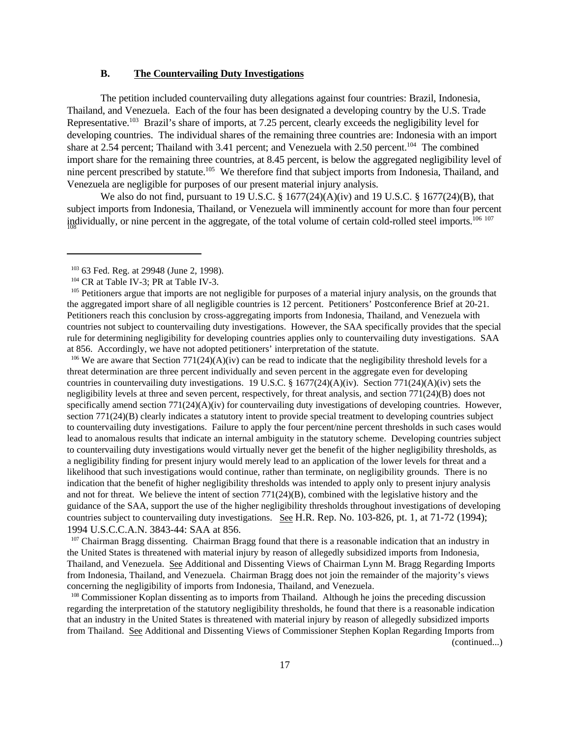### B. The Countervailing Duty Investigations

The petition included countervailing duty allegations against four countries: Brazil, Indonesia, Thailand, and Venezuela. Each of the four has been designated a developing country by the U.S. Trade Representative.[103] Brazil's share of imports, at 7.25 percent, clearly exceeds the negligibility level for developing countries. The individual shares of the remaining three countries are: Indonesia with an import share at 2.54 percent; Thailand with 3.41 percent; and Venezuela with 2.50 percent.[104] The combined import share for the remaining three countries, at 8.45 percent, is below the aggregated negligibility level of nine percent prescribed by statute.[105] We therefore find that subject imports from Indonesia, Thailand, and Venezuela are negligible for purposes of our present material injury analysis.

We also do not find, pursuant to 19 U.S.C. § 1677(24)(A)(iv) and 19 U.S.C. § 1677(24)(B), that subject imports from Indonesia, Thailand, or Venezuela will imminently account for more than four percent individually, or nine percent in the aggregate, of the total volume of certain cold-rolled steel imports.[106] [107] [108]

---

[103] 63 Fed. Reg. at 29948 (June 2, 1998).

[104] CR at Table IV-3; PR at Table IV-3.

[105] Petitioners argue that imports are not negligible for purposes of a material injury analysis, on the grounds that the aggregated import share of all negligible countries is 12 percent. Petitioners' Postconference Brief at 20-21. Petitioners reach this conclusion by cross-aggregating imports from Indonesia, Thailand, and Venezuela with countries not subject to countervailing duty investigations. However, the SAA specifically provides that the special rule for determining negligibility for developing countries applies only to countervailing duty investigations. SAA at 856. Accordingly, we have not adopted petitioners' interpretation of the statute.

[106] We are aware that Section 771(24)(A)(iv) can be read to indicate that the negligibility threshold levels for a threat determination are three percent individually and seven percent in the aggregate even for developing countries in countervailing duty investigations. 19 U.S.C. § 1677(24)(A)(iv). Section 771(24)(A)(iv) sets the negligibility levels at three and seven percent, respectively, for threat analysis, and section 771(24)(B) does not specifically amend section 771(24)(A)(iv) for countervailing duty investigations of developing countries. However, section 771(24)(B) clearly indicates a statutory intent to provide special treatment to developing countries subject to countervailing duty investigations. Failure to apply the four percent/nine percent thresholds in such cases would lead to anomalous results that indicate an internal ambiguity in the statutory scheme. Developing countries subject to countervailing duty investigations would virtually never get the benefit of the higher negligibility thresholds, as a negligibility finding for present injury would merely lead to an application of the lower levels for threat and a likelihood that such investigations would continue, rather than terminate, on negligibility grounds. There is no indication that the benefit of higher negligibility thresholds was intended to apply only to present injury analysis and not for threat. We believe the intent of section 771(24)(B), combined with the legislative history and the guidance of the SAA, support the use of the higher negligibility thresholds throughout investigations of developing countries subject to countervailing duty investigations. See H.R. Rep. No. 103-826, pt. 1, at 71-72 (1994); 1994 U.S.C.C.A.N. 3843-44: SAA at 856.

[107] Chairman Bragg dissenting. Chairman Bragg found that there is a reasonable indication that an industry in the United States is threatened with material injury by reason of allegedly subsidized imports from Indonesia, Thailand, and Venezuela. See Additional and Dissenting Views of Chairman Lynn M. Bragg Regarding Imports from Indonesia, Thailand, and Venezuela. Chairman Bragg does not join the remainder of the majority's views concerning the negligibility of imports from Indonesia, Thailand, and Venezuela.

[108] Commissioner Koplan dissenting as to imports from Thailand. Although he joins the preceding discussion regarding the interpretation of the statutory negligibility thresholds, he found that there is a reasonable indication that an industry in the United States is threatened with material injury by reason of allegedly subsidized imports from Thailand. See Additional and Dissenting Views of Commissioner Stephen Koplan Regarding Imports from (continued...)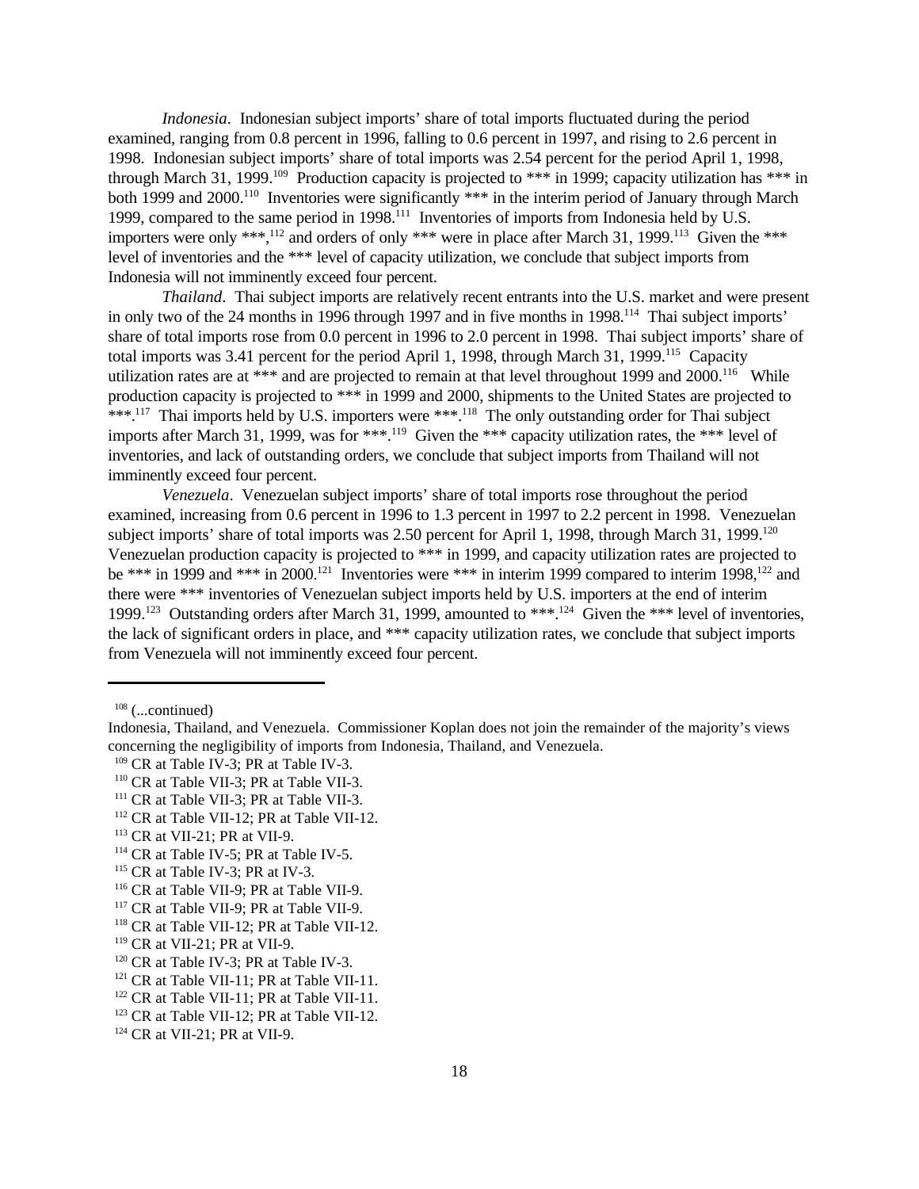*Indonesia*. Indonesian subject imports' share of total imports fluctuated during the period examined, ranging from 0.8 percent in 1996, falling to 0.6 percent in 1997, and rising to 2.6 percent in 1998. Indonesian subject imports' share of total imports was 2.54 percent for the period April 1, 1998, through March 31, 1999.[109] Production capacity is projected to *** in 1999; capacity utilization has *** in both 1999 and 2000.[110] Inventories were significantly *** in the interim period of January through March 1999, compared to the same period in 1998.[111] Inventories of imports from Indonesia held by U.S. importers were only ***,[112] and orders of only *** were in place after March 31, 1999.[113] Given the *** level of inventories and the *** level of capacity utilization, we conclude that subject imports from Indonesia will not imminently exceed four percent.

*Thailand*. Thai subject imports are relatively recent entrants into the U.S. market and were present in only two of the 24 months in 1996 through 1997 and in five months in 1998.[114] Thai subject imports' share of total imports rose from 0.0 percent in 1996 to 2.0 percent in 1998. Thai subject imports' share of total imports was 3.41 percent for the period April 1, 1998, through March 31, 1999.[115] Capacity utilization rates are at *** and are projected to remain at that level throughout 1999 and 2000.[116] While production capacity is projected to *** in 1999 and 2000, shipments to the United States are projected to ***.[117] Thai imports held by U.S. importers were ***.[118] The only outstanding order for Thai subject imports after March 31, 1999, was for ***.[119] Given the *** capacity utilization rates, the *** level of inventories, and lack of outstanding orders, we conclude that subject imports from Thailand will not imminently exceed four percent.

*Venezuela*. Venezuelan subject imports' share of total imports rose throughout the period examined, increasing from 0.6 percent in 1996 to 1.3 percent in 1997 to 2.2 percent in 1998. Venezuelan subject imports' share of total imports was 2.50 percent for April 1, 1998, through March 31, 1999.[120] Venezuelan production capacity is projected to *** in 1999, and capacity utilization rates are projected to be *** in 1999 and *** in 2000.[121] Inventories were *** in interim 1999 compared to interim 1998,[122] and there were *** inventories of Venezuelan subject imports held by U.S. importers at the end of interim 1999.[123] Outstanding orders after March 31, 1999, amounted to ***.[124] Given the *** level of inventories, the lack of significant orders in place, and *** capacity utilization rates, we conclude that subject imports from Venezuela will not imminently exceed four percent.

---

[108] (...continued)
Indonesia, Thailand, and Venezuela. Commissioner Koplan does not join the remainder of the majority's views concerning the negligibility of imports from Indonesia, Thailand, and Venezuela.

[109] CR at Table IV-3; PR at Table IV-3.

[110] CR at Table VII-3; PR at Table VII-3.

[111] CR at Table VII-3; PR at Table VII-3.

[112] CR at Table VII-12; PR at Table VII-12.

[113] CR at VII-21; PR at VII-9.

[114] CR at Table IV-5; PR at Table IV-5.

[115] CR at Table IV-3; PR at IV-3.

[116] CR at Table VII-9; PR at Table VII-9.

[117] CR at Table VII-9; PR at Table VII-9.

[118] CR at Table VII-12; PR at Table VII-12.

[119] CR at VII-21; PR at VII-9.

[120] CR at Table IV-3; PR at Table IV-3.

[121] CR at Table VII-11; PR at Table VII-11.

[122] CR at Table VII-11; PR at Table VII-11.

[123] CR at Table VII-12; PR at Table VII-12.

[124] CR at VII-21; PR at VII-9.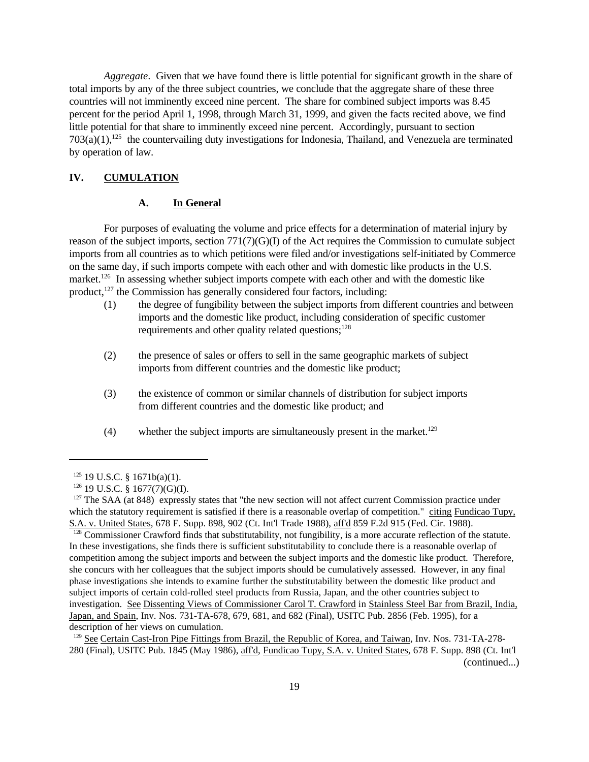*Aggregate*. Given that we have found there is little potential for significant growth in the share of total imports by any of the three subject countries, we conclude that the aggregate share of these three countries will not imminently exceed nine percent. The share for combined subject imports was 8.45 percent for the period April 1, 1998, through March 31, 1999, and given the facts recited above, we find little potential for that share to imminently exceed nine percent. Accordingly, pursuant to section 703(a)(1),[125] the countervailing duty investigations for Indonesia, Thailand, and Venezuela are terminated by operation of law.

## IV. CUMULATION

### A. In General

For purposes of evaluating the volume and price effects for a determination of material injury by reason of the subject imports, section 771(7)(G)(I) of the Act requires the Commission to cumulate subject imports from all countries as to which petitions were filed and/or investigations self-initiated by Commerce on the same day, if such imports compete with each other and with domestic like products in the U.S. market.[126] In assessing whether subject imports compete with each other and with the domestic like product,[127] the Commission has generally considered four factors, including:

(1) the degree of fungibility between the subject imports from different countries and between imports and the domestic like product, including consideration of specific customer requirements and other quality related questions;[128]

(2) the presence of sales or offers to sell in the same geographic markets of subject imports from different countries and the domestic like product;

(3) the existence of common or similar channels of distribution for subject imports from different countries and the domestic like product; and

(4) whether the subject imports are simultaneously present in the market.[129]

---

[125] 19 U.S.C. § 1671b(a)(1).

[126] 19 U.S.C. § 1677(7)(G)(I).

[127] The SAA (at 848) expressly states that "the new section will not affect current Commission practice under which the statutory requirement is satisfied if there is a reasonable overlap of competition." citing Fundicao Tupy, S.A. v. United States, 678 F. Supp. 898, 902 (Ct. Int'l Trade 1988), aff'd 859 F.2d 915 (Fed. Cir. 1988).

[128] Commissioner Crawford finds that substitutability, not fungibility, is a more accurate reflection of the statute. In these investigations, she finds there is sufficient substitutability to conclude there is a reasonable overlap of competition among the subject imports and between the subject imports and the domestic like product. Therefore, she concurs with her colleagues that the subject imports should be cumulatively assessed. However, in any final phase investigations she intends to examine further the substitutability between the domestic like product and subject imports of certain cold-rolled steel products from Russia, Japan, and the other countries subject to investigation. See Dissenting Views of Commissioner Carol T. Crawford in Stainless Steel Bar from Brazil, India, Japan, and Spain, Inv. Nos. 731-TA-678, 679, 681, and 682 (Final), USITC Pub. 2856 (Feb. 1995), for a description of her views on cumulation.

[129] See Certain Cast-Iron Pipe Fittings from Brazil, the Republic of Korea, and Taiwan, Inv. Nos. 731-TA-278-280 (Final), USITC Pub. 1845 (May 1986), aff'd, Fundicao Tupy, S.A. v. United States, 678 F. Supp. 898 (Ct. Int'l (continued...)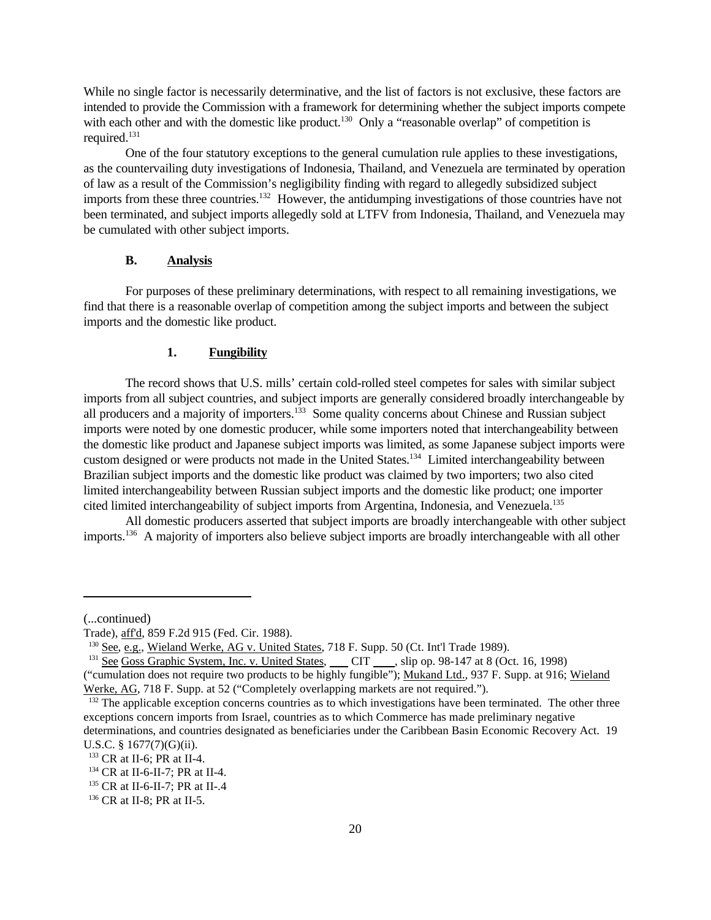While no single factor is necessarily determinative, and the list of factors is not exclusive, these factors are intended to provide the Commission with a framework for determining whether the subject imports compete with each other and with the domestic like product.[130] Only a "reasonable overlap" of competition is required.[131]

One of the four statutory exceptions to the general cumulation rule applies to these investigations, as the countervailing duty investigations of Indonesia, Thailand, and Venezuela are terminated by operation of law as a result of the Commission's negligibility finding with regard to allegedly subsidized subject imports from these three countries.[132] However, the antidumping investigations of those countries have not been terminated, and subject imports allegedly sold at LTFV from Indonesia, Thailand, and Venezuela may be cumulated with other subject imports.

### B. Analysis

For purposes of these preliminary determinations, with respect to all remaining investigations, we find that there is a reasonable overlap of competition among the subject imports and between the subject imports and the domestic like product.

#### 1. Fungibility

The record shows that U.S. mills' certain cold-rolled steel competes for sales with similar subject imports from all subject countries, and subject imports are generally considered broadly interchangeable by all producers and a majority of importers.[133] Some quality concerns about Chinese and Russian subject imports were noted by one domestic producer, while some importers noted that interchangeability between the domestic like product and Japanese subject imports was limited, as some Japanese subject imports were custom designed or were products not made in the United States.[134] Limited interchangeability between Brazilian subject imports and the domestic like product was claimed by two importers; two also cited limited interchangeability between Russian subject imports and the domestic like product; one importer cited limited interchangeability of subject imports from Argentina, Indonesia, and Venezuela.[135]

All domestic producers asserted that subject imports are broadly interchangeable with other subject imports.[136] A majority of importers also believe subject imports are broadly interchangeable with all other

---

(...continued)
Trade), aff'd, 859 F.2d 915 (Fed. Cir. 1988).

[130] See, e.g., Wieland Werke, AG v. United States, 718 F. Supp. 50 (Ct. Int'l Trade 1989).

[131] See Goss Graphic System, Inc. v. United States, ___ CIT ____, slip op. 98-147 at 8 (Oct. 16, 1998) ("cumulation does not require two products to be highly fungible"); Mukand Ltd., 937 F. Supp. at 916; Wieland Werke, AG, 718 F. Supp. at 52 ("Completely overlapping markets are not required.").

[132] The applicable exception concerns countries as to which investigations have been terminated. The other three exceptions concern imports from Israel, countries as to which Commerce has made preliminary negative determinations, and countries designated as beneficiaries under the Caribbean Basin Economic Recovery Act. 19 U.S.C. § 1677(7)(G)(ii).

[133] CR at II-6; PR at II-4.

[134] CR at II-6-II-7; PR at II-4.

[135] CR at II-6-II-7; PR at II-.4

[136] CR at II-8; PR at II-5.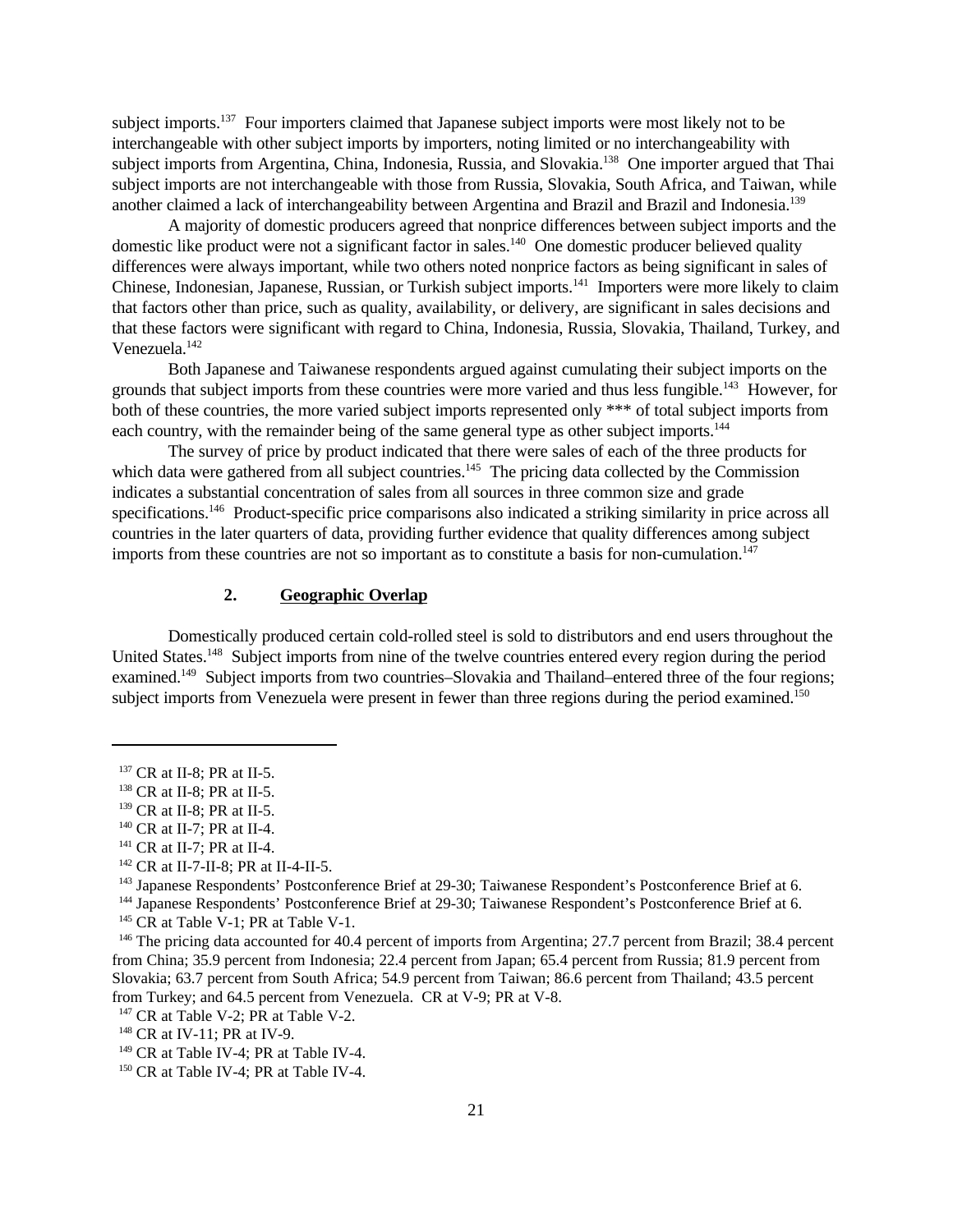subject imports.[137] Four importers claimed that Japanese subject imports were most likely not to be interchangeable with other subject imports by importers, noting limited or no interchangeability with subject imports from Argentina, China, Indonesia, Russia, and Slovakia.[138] One importer argued that Thai subject imports are not interchangeable with those from Russia, Slovakia, South Africa, and Taiwan, while another claimed a lack of interchangeability between Argentina and Brazil and Brazil and Indonesia.[139]

A majority of domestic producers agreed that nonprice differences between subject imports and the domestic like product were not a significant factor in sales.[140] One domestic producer believed quality differences were always important, while two others noted nonprice factors as being significant in sales of Chinese, Indonesian, Japanese, Russian, or Turkish subject imports.[141] Importers were more likely to claim that factors other than price, such as quality, availability, or delivery, are significant in sales decisions and that these factors were significant with regard to China, Indonesia, Russia, Slovakia, Thailand, Turkey, and Venezuela.[142]

Both Japanese and Taiwanese respondents argued against cumulating their subject imports on the grounds that subject imports from these countries were more varied and thus less fungible.[143] However, for both of these countries, the more varied subject imports represented only *** of total subject imports from each country, with the remainder being of the same general type as other subject imports.[144]

The survey of price by product indicated that there were sales of each of the three products for which data were gathered from all subject countries.[145] The pricing data collected by the Commission indicates a substantial concentration of sales from all sources in three common size and grade specifications.[146] Product-specific price comparisons also indicated a striking similarity in price across all countries in the later quarters of data, providing further evidence that quality differences among subject imports from these countries are not so important as to constitute a basis for non-cumulation.[147]

### 2. Geographic Overlap

Domestically produced certain cold-rolled steel is sold to distributors and end users throughout the United States.[148] Subject imports from nine of the twelve countries entered every region during the period examined.[149] Subject imports from two countries–Slovakia and Thailand–entered three of the four regions; subject imports from Venezuela were present in fewer than three regions during the period examined.[150]

---

[137] CR at II-8; PR at II-5.

[138] CR at II-8; PR at II-5.

[139] CR at II-8; PR at II-5.

[140] CR at II-7; PR at II-4.

[141] CR at II-7; PR at II-4.

[142] CR at II-7-II-8; PR at II-4-II-5.

[143] Japanese Respondents' Postconference Brief at 29-30; Taiwanese Respondent's Postconference Brief at 6.

[144] Japanese Respondents' Postconference Brief at 29-30; Taiwanese Respondent's Postconference Brief at 6.

[145] CR at Table V-1; PR at Table V-1.

[146] The pricing data accounted for 40.4 percent of imports from Argentina; 27.7 percent from Brazil; 38.4 percent from China; 35.9 percent from Indonesia; 22.4 percent from Japan; 65.4 percent from Russia; 81.9 percent from Slovakia; 63.7 percent from South Africa; 54.9 percent from Taiwan; 86.6 percent from Thailand; 43.5 percent from Turkey; and 64.5 percent from Venezuela. CR at V-9; PR at V-8.

[147] CR at Table V-2; PR at Table V-2.

[148] CR at IV-11; PR at IV-9.

[149] CR at Table IV-4; PR at Table IV-4.

[150] CR at Table IV-4; PR at Table IV-4.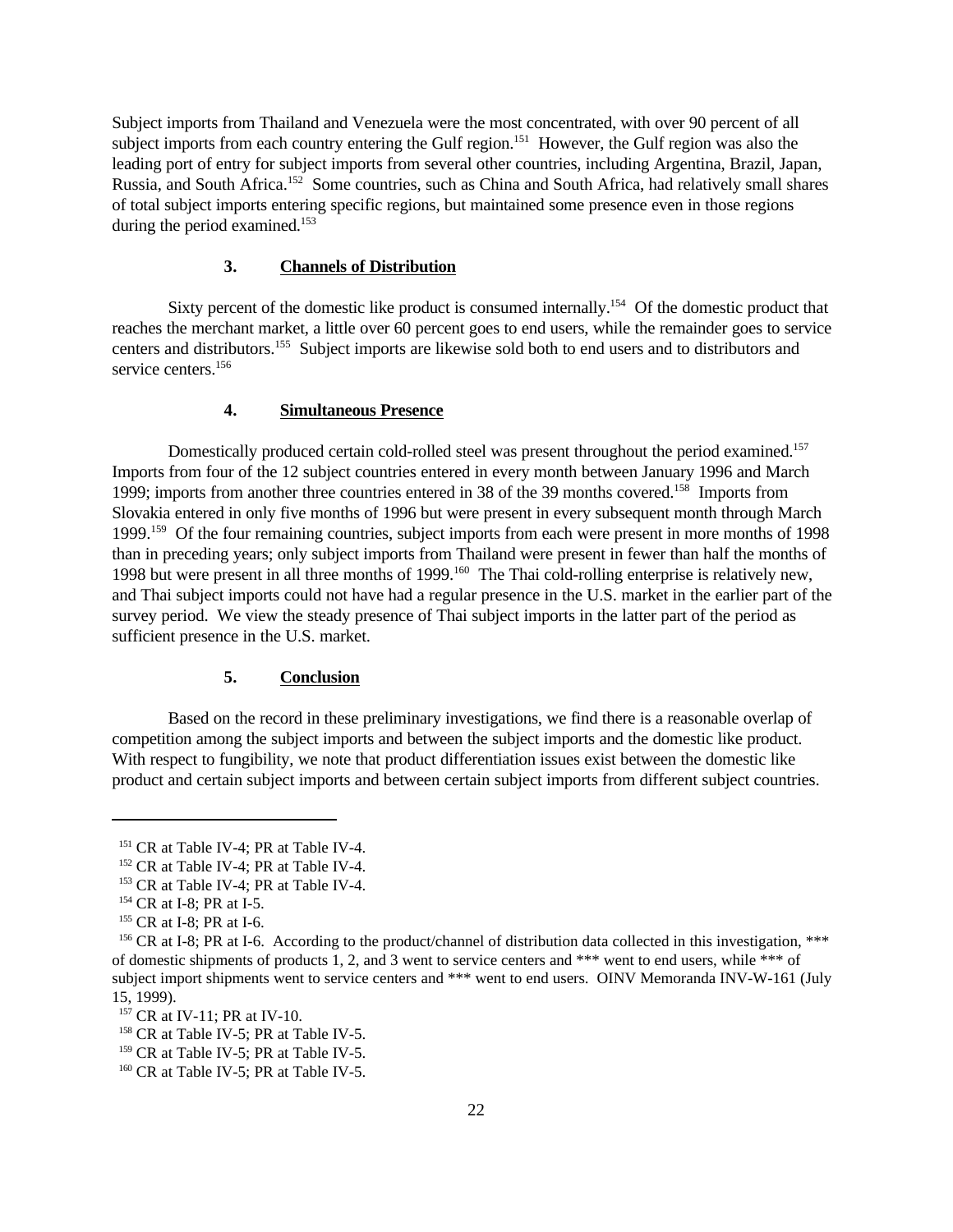Subject imports from Thailand and Venezuela were the most concentrated, with over 90 percent of all subject imports from each country entering the Gulf region.[151] However, the Gulf region was also the leading port of entry for subject imports from several other countries, including Argentina, Brazil, Japan, Russia, and South Africa.[152] Some countries, such as China and South Africa, had relatively small shares of total subject imports entering specific regions, but maintained some presence even in those regions during the period examined.[153]

### 3. Channels of Distribution

Sixty percent of the domestic like product is consumed internally.[154] Of the domestic product that reaches the merchant market, a little over 60 percent goes to end users, while the remainder goes to service centers and distributors.[155] Subject imports are likewise sold both to end users and to distributors and service centers.[156]

### 4. Simultaneous Presence

Domestically produced certain cold-rolled steel was present throughout the period examined.[157] Imports from four of the 12 subject countries entered in every month between January 1996 and March 1999; imports from another three countries entered in 38 of the 39 months covered.[158] Imports from Slovakia entered in only five months of 1996 but were present in every subsequent month through March 1999.[159] Of the four remaining countries, subject imports from each were present in more months of 1998 than in preceding years; only subject imports from Thailand were present in fewer than half the months of 1998 but were present in all three months of 1999.[160] The Thai cold-rolling enterprise is relatively new, and Thai subject imports could not have had a regular presence in the U.S. market in the earlier part of the survey period. We view the steady presence of Thai subject imports in the latter part of the period as sufficient presence in the U.S. market.

### 5. Conclusion

Based on the record in these preliminary investigations, we find there is a reasonable overlap of competition among the subject imports and between the subject imports and the domestic like product. With respect to fungibility, we note that product differentiation issues exist between the domestic like product and certain subject imports and between certain subject imports from different subject countries.

---

[151] CR at Table IV-4; PR at Table IV-4.

[152] CR at Table IV-4; PR at Table IV-4.

[153] CR at Table IV-4; PR at Table IV-4.

[154] CR at I-8; PR at I-5.

[155] CR at I-8; PR at I-6.

[156] CR at I-8; PR at I-6. According to the product/channel of distribution data collected in this investigation, *** of domestic shipments of products 1, 2, and 3 went to service centers and *** went to end users, while *** of subject import shipments went to service centers and *** went to end users. OINV Memoranda INV-W-161 (July 15, 1999).

[157] CR at IV-11; PR at IV-10.

[158] CR at Table IV-5; PR at Table IV-5.

[159] CR at Table IV-5; PR at Table IV-5.

[160] CR at Table IV-5; PR at Table IV-5.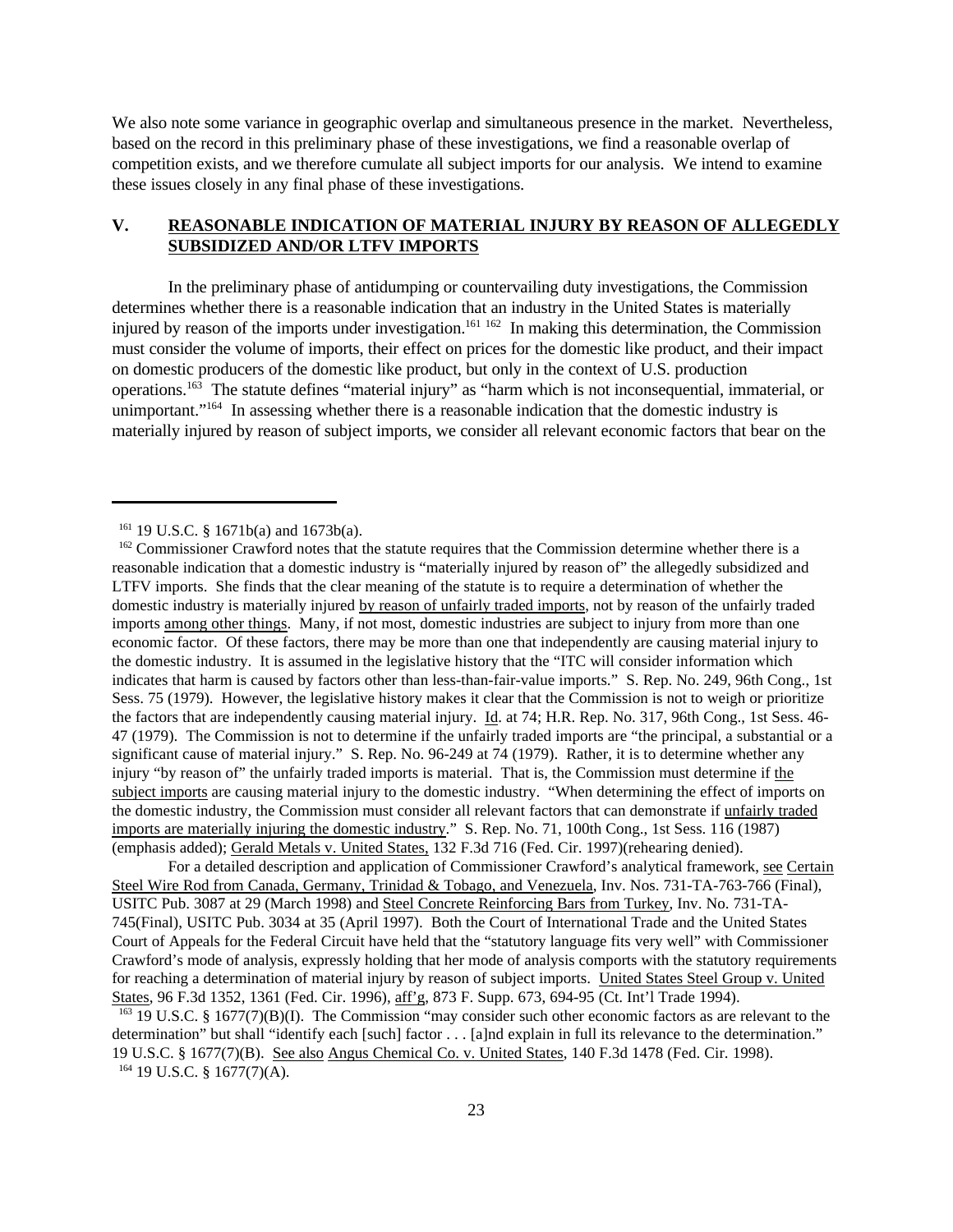We also note some variance in geographic overlap and simultaneous presence in the market. Nevertheless, based on the record in this preliminary phase of these investigations, we find a reasonable overlap of competition exists, and we therefore cumulate all subject imports for our analysis. We intend to examine these issues closely in any final phase of these investigations.

## V. REASONABLE INDICATION OF MATERIAL INJURY BY REASON OF ALLEGEDLY SUBSIDIZED AND/OR LTFV IMPORTS

In the preliminary phase of antidumping or countervailing duty investigations, the Commission determines whether there is a reasonable indication that an industry in the United States is materially injured by reason of the imports under investigation.[161] [162] In making this determination, the Commission must consider the volume of imports, their effect on prices for the domestic like product, and their impact on domestic producers of the domestic like product, but only in the context of U.S. production operations.[163] The statute defines "material injury" as "harm which is not inconsequential, immaterial, or unimportant."[164] In assessing whether there is a reasonable indication that the domestic industry is materially injured by reason of subject imports, we consider all relevant economic factors that bear on the

---

[161] 19 U.S.C. § 1671b(a) and 1673b(a).

[162] Commissioner Crawford notes that the statute requires that the Commission determine whether there is a reasonable indication that a domestic industry is "materially injured by reason of" the allegedly subsidized and LTFV imports. She finds that the clear meaning of the statute is to require a determination of whether the domestic industry is materially injured by reason of unfairly traded imports, not by reason of the unfairly traded imports among other things. Many, if not most, domestic industries are subject to injury from more than one economic factor. Of these factors, there may be more than one that independently are causing material injury to the domestic industry. It is assumed in the legislative history that the "ITC will consider information which indicates that harm is caused by factors other than less-than-fair-value imports." S. Rep. No. 249, 96th Cong., 1st Sess. 75 (1979). However, the legislative history makes it clear that the Commission is not to weigh or prioritize the factors that are independently causing material injury. Id. at 74; H.R. Rep. No. 317, 96th Cong., 1st Sess. 46-47 (1979). The Commission is not to determine if the unfairly traded imports are "the principal, a substantial or a significant cause of material injury." S. Rep. No. 96-249 at 74 (1979). Rather, it is to determine whether any injury "by reason of" the unfairly traded imports is material. That is, the Commission must determine if the subject imports are causing material injury to the domestic industry. "When determining the effect of imports on the domestic industry, the Commission must consider all relevant factors that can demonstrate if unfairly traded imports are materially injuring the domestic industry." S. Rep. No. 71, 100th Cong., 1st Sess. 116 (1987) (emphasis added); Gerald Metals v. United States, 132 F.3d 716 (Fed. Cir. 1997)(rehearing denied).

For a detailed description and application of Commissioner Crawford's analytical framework, see Certain Steel Wire Rod from Canada, Germany, Trinidad & Tobago, and Venezuela, Inv. Nos. 731-TA-763-766 (Final), USITC Pub. 3087 at 29 (March 1998) and Steel Concrete Reinforcing Bars from Turkey, Inv. No. 731-TA-745(Final), USITC Pub. 3034 at 35 (April 1997). Both the Court of International Trade and the United States Court of Appeals for the Federal Circuit have held that the "statutory language fits very well" with Commissioner Crawford's mode of analysis, expressly holding that her mode of analysis comports with the statutory requirements for reaching a determination of material injury by reason of subject imports. United States Steel Group v. United States, 96 F.3d 1352, 1361 (Fed. Cir. 1996), aff'g, 873 F. Supp. 673, 694-95 (Ct. Int'l Trade 1994).

[163] 19 U.S.C. § 1677(7)(B)(I). The Commission "may consider such other economic factors as are relevant to the determination" but shall "identify each [such] factor . . . [a]nd explain in full its relevance to the determination." 19 U.S.C. § 1677(7)(B). See also Angus Chemical Co. v. United States, 140 F.3d 1478 (Fed. Cir. 1998).

[164] 19 U.S.C. § 1677(7)(A).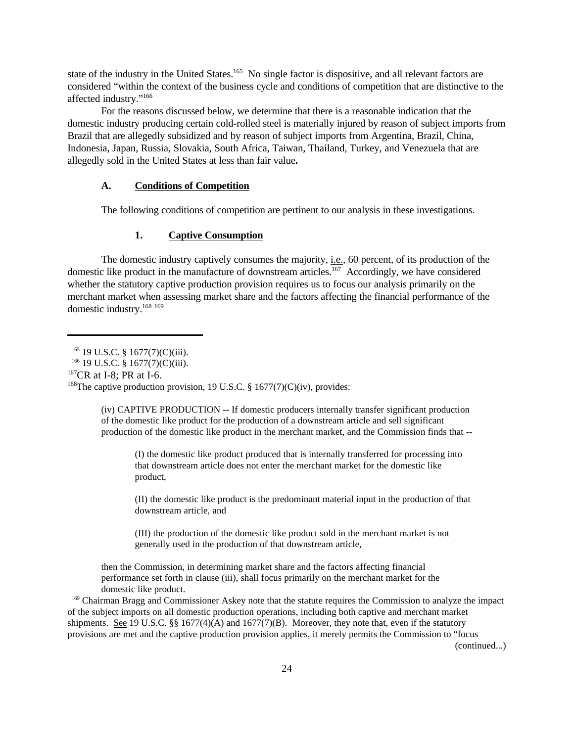state of the industry in the United States.[165] No single factor is dispositive, and all relevant factors are considered "within the context of the business cycle and conditions of competition that are distinctive to the affected industry."[166]

For the reasons discussed below, we determine that there is a reasonable indication that the domestic industry producing certain cold-rolled steel is materially injured by reason of subject imports from Brazil that are allegedly subsidized and by reason of subject imports from Argentina, Brazil, China, Indonesia, Japan, Russia, Slovakia, South Africa, Taiwan, Thailand, Turkey, and Venezuela that are allegedly sold in the United States at less than fair value**.**

### A. Conditions of Competition

The following conditions of competition are pertinent to our analysis in these investigations.

#### 1. Captive Consumption

The domestic industry captively consumes the majority, i.e., 60 percent, of its production of the domestic like product in the manufacture of downstream articles.[167] Accordingly, we have considered whether the statutory captive production provision requires us to focus our analysis primarily on the merchant market when assessing market share and the factors affecting the financial performance of the domestic industry.[168] [169]

---

[165] 19 U.S.C. § 1677(7)(C)(iii).

[166] 19 U.S.C. § 1677(7)(C)(iii).

[167] CR at I-8; PR at I-6.

[168] The captive production provision, 19 U.S.C. § 1677(7)(C)(iv), provides:

> (iv) CAPTIVE PRODUCTION -- If domestic producers internally transfer significant production of the domestic like product for the production of a downstream article and sell significant production of the domestic like product in the merchant market, and the Commission finds that --
>
> > (I) the domestic like product produced that is internally transferred for processing into that downstream article does not enter the merchant market for the domestic like product,
> >
> > (II) the domestic like product is the predominant material input in the production of that downstream article, and
> >
> > (III) the production of the domestic like product sold in the merchant market is not generally used in the production of that downstream article,
>
> then the Commission, in determining market share and the factors affecting financial performance set forth in clause (iii), shall focus primarily on the merchant market for the domestic like product.

[169] Chairman Bragg and Commissioner Askey note that the statute requires the Commission to analyze the impact of the subject imports on all domestic production operations, including both captive and merchant market shipments. See 19 U.S.C. §§ 1677(4)(A) and 1677(7)(B). Moreover, they note that, even if the statutory provisions are met and the captive production provision applies, it merely permits the Commission to "focus (continued...)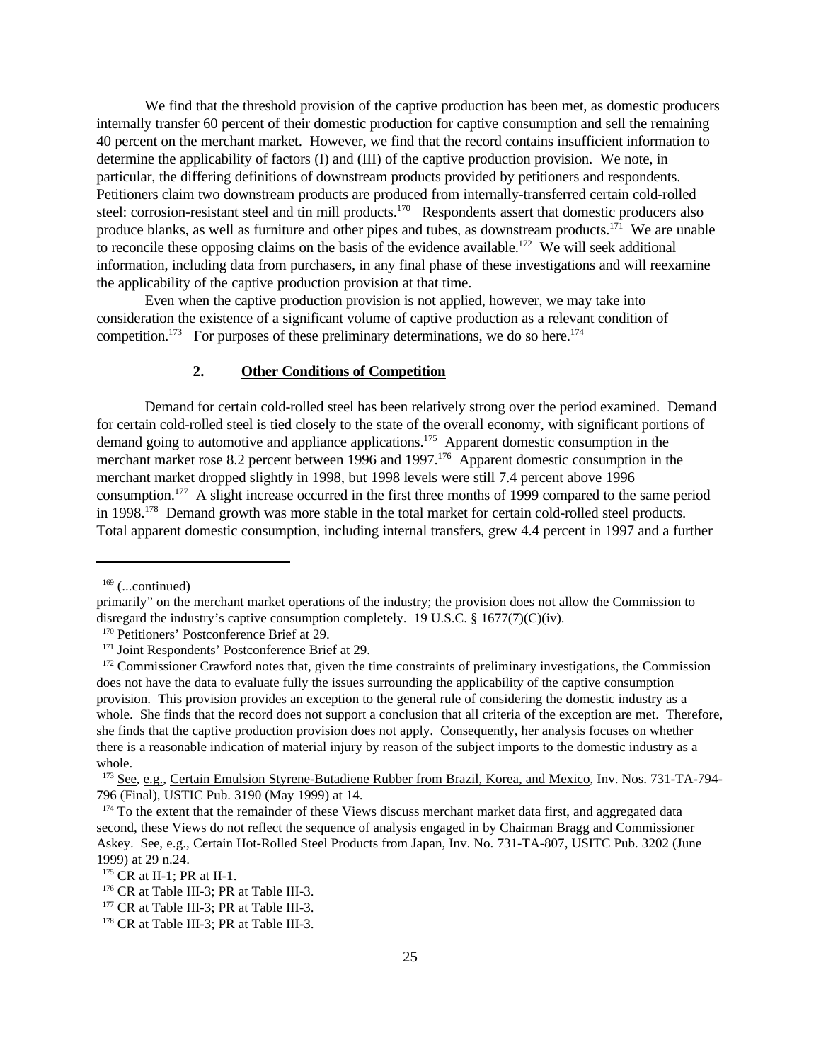We find that the threshold provision of the captive production has been met, as domestic producers internally transfer 60 percent of their domestic production for captive consumption and sell the remaining 40 percent on the merchant market. However, we find that the record contains insufficient information to determine the applicability of factors (I) and (III) of the captive production provision. We note, in particular, the differing definitions of downstream products provided by petitioners and respondents. Petitioners claim two downstream products are produced from internally-transferred certain cold-rolled steel: corrosion-resistant steel and tin mill products.[170] Respondents assert that domestic producers also produce blanks, as well as furniture and other pipes and tubes, as downstream products.[171] We are unable to reconcile these opposing claims on the basis of the evidence available.[172] We will seek additional information, including data from purchasers, in any final phase of these investigations and will reexamine the applicability of the captive production provision at that time.

Even when the captive production provision is not applied, however, we may take into consideration the existence of a significant volume of captive production as a relevant condition of competition.[173] For purposes of these preliminary determinations, we do so here.[174]

### 2. Other Conditions of Competition

Demand for certain cold-rolled steel has been relatively strong over the period examined. Demand for certain cold-rolled steel is tied closely to the state of the overall economy, with significant portions of demand going to automotive and appliance applications.[175] Apparent domestic consumption in the merchant market rose 8.2 percent between 1996 and 1997.[176] Apparent domestic consumption in the merchant market dropped slightly in 1998, but 1998 levels were still 7.4 percent above 1996 consumption.[177] A slight increase occurred in the first three months of 1999 compared to the same period in 1998.[178] Demand growth was more stable in the total market for certain cold-rolled steel products. Total apparent domestic consumption, including internal transfers, grew 4.4 percent in 1997 and a further

---

[169] (...continued)
primarily" on the merchant market operations of the industry; the provision does not allow the Commission to disregard the industry's captive consumption completely. 19 U.S.C. § 1677(7)(C)(iv).

[170] Petitioners' Postconference Brief at 29.

[171] Joint Respondents' Postconference Brief at 29.

[172] Commissioner Crawford notes that, given the time constraints of preliminary investigations, the Commission does not have the data to evaluate fully the issues surrounding the applicability of the captive consumption provision. This provision provides an exception to the general rule of considering the domestic industry as a whole. She finds that the record does not support a conclusion that all criteria of the exception are met. Therefore, she finds that the captive production provision does not apply. Consequently, her analysis focuses on whether there is a reasonable indication of material injury by reason of the subject imports to the domestic industry as a whole.

[173] See, e.g., Certain Emulsion Styrene-Butadiene Rubber from Brazil, Korea, and Mexico, Inv. Nos. 731-TA-794-796 (Final), USTIC Pub. 3190 (May 1999) at 14.

[174] To the extent that the remainder of these Views discuss merchant market data first, and aggregated data second, these Views do not reflect the sequence of analysis engaged in by Chairman Bragg and Commissioner Askey. See, e.g., Certain Hot-Rolled Steel Products from Japan, Inv. No. 731-TA-807, USITC Pub. 3202 (June 1999) at 29 n.24.

[175] CR at II-1; PR at II-1.

[176] CR at Table III-3; PR at Table III-3.

[177] CR at Table III-3; PR at Table III-3.

[178] CR at Table III-3; PR at Table III-3.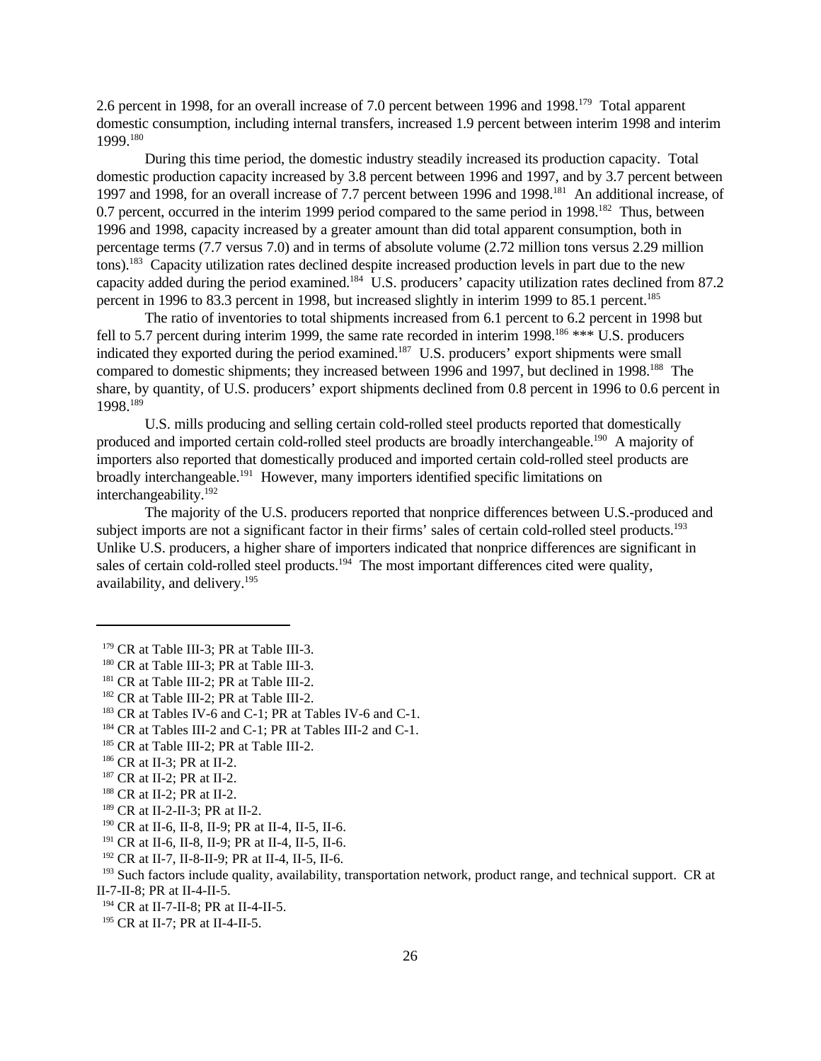2.6 percent in 1998, for an overall increase of 7.0 percent between 1996 and 1998.[179] Total apparent domestic consumption, including internal transfers, increased 1.9 percent between interim 1998 and interim 1999.[180]

During this time period, the domestic industry steadily increased its production capacity. Total domestic production capacity increased by 3.8 percent between 1996 and 1997, and by 3.7 percent between 1997 and 1998, for an overall increase of 7.7 percent between 1996 and 1998.[181] An additional increase, of 0.7 percent, occurred in the interim 1999 period compared to the same period in 1998.[182] Thus, between 1996 and 1998, capacity increased by a greater amount than did total apparent consumption, both in percentage terms (7.7 versus 7.0) and in terms of absolute volume (2.72 million tons versus 2.29 million tons).[183] Capacity utilization rates declined despite increased production levels in part due to the new capacity added during the period examined.[184] U.S. producers' capacity utilization rates declined from 87.2 percent in 1996 to 83.3 percent in 1998, but increased slightly in interim 1999 to 85.1 percent.[185]

The ratio of inventories to total shipments increased from 6.1 percent to 6.2 percent in 1998 but fell to 5.7 percent during interim 1999, the same rate recorded in interim 1998.[186] *** U.S. producers indicated they exported during the period examined.[187] U.S. producers' export shipments were small compared to domestic shipments; they increased between 1996 and 1997, but declined in 1998.[188] The share, by quantity, of U.S. producers' export shipments declined from 0.8 percent in 1996 to 0.6 percent in 1998.[189]

U.S. mills producing and selling certain cold-rolled steel products reported that domestically produced and imported certain cold-rolled steel products are broadly interchangeable.[190] A majority of importers also reported that domestically produced and imported certain cold-rolled steel products are broadly interchangeable.[191] However, many importers identified specific limitations on interchangeability.[192]

The majority of the U.S. producers reported that nonprice differences between U.S.-produced and subject imports are not a significant factor in their firms' sales of certain cold-rolled steel products.[193] Unlike U.S. producers, a higher share of importers indicated that nonprice differences are significant in sales of certain cold-rolled steel products.[194] The most important differences cited were quality, availability, and delivery.[195]

---

[179] CR at Table III-3; PR at Table III-3.

[180] CR at Table III-3; PR at Table III-3.

[181] CR at Table III-2; PR at Table III-2.

[182] CR at Table III-2; PR at Table III-2.

[183] CR at Tables IV-6 and C-1; PR at Tables IV-6 and C-1.

[184] CR at Tables III-2 and C-1; PR at Tables III-2 and C-1.

[185] CR at Table III-2; PR at Table III-2.

[186] CR at II-3; PR at II-2.

[187] CR at II-2; PR at II-2.

[188] CR at II-2; PR at II-2.

[189] CR at II-2-II-3; PR at II-2.

[190] CR at II-6, II-8, II-9; PR at II-4, II-5, II-6.

[191] CR at II-6, II-8, II-9; PR at II-4, II-5, II-6.

[192] CR at II-7, II-8-II-9; PR at II-4, II-5, II-6.

[193] Such factors include quality, availability, transportation network, product range, and technical support. CR at II-7-II-8; PR at II-4-II-5.

[194] CR at II-7-II-8; PR at II-4-II-5.

[195] CR at II-7; PR at II-4-II-5.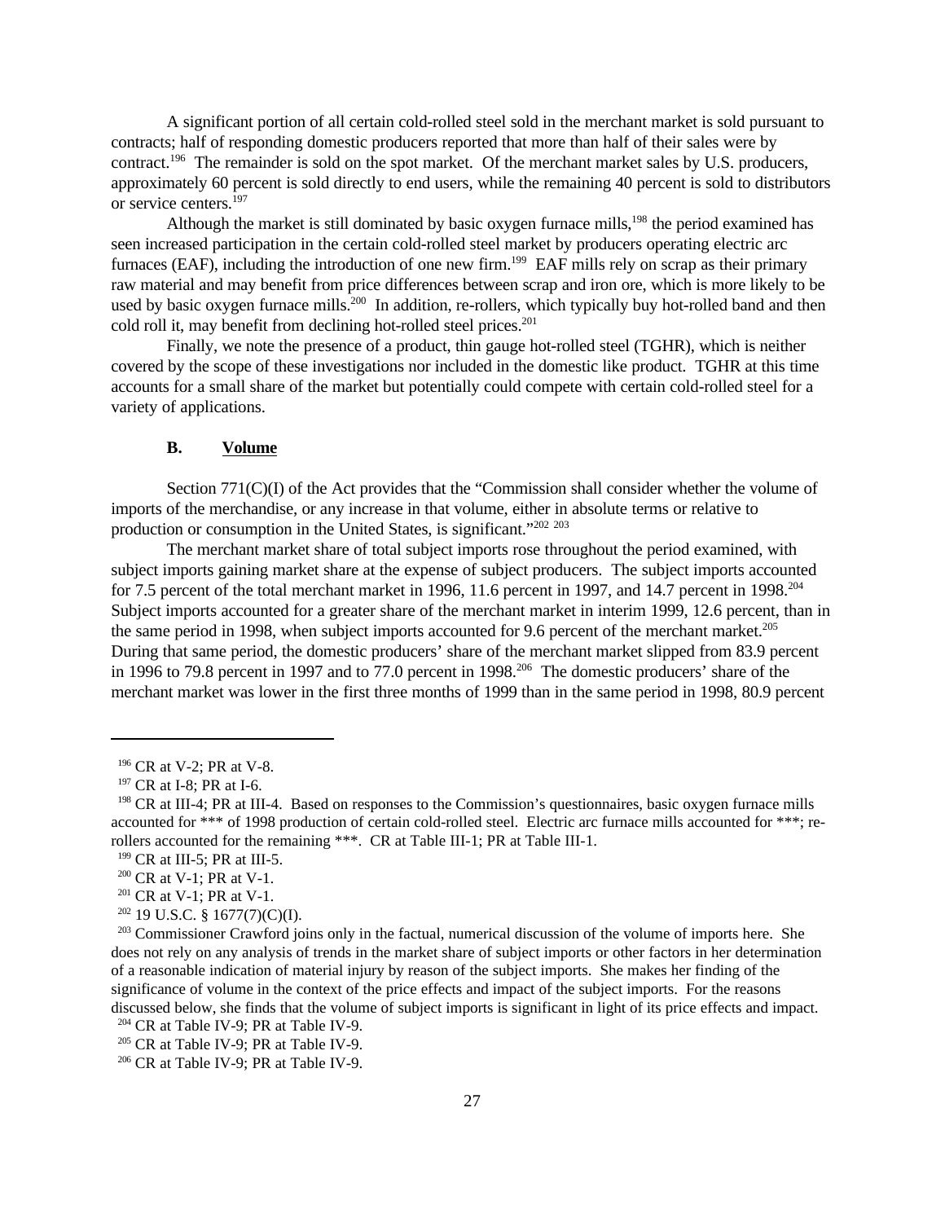A significant portion of all certain cold-rolled steel sold in the merchant market is sold pursuant to contracts; half of responding domestic producers reported that more than half of their sales were by contract.[196] The remainder is sold on the spot market. Of the merchant market sales by U.S. producers, approximately 60 percent is sold directly to end users, while the remaining 40 percent is sold to distributors or service centers.[197]

Although the market is still dominated by basic oxygen furnace mills,[198] the period examined has seen increased participation in the certain cold-rolled steel market by producers operating electric arc furnaces (EAF), including the introduction of one new firm.[199] EAF mills rely on scrap as their primary raw material and may benefit from price differences between scrap and iron ore, which is more likely to be used by basic oxygen furnace mills.[200] In addition, re-rollers, which typically buy hot-rolled band and then cold roll it, may benefit from declining hot-rolled steel prices.[201]

Finally, we note the presence of a product, thin gauge hot-rolled steel (TGHR), which is neither covered by the scope of these investigations nor included in the domestic like product. TGHR at this time accounts for a small share of the market but potentially could compete with certain cold-rolled steel for a variety of applications.

### B. Volume

Section 771(C)(I) of the Act provides that the "Commission shall consider whether the volume of imports of the merchandise, or any increase in that volume, either in absolute terms or relative to production or consumption in the United States, is significant."[202] [203]

The merchant market share of total subject imports rose throughout the period examined, with subject imports gaining market share at the expense of subject producers. The subject imports accounted for 7.5 percent of the total merchant market in 1996, 11.6 percent in 1997, and 14.7 percent in 1998.[204] Subject imports accounted for a greater share of the merchant market in interim 1999, 12.6 percent, than in the same period in 1998, when subject imports accounted for 9.6 percent of the merchant market.[205] During that same period, the domestic producers' share of the merchant market slipped from 83.9 percent in 1996 to 79.8 percent in 1997 and to 77.0 percent in 1998.[206] The domestic producers' share of the merchant market was lower in the first three months of 1999 than in the same period in 1998, 80.9 percent

---

[196] CR at V-2; PR at V-8.

[197] CR at I-8; PR at I-6.

[198] CR at III-4; PR at III-4. Based on responses to the Commission's questionnaires, basic oxygen furnace mills accounted for *** of 1998 production of certain cold-rolled steel. Electric arc furnace mills accounted for ***; re-rollers accounted for the remaining ***. CR at Table III-1; PR at Table III-1.

[199] CR at III-5; PR at III-5.

[200] CR at V-1; PR at V-1.

[201] CR at V-1; PR at V-1.

[202] 19 U.S.C. § 1677(7)(C)(I).

[203] Commissioner Crawford joins only in the factual, numerical discussion of the volume of imports here. She does not rely on any analysis of trends in the market share of subject imports or other factors in her determination of a reasonable indication of material injury by reason of the subject imports. She makes her finding of the significance of volume in the context of the price effects and impact of the subject imports. For the reasons discussed below, she finds that the volume of subject imports is significant in light of its price effects and impact.

[204] CR at Table IV-9; PR at Table IV-9.

[205] CR at Table IV-9; PR at Table IV-9.

[206] CR at Table IV-9; PR at Table IV-9.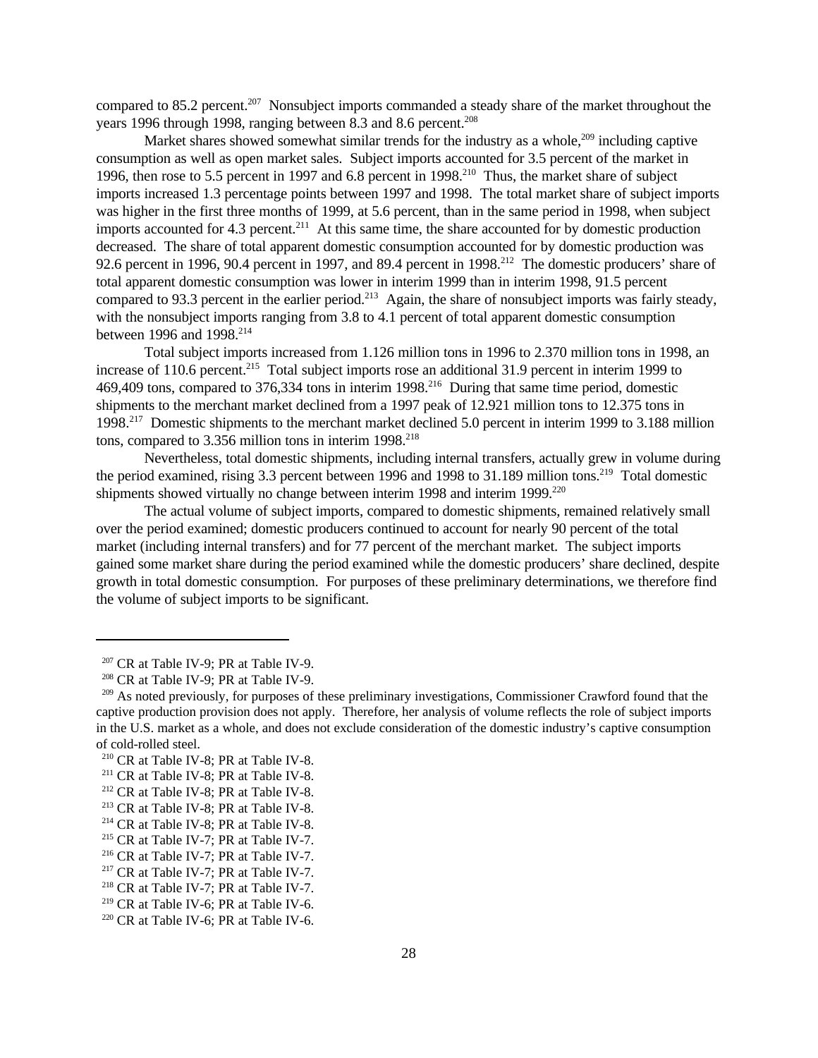compared to 85.2 percent.[207] Nonsubject imports commanded a steady share of the market throughout the years 1996 through 1998, ranging between 8.3 and 8.6 percent.[208]

Market shares showed somewhat similar trends for the industry as a whole,[209] including captive consumption as well as open market sales. Subject imports accounted for 3.5 percent of the market in 1996, then rose to 5.5 percent in 1997 and 6.8 percent in 1998.[210] Thus, the market share of subject imports increased 1.3 percentage points between 1997 and 1998. The total market share of subject imports was higher in the first three months of 1999, at 5.6 percent, than in the same period in 1998, when subject imports accounted for 4.3 percent.[211] At this same time, the share accounted for by domestic production decreased. The share of total apparent domestic consumption accounted for by domestic production was 92.6 percent in 1996, 90.4 percent in 1997, and 89.4 percent in 1998.[212] The domestic producers' share of total apparent domestic consumption was lower in interim 1999 than in interim 1998, 91.5 percent compared to 93.3 percent in the earlier period.[213] Again, the share of nonsubject imports was fairly steady, with the nonsubject imports ranging from 3.8 to 4.1 percent of total apparent domestic consumption between 1996 and 1998.[214]

Total subject imports increased from 1.126 million tons in 1996 to 2.370 million tons in 1998, an increase of 110.6 percent.[215] Total subject imports rose an additional 31.9 percent in interim 1999 to 469,409 tons, compared to 376,334 tons in interim 1998.[216] During that same time period, domestic shipments to the merchant market declined from a 1997 peak of 12.921 million tons to 12.375 tons in 1998.[217] Domestic shipments to the merchant market declined 5.0 percent in interim 1999 to 3.188 million tons, compared to 3.356 million tons in interim 1998.[218]

Nevertheless, total domestic shipments, including internal transfers, actually grew in volume during the period examined, rising 3.3 percent between 1996 and 1998 to 31.189 million tons.[219] Total domestic shipments showed virtually no change between interim 1998 and interim 1999.[220]

The actual volume of subject imports, compared to domestic shipments, remained relatively small over the period examined; domestic producers continued to account for nearly 90 percent of the total market (including internal transfers) and for 77 percent of the merchant market. The subject imports gained some market share during the period examined while the domestic producers' share declined, despite growth in total domestic consumption. For purposes of these preliminary determinations, we therefore find the volume of subject imports to be significant.

---

[207] CR at Table IV-9; PR at Table IV-9.

[208] CR at Table IV-9; PR at Table IV-9.

[209] As noted previously, for purposes of these preliminary investigations, Commissioner Crawford found that the captive production provision does not apply. Therefore, her analysis of volume reflects the role of subject imports in the U.S. market as a whole, and does not exclude consideration of the domestic industry's captive consumption of cold-rolled steel.

[210] CR at Table IV-8; PR at Table IV-8.

[211] CR at Table IV-8; PR at Table IV-8.

[212] CR at Table IV-8; PR at Table IV-8.

[213] CR at Table IV-8; PR at Table IV-8.

[214] CR at Table IV-8; PR at Table IV-8.

[215] CR at Table IV-7; PR at Table IV-7.

[216] CR at Table IV-7; PR at Table IV-7.

[217] CR at Table IV-7; PR at Table IV-7.

[218] CR at Table IV-7; PR at Table IV-7.

[219] CR at Table IV-6; PR at Table IV-6.

[220] CR at Table IV-6; PR at Table IV-6.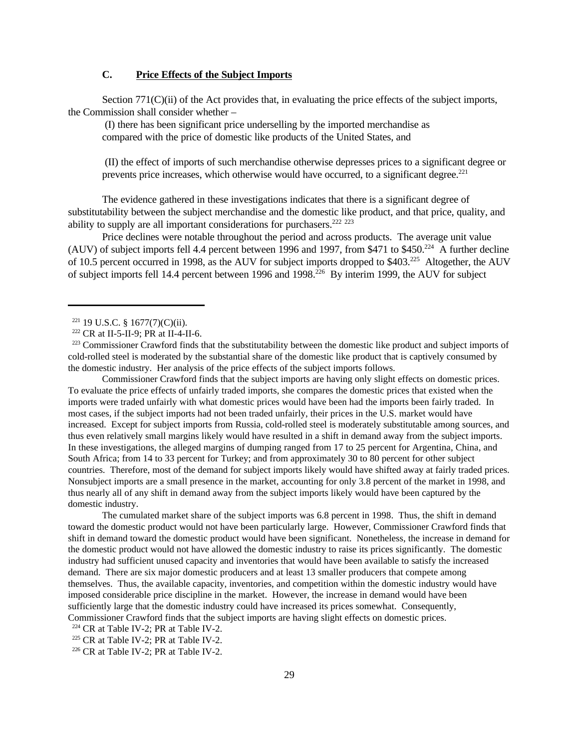### C. Price Effects of the Subject Imports

Section 771(C)(ii) of the Act provides that, in evaluating the price effects of the subject imports, the Commission shall consider whether –

> (I) there has been significant price underselling by the imported merchandise as compared with the price of domestic like products of the United States, and
>
> (II) the effect of imports of such merchandise otherwise depresses prices to a significant degree or prevents price increases, which otherwise would have occurred, to a significant degree.[221]

The evidence gathered in these investigations indicates that there is a significant degree of substitutability between the subject merchandise and the domestic like product, and that price, quality, and ability to supply are all important considerations for purchasers.[222] [223]

Price declines were notable throughout the period and across products. The average unit value (AUV) of subject imports fell 4.4 percent between 1996 and 1997, from $471 to $450.[224] A further decline of 10.5 percent occurred in 1998, as the AUV for subject imports dropped to $403.[225] Altogether, the AUV of subject imports fell 14.4 percent between 1996 and 1998.[226] By interim 1999, the AUV for subject

---

[221] 19 U.S.C. § 1677(7)(C)(ii).

[222] CR at II-5-II-9; PR at II-4-II-6.

[223] Commissioner Crawford finds that the substitutability between the domestic like product and subject imports of cold-rolled steel is moderated by the substantial share of the domestic like product that is captively consumed by the domestic industry. Her analysis of the price effects of the subject imports follows.

Commissioner Crawford finds that the subject imports are having only slight effects on domestic prices. To evaluate the price effects of unfairly traded imports, she compares the domestic prices that existed when the imports were traded unfairly with what domestic prices would have been had the imports been fairly traded. In most cases, if the subject imports had not been traded unfairly, their prices in the U.S. market would have increased. Except for subject imports from Russia, cold-rolled steel is moderately substitutable among sources, and thus even relatively small margins likely would have resulted in a shift in demand away from the subject imports. In these investigations, the alleged margins of dumping ranged from 17 to 25 percent for Argentina, China, and South Africa; from 14 to 33 percent for Turkey; and from approximately 30 to 80 percent for other subject countries. Therefore, most of the demand for subject imports likely would have shifted away at fairly traded prices. Nonsubject imports are a small presence in the market, accounting for only 3.8 percent of the market in 1998, and thus nearly all of any shift in demand away from the subject imports likely would have been captured by the domestic industry.

The cumulated market share of the subject imports was 6.8 percent in 1998. Thus, the shift in demand toward the domestic product would not have been particularly large. However, Commissioner Crawford finds that shift in demand toward the domestic product would have been significant. Nonetheless, the increase in demand for the domestic product would not have allowed the domestic industry to raise its prices significantly. The domestic industry had sufficient unused capacity and inventories that would have been available to satisfy the increased demand. There are six major domestic producers and at least 13 smaller producers that compete among themselves. Thus, the available capacity, inventories, and competition within the domestic industry would have imposed considerable price discipline in the market. However, the increase in demand would have been sufficiently large that the domestic industry could have increased its prices somewhat. Consequently, Commissioner Crawford finds that the subject imports are having slight effects on domestic prices.

[224] CR at Table IV-2; PR at Table IV-2.

[225] CR at Table IV-2; PR at Table IV-2.

[226] CR at Table IV-2; PR at Table IV-2.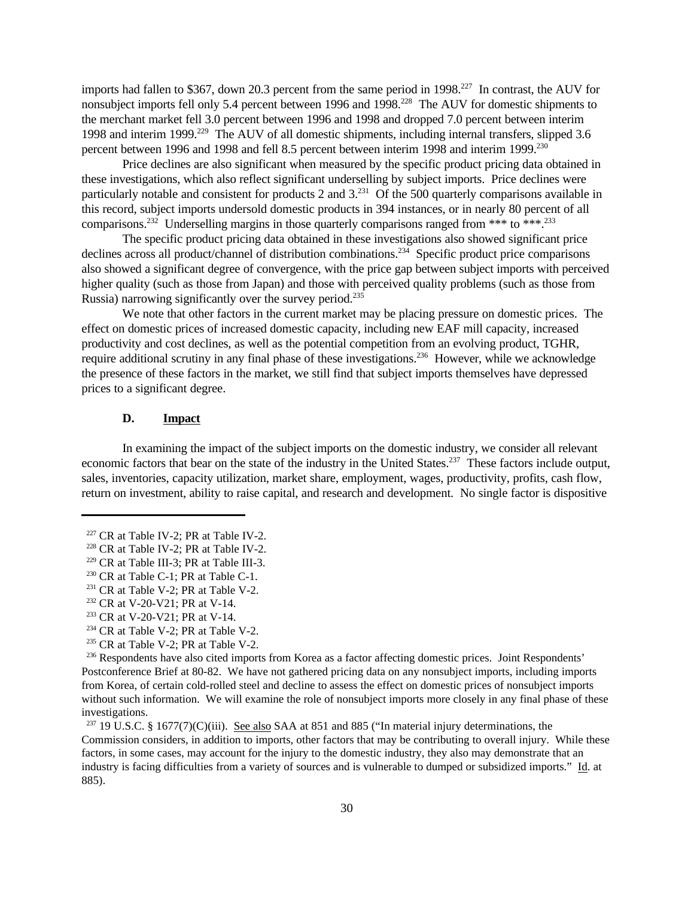imports had fallen to $367, down 20.3 percent from the same period in 1998.[227] In contrast, the AUV for nonsubject imports fell only 5.4 percent between 1996 and 1998.[228] The AUV for domestic shipments to the merchant market fell 3.0 percent between 1996 and 1998 and dropped 7.0 percent between interim 1998 and interim 1999.[229] The AUV of all domestic shipments, including internal transfers, slipped 3.6 percent between 1996 and 1998 and fell 8.5 percent between interim 1998 and interim 1999.[230]

Price declines are also significant when measured by the specific product pricing data obtained in these investigations, which also reflect significant underselling by subject imports. Price declines were particularly notable and consistent for products 2 and 3.[231] Of the 500 quarterly comparisons available in this record, subject imports undersold domestic products in 394 instances, or in nearly 80 percent of all comparisons.[232] Underselling margins in those quarterly comparisons ranged from *** to ***.[233]

The specific product pricing data obtained in these investigations also showed significant price declines across all product/channel of distribution combinations.[234] Specific product price comparisons also showed a significant degree of convergence, with the price gap between subject imports with perceived higher quality (such as those from Japan) and those with perceived quality problems (such as those from Russia) narrowing significantly over the survey period.[235]

We note that other factors in the current market may be placing pressure on domestic prices. The effect on domestic prices of increased domestic capacity, including new EAF mill capacity, increased productivity and cost declines, as well as the potential competition from an evolving product, TGHR, require additional scrutiny in any final phase of these investigations.[236] However, while we acknowledge the presence of these factors in the market, we still find that subject imports themselves have depressed prices to a significant degree.

### D. Impact

In examining the impact of the subject imports on the domestic industry, we consider all relevant economic factors that bear on the state of the industry in the United States.[237] These factors include output, sales, inventories, capacity utilization, market share, employment, wages, productivity, profits, cash flow, return on investment, ability to raise capital, and research and development. No single factor is dispositive

---

[227] CR at Table IV-2; PR at Table IV-2.

[228] CR at Table IV-2; PR at Table IV-2.

[229] CR at Table III-3; PR at Table III-3.

[230] CR at Table C-1; PR at Table C-1.

[231] CR at Table V-2; PR at Table V-2.

[232] CR at V-20-V21; PR at V-14.

[233] CR at V-20-V21; PR at V-14.

[234] CR at Table V-2; PR at Table V-2.

[235] CR at Table V-2; PR at Table V-2.

[236] Respondents have also cited imports from Korea as a factor affecting domestic prices. Joint Respondents' Postconference Brief at 80-82. We have not gathered pricing data on any nonsubject imports, including imports from Korea, of certain cold-rolled steel and decline to assess the effect on domestic prices of nonsubject imports without such information. We will examine the role of nonsubject imports more closely in any final phase of these investigations.

[237] 19 U.S.C. § 1677(7)(C)(iii). See also SAA at 851 and 885 ("In material injury determinations, the Commission considers, in addition to imports, other factors that may be contributing to overall injury. While these factors, in some cases, may account for the injury to the domestic industry, they also may demonstrate that an industry is facing difficulties from a variety of sources and is vulnerable to dumped or subsidized imports." Id. at 885).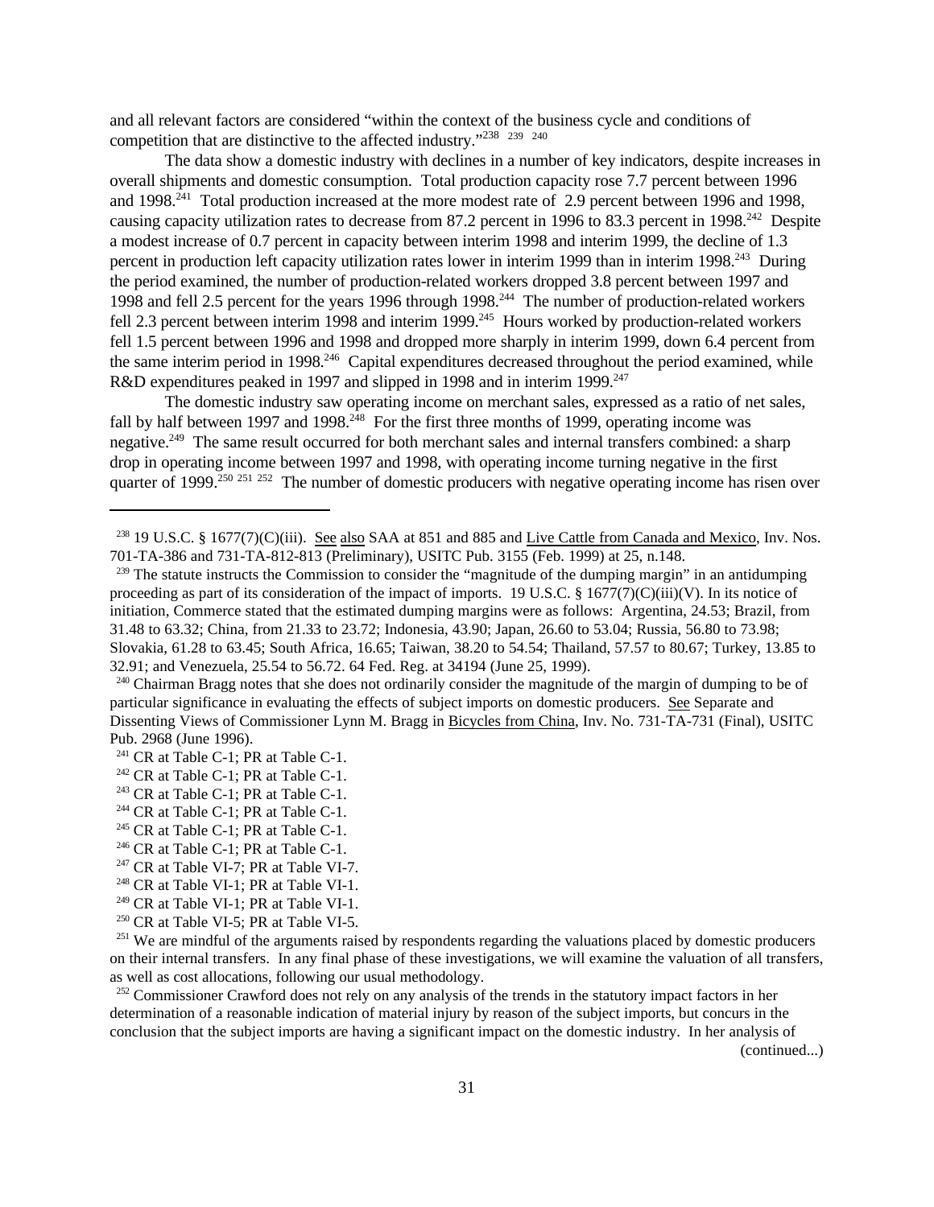and all relevant factors are considered "within the context of the business cycle and conditions of competition that are distinctive to the affected industry."[238] [239] [240]

The data show a domestic industry with declines in a number of key indicators, despite increases in overall shipments and domestic consumption. Total production capacity rose 7.7 percent between 1996 and 1998.[241] Total production increased at the more modest rate of 2.9 percent between 1996 and 1998, causing capacity utilization rates to decrease from 87.2 percent in 1996 to 83.3 percent in 1998.[242] Despite a modest increase of 0.7 percent in capacity between interim 1998 and interim 1999, the decline of 1.3 percent in production left capacity utilization rates lower in interim 1999 than in interim 1998.[243] During the period examined, the number of production-related workers dropped 3.8 percent between 1997 and 1998 and fell 2.5 percent for the years 1996 through 1998.[244] The number of production-related workers fell 2.3 percent between interim 1998 and interim 1999.[245] Hours worked by production-related workers fell 1.5 percent between 1996 and 1998 and dropped more sharply in interim 1999, down 6.4 percent from the same interim period in 1998.[246] Capital expenditures decreased throughout the period examined, while R&D expenditures peaked in 1997 and slipped in 1998 and in interim 1999.[247]

The domestic industry saw operating income on merchant sales, expressed as a ratio of net sales, fall by half between 1997 and 1998.[248] For the first three months of 1999, operating income was negative.[249] The same result occurred for both merchant sales and internal transfers combined: a sharp drop in operating income between 1997 and 1998, with operating income turning negative in the first quarter of 1999.[250] [251] [252] The number of domestic producers with negative operating income has risen over

---

[238] 19 U.S.C. § 1677(7)(C)(iii). See also SAA at 851 and 885 and Live Cattle from Canada and Mexico, Inv. Nos. 701-TA-386 and 731-TA-812-813 (Preliminary), USITC Pub. 3155 (Feb. 1999) at 25, n.148.

[239] The statute instructs the Commission to consider the "magnitude of the dumping margin" in an antidumping proceeding as part of its consideration of the impact of imports. 19 U.S.C. § 1677(7)(C)(iii)(V). In its notice of initiation, Commerce stated that the estimated dumping margins were as follows: Argentina, 24.53; Brazil, from 31.48 to 63.32; China, from 21.33 to 23.72; Indonesia, 43.90; Japan, 26.60 to 53.04; Russia, 56.80 to 73.98; Slovakia, 61.28 to 63.45; South Africa, 16.65; Taiwan, 38.20 to 54.54; Thailand, 57.57 to 80.67; Turkey, 13.85 to 32.91; and Venezuela, 25.54 to 56.72. 64 Fed. Reg. at 34194 (June 25, 1999).

[240] Chairman Bragg notes that she does not ordinarily consider the magnitude of the margin of dumping to be of particular significance in evaluating the effects of subject imports on domestic producers. See Separate and Dissenting Views of Commissioner Lynn M. Bragg in Bicycles from China, Inv. No. 731-TA-731 (Final), USITC Pub. 2968 (June 1996).

[241] CR at Table C-1; PR at Table C-1.

[242] CR at Table C-1; PR at Table C-1.

[243] CR at Table C-1; PR at Table C-1.

[244] CR at Table C-1; PR at Table C-1.

[245] CR at Table C-1; PR at Table C-1.

[246] CR at Table C-1; PR at Table C-1.

[247] CR at Table VI-7; PR at Table VI-7.

[248] CR at Table VI-1; PR at Table VI-1.

[249] CR at Table VI-1; PR at Table VI-1.

[250] CR at Table VI-5; PR at Table VI-5.

[251] We are mindful of the arguments raised by respondents regarding the valuations placed by domestic producers on their internal transfers. In any final phase of these investigations, we will examine the valuation of all transfers, as well as cost allocations, following our usual methodology.

[252] Commissioner Crawford does not rely on any analysis of the trends in the statutory impact factors in her determination of a reasonable indication of material injury by reason of the subject imports, but concurs in the conclusion that the subject imports are having a significant impact on the domestic industry. In her analysis of (continued...)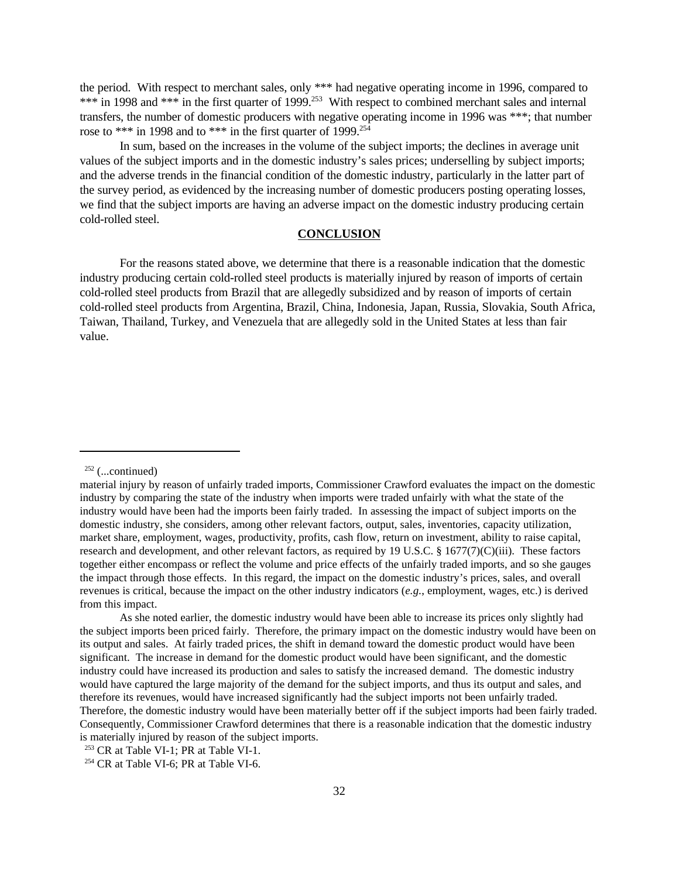the period. With respect to merchant sales, only *** had negative operating income in 1996, compared to *** in 1998 and *** in the first quarter of 1999.[253] With respect to combined merchant sales and internal transfers, the number of domestic producers with negative operating income in 1996 was ***; that number rose to *** in 1998 and to *** in the first quarter of 1999.[254]

In sum, based on the increases in the volume of the subject imports; the declines in average unit values of the subject imports and in the domestic industry's sales prices; underselling by subject imports; and the adverse trends in the financial condition of the domestic industry, particularly in the latter part of the survey period, as evidenced by the increasing number of domestic producers posting operating losses, we find that the subject imports are having an adverse impact on the domestic industry producing certain cold-rolled steel.

## CONCLUSION

For the reasons stated above, we determine that there is a reasonable indication that the domestic industry producing certain cold-rolled steel products is materially injured by reason of imports of certain cold-rolled steel products from Brazil that are allegedly subsidized and by reason of imports of certain cold-rolled steel products from Argentina, Brazil, China, Indonesia, Japan, Russia, Slovakia, South Africa, Taiwan, Thailand, Turkey, and Venezuela that are allegedly sold in the United States at less than fair value.

---

[252] (...continued)
material injury by reason of unfairly traded imports, Commissioner Crawford evaluates the impact on the domestic industry by comparing the state of the industry when imports were traded unfairly with what the state of the industry would have been had the imports been fairly traded. In assessing the impact of subject imports on the domestic industry, she considers, among other relevant factors, output, sales, inventories, capacity utilization, market share, employment, wages, productivity, profits, cash flow, return on investment, ability to raise capital, research and development, and other relevant factors, as required by 19 U.S.C. § 1677(7)(C)(iii). These factors together either encompass or reflect the volume and price effects of the unfairly traded imports, and so she gauges the impact through those effects. In this regard, the impact on the domestic industry's prices, sales, and overall revenues is critical, because the impact on the other industry indicators (*e.g.*, employment, wages, etc.) is derived from this impact.

As she noted earlier, the domestic industry would have been able to increase its prices only slightly had the subject imports been priced fairly. Therefore, the primary impact on the domestic industry would have been on its output and sales. At fairly traded prices, the shift in demand toward the domestic product would have been significant. The increase in demand for the domestic product would have been significant, and the domestic industry could have increased its production and sales to satisfy the increased demand. The domestic industry would have captured the large majority of the demand for the subject imports, and thus its output and sales, and therefore its revenues, would have increased significantly had the subject imports not been unfairly traded. Therefore, the domestic industry would have been materially better off if the subject imports had been fairly traded. Consequently, Commissioner Crawford determines that there is a reasonable indication that the domestic industry is materially injured by reason of the subject imports.

[253] CR at Table VI-1; PR at Table VI-1.

[254] CR at Table VI-6; PR at Table VI-6.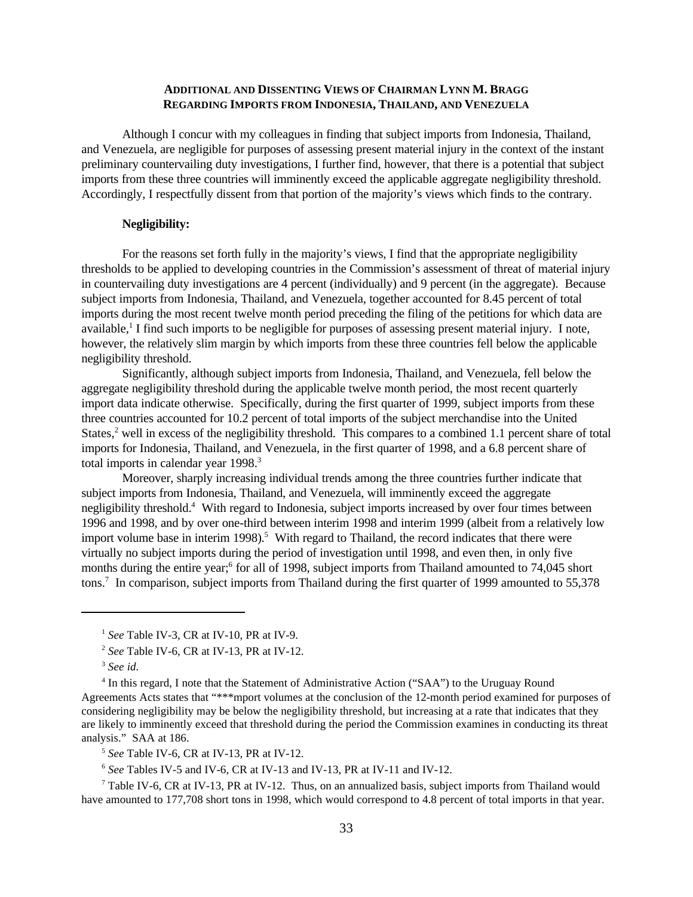**ADDITIONAL AND DISSENTING VIEWS OF CHAIRMAN LYNN M. BRAGG REGARDING IMPORTS FROM INDONESIA, THAILAND, AND VENEZUELA**

Although I concur with my colleagues in finding that subject imports from Indonesia, Thailand, and Venezuela, are negligible for purposes of assessing present material injury in the context of the instant preliminary countervailing duty investigations, I further find, however, that there is a potential that subject imports from these three countries will imminently exceed the applicable aggregate negligibility threshold. Accordingly, I respectfully dissent from that portion of the majority's views which finds to the contrary.

**Negligibility:**

For the reasons set forth fully in the majority's views, I find that the appropriate negligibility thresholds to be applied to developing countries in the Commission's assessment of threat of material injury in countervailing duty investigations are 4 percent (individually) and 9 percent (in the aggregate). Because subject imports from Indonesia, Thailand, and Venezuela, together accounted for 8.45 percent of total imports during the most recent twelve month period preceding the filing of the petitions for which data are available,[1] I find such imports to be negligible for purposes of assessing present material injury. I note, however, the relatively slim margin by which imports from these three countries fell below the applicable negligibility threshold.

Significantly, although subject imports from Indonesia, Thailand, and Venezuela, fell below the aggregate negligibility threshold during the applicable twelve month period, the most recent quarterly import data indicate otherwise. Specifically, during the first quarter of 1999, subject imports from these three countries accounted for 10.2 percent of total imports of the subject merchandise into the United States,[2] well in excess of the negligibility threshold. This compares to a combined 1.1 percent share of total imports for Indonesia, Thailand, and Venezuela, in the first quarter of 1998, and a 6.8 percent share of total imports in calendar year 1998.[3]

Moreover, sharply increasing individual trends among the three countries further indicate that subject imports from Indonesia, Thailand, and Venezuela, will imminently exceed the aggregate negligibility threshold.[4] With regard to Indonesia, subject imports increased by over four times between 1996 and 1998, and by over one-third between interim 1998 and interim 1999 (albeit from a relatively low import volume base in interim 1998).[5] With regard to Thailand, the record indicates that there were virtually no subject imports during the period of investigation until 1998, and even then, in only five months during the entire year;[6] for all of 1998, subject imports from Thailand amounted to 74,045 short tons.[7] In comparison, subject imports from Thailand during the first quarter of 1999 amounted to 55,378

---

[1] *See* Table IV-3, CR at IV-10, PR at IV-9.

[2] *See* Table IV-6, CR at IV-13, PR at IV-12.

[3] *See id.*

[4] In this regard, I note that the Statement of Administrative Action ("SAA") to the Uruguay Round Agreements Acts states that "***mport volumes at the conclusion of the 12-month period examined for purposes of considering negligibility may be below the negligibility threshold, but increasing at a rate that indicates that they are likely to imminently exceed that threshold during the period the Commission examines in conducting its threat analysis." SAA at 186.

[5] *See* Table IV-6, CR at IV-13, PR at IV-12.

[6] *See* Tables IV-5 and IV-6, CR at IV-13 and IV-13, PR at IV-11 and IV-12.

[7] Table IV-6, CR at IV-13, PR at IV-12. Thus, on an annualized basis, subject imports from Thailand would have amounted to 177,708 short tons in 1998, which would correspond to 4.8 percent of total imports in that year.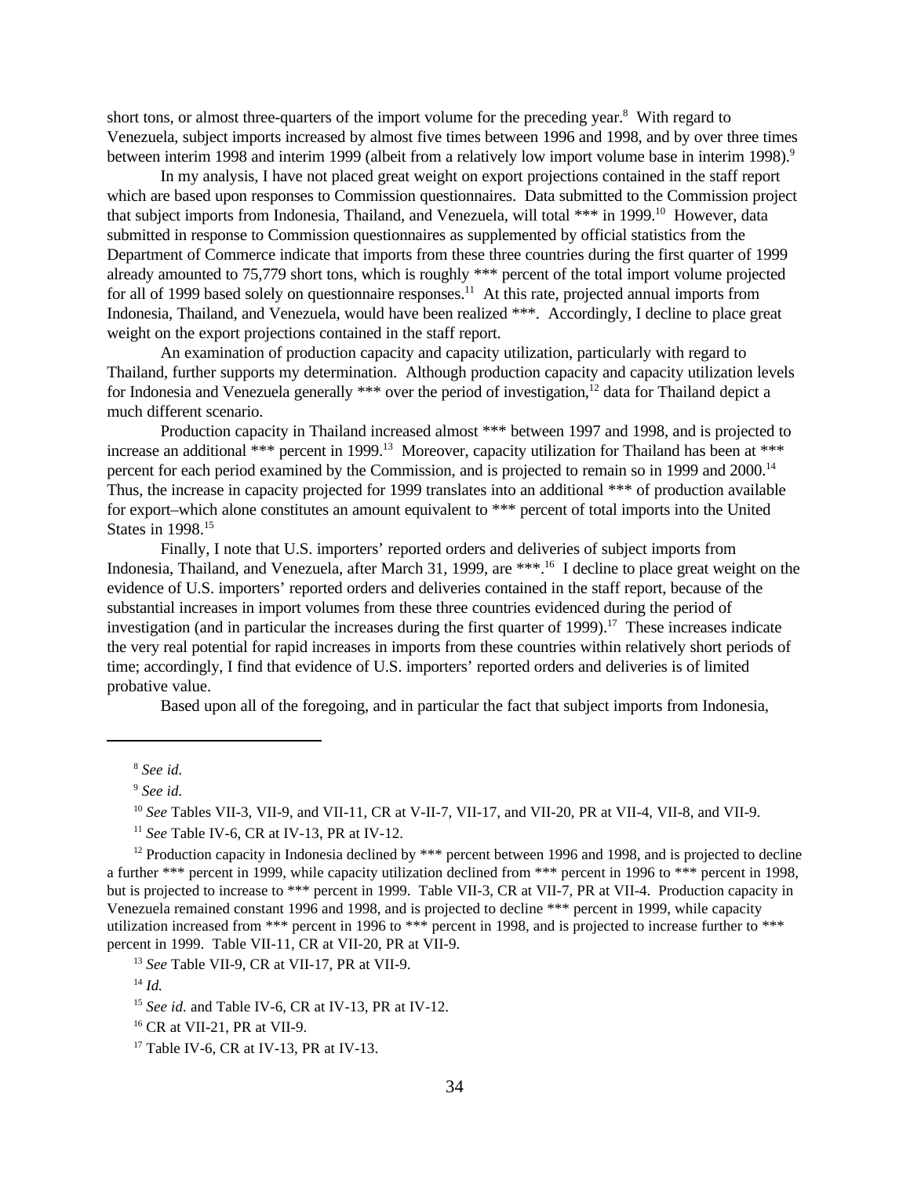short tons, or almost three-quarters of the import volume for the preceding year.[8] With regard to Venezuela, subject imports increased by almost five times between 1996 and 1998, and by over three times between interim 1998 and interim 1999 (albeit from a relatively low import volume base in interim 1998).[9]

In my analysis, I have not placed great weight on export projections contained in the staff report which are based upon responses to Commission questionnaires. Data submitted to the Commission project that subject imports from Indonesia, Thailand, and Venezuela, will total *** in 1999.[10] However, data submitted in response to Commission questionnaires as supplemented by official statistics from the Department of Commerce indicate that imports from these three countries during the first quarter of 1999 already amounted to 75,779 short tons, which is roughly *** percent of the total import volume projected for all of 1999 based solely on questionnaire responses.[11] At this rate, projected annual imports from Indonesia, Thailand, and Venezuela, would have been realized ***. Accordingly, I decline to place great weight on the export projections contained in the staff report.

An examination of production capacity and capacity utilization, particularly with regard to Thailand, further supports my determination. Although production capacity and capacity utilization levels for Indonesia and Venezuela generally *** over the period of investigation,[12] data for Thailand depict a much different scenario.

Production capacity in Thailand increased almost *** between 1997 and 1998, and is projected to increase an additional *** percent in 1999.[13] Moreover, capacity utilization for Thailand has been at *** percent for each period examined by the Commission, and is projected to remain so in 1999 and 2000.[14] Thus, the increase in capacity projected for 1999 translates into an additional *** of production available for export–which alone constitutes an amount equivalent to *** percent of total imports into the United States in 1998.[15]

Finally, I note that U.S. importers' reported orders and deliveries of subject imports from Indonesia, Thailand, and Venezuela, after March 31, 1999, are ***.[16] I decline to place great weight on the evidence of U.S. importers' reported orders and deliveries contained in the staff report, because of the substantial increases in import volumes from these three countries evidenced during the period of investigation (and in particular the increases during the first quarter of 1999).[17] These increases indicate the very real potential for rapid increases in imports from these countries within relatively short periods of time; accordingly, I find that evidence of U.S. importers' reported orders and deliveries is of limited probative value.

Based upon all of the foregoing, and in particular the fact that subject imports from Indonesia,

---

[8] *See id.*

[9] *See id.*

[10] *See* Tables VII-3, VII-9, and VII-11, CR at V-II-7, VII-17, and VII-20, PR at VII-4, VII-8, and VII-9.

[11] *See* Table IV-6, CR at IV-13, PR at IV-12.

[12] Production capacity in Indonesia declined by *** percent between 1996 and 1998, and is projected to decline a further *** percent in 1999, while capacity utilization declined from *** percent in 1996 to *** percent in 1998, but is projected to increase to *** percent in 1999. Table VII-3, CR at VII-7, PR at VII-4. Production capacity in Venezuela remained constant 1996 and 1998, and is projected to decline *** percent in 1999, while capacity utilization increased from *** percent in 1996 to *** percent in 1998, and is projected to increase further to *** percent in 1999. Table VII-11, CR at VII-20, PR at VII-9.

[13] *See* Table VII-9, CR at VII-17, PR at VII-9.

[14] *Id.*

[15] *See id.* and Table IV-6, CR at IV-13, PR at IV-12.

[16] CR at VII-21, PR at VII-9.

[17] Table IV-6, CR at IV-13, PR at IV-13.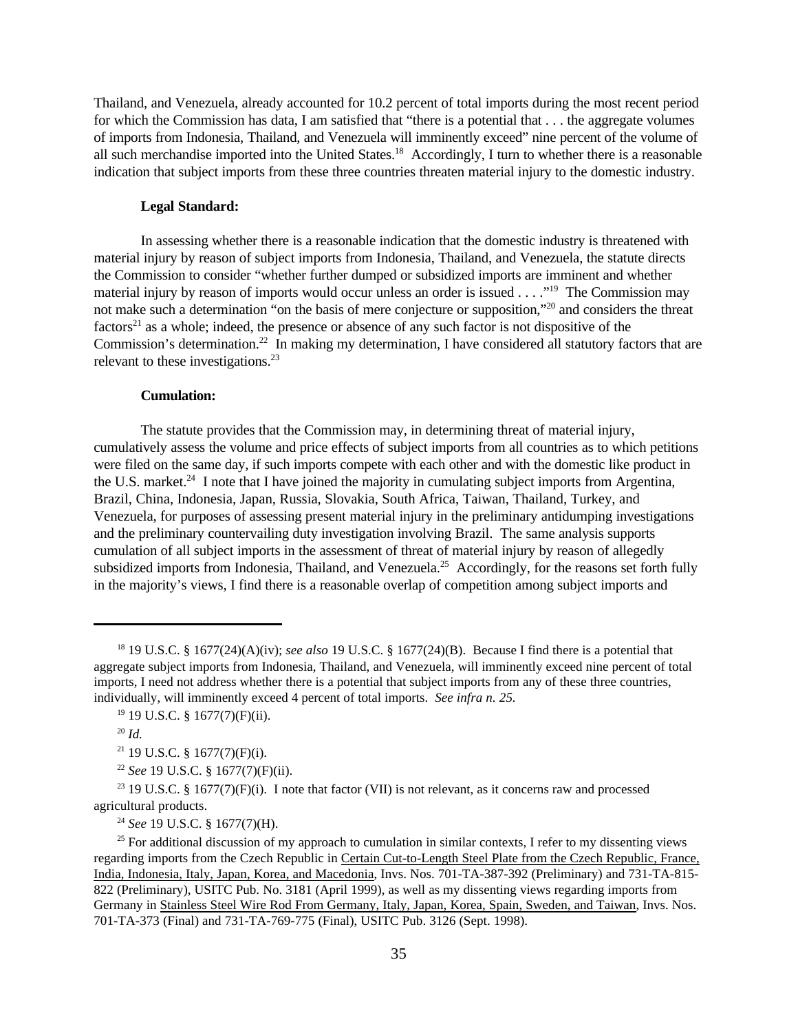Thailand, and Venezuela, already accounted for 10.2 percent of total imports during the most recent period for which the Commission has data, I am satisfied that "there is a potential that . . . the aggregate volumes of imports from Indonesia, Thailand, and Venezuela will imminently exceed" nine percent of the volume of all such merchandise imported into the United States.[18] Accordingly, I turn to whether there is a reasonable indication that subject imports from these three countries threaten material injury to the domestic industry.

**Legal Standard:**

In assessing whether there is a reasonable indication that the domestic industry is threatened with material injury by reason of subject imports from Indonesia, Thailand, and Venezuela, the statute directs the Commission to consider "whether further dumped or subsidized imports are imminent and whether material injury by reason of imports would occur unless an order is issued . . . ."[19] The Commission may not make such a determination "on the basis of mere conjecture or supposition,"[20] and considers the threat factors[21] as a whole; indeed, the presence or absence of any such factor is not dispositive of the Commission's determination.[22] In making my determination, I have considered all statutory factors that are relevant to these investigations.[23]

**Cumulation:**

The statute provides that the Commission may, in determining threat of material injury, cumulatively assess the volume and price effects of subject imports from all countries as to which petitions were filed on the same day, if such imports compete with each other and with the domestic like product in the U.S. market.[24] I note that I have joined the majority in cumulating subject imports from Argentina, Brazil, China, Indonesia, Japan, Russia, Slovakia, South Africa, Taiwan, Thailand, Turkey, and Venezuela, for purposes of assessing present material injury in the preliminary antidumping investigations and the preliminary countervailing duty investigation involving Brazil. The same analysis supports cumulation of all subject imports in the assessment of threat of material injury by reason of allegedly subsidized imports from Indonesia, Thailand, and Venezuela.[25] Accordingly, for the reasons set forth fully in the majority's views, I find there is a reasonable overlap of competition among subject imports and

---

[18] 19 U.S.C. § 1677(24)(A)(iv); *see also* 19 U.S.C. § 1677(24)(B). Because I find there is a potential that aggregate subject imports from Indonesia, Thailand, and Venezuela, will imminently exceed nine percent of total imports, I need not address whether there is a potential that subject imports from any of these three countries, individually, will imminently exceed 4 percent of total imports. *See infra n. 25.*

[19] 19 U.S.C. § 1677(7)(F)(ii).

[20] *Id.*

[21] 19 U.S.C. § 1677(7)(F)(i).

[22] *See* 19 U.S.C. § 1677(7)(F)(ii).

[23] 19 U.S.C. § 1677(7)(F)(i). I note that factor (VII) is not relevant, as it concerns raw and processed agricultural products.

[24] *See* 19 U.S.C. § 1677(7)(H).

[25] For additional discussion of my approach to cumulation in similar contexts, I refer to my dissenting views regarding imports from the Czech Republic in Certain Cut-to-Length Steel Plate from the Czech Republic, France, India, Indonesia, Italy, Japan, Korea, and Macedonia, Invs. Nos. 701-TA-387-392 (Preliminary) and 731-TA-815-822 (Preliminary), USITC Pub. No. 3181 (April 1999), as well as my dissenting views regarding imports from Germany in Stainless Steel Wire Rod From Germany, Italy, Japan, Korea, Spain, Sweden, and Taiwan, Invs. Nos. 701-TA-373 (Final) and 731-TA-769-775 (Final), USITC Pub. 3126 (Sept. 1998).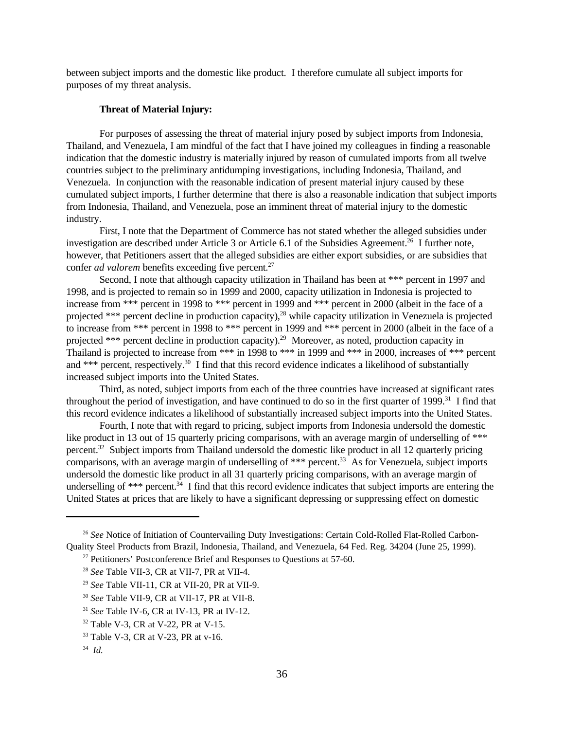between subject imports and the domestic like product. I therefore cumulate all subject imports for purposes of my threat analysis.

**Threat of Material Injury:**

For purposes of assessing the threat of material injury posed by subject imports from Indonesia, Thailand, and Venezuela, I am mindful of the fact that I have joined my colleagues in finding a reasonable indication that the domestic industry is materially injured by reason of cumulated imports from all twelve countries subject to the preliminary antidumping investigations, including Indonesia, Thailand, and Venezuela. In conjunction with the reasonable indication of present material injury caused by these cumulated subject imports, I further determine that there is also a reasonable indication that subject imports from Indonesia, Thailand, and Venezuela, pose an imminent threat of material injury to the domestic industry.

First, I note that the Department of Commerce has not stated whether the alleged subsidies under investigation are described under Article 3 or Article 6.1 of the Subsidies Agreement.[26] I further note, however, that Petitioners assert that the alleged subsidies are either export subsidies, or are subsidies that confer *ad valorem* benefits exceeding five percent.[27]

Second, I note that although capacity utilization in Thailand has been at *** percent in 1997 and 1998, and is projected to remain so in 1999 and 2000, capacity utilization in Indonesia is projected to increase from *** percent in 1998 to *** percent in 1999 and *** percent in 2000 (albeit in the face of a projected *** percent decline in production capacity),[28] while capacity utilization in Venezuela is projected to increase from *** percent in 1998 to *** percent in 1999 and *** percent in 2000 (albeit in the face of a projected *** percent decline in production capacity).[29] Moreover, as noted, production capacity in Thailand is projected to increase from *** in 1998 to *** in 1999 and *** in 2000, increases of *** percent and *** percent, respectively.[30] I find that this record evidence indicates a likelihood of substantially increased subject imports into the United States.

Third, as noted, subject imports from each of the three countries have increased at significant rates throughout the period of investigation, and have continued to do so in the first quarter of 1999.[31] I find that this record evidence indicates a likelihood of substantially increased subject imports into the United States.

Fourth, I note that with regard to pricing, subject imports from Indonesia undersold the domestic like product in 13 out of 15 quarterly pricing comparisons, with an average margin of underselling of *** percent.[32] Subject imports from Thailand undersold the domestic like product in all 12 quarterly pricing comparisons, with an average margin of underselling of *** percent.[33] As for Venezuela, subject imports undersold the domestic like product in all 31 quarterly pricing comparisons, with an average margin of underselling of *** percent.[34] I find that this record evidence indicates that subject imports are entering the United States at prices that are likely to have a significant depressing or suppressing effect on domestic

---

[26] *See* Notice of Initiation of Countervailing Duty Investigations: Certain Cold-Rolled Flat-Rolled Carbon-Quality Steel Products from Brazil, Indonesia, Thailand, and Venezuela, 64 Fed. Reg. 34204 (June 25, 1999).

[27] Petitioners' Postconference Brief and Responses to Questions at 57-60.

[28] *See* Table VII-3, CR at VII-7, PR at VII-4.

[29] *See* Table VII-11, CR at VII-20, PR at VII-9.

[30] *See* Table VII-9, CR at VII-17, PR at VII-8.

[31] *See* Table IV-6, CR at IV-13, PR at IV-12.

[32] Table V-3, CR at V-22, PR at V-15.

[33] Table V-3, CR at V-23, PR at v-16.

[34] *Id.*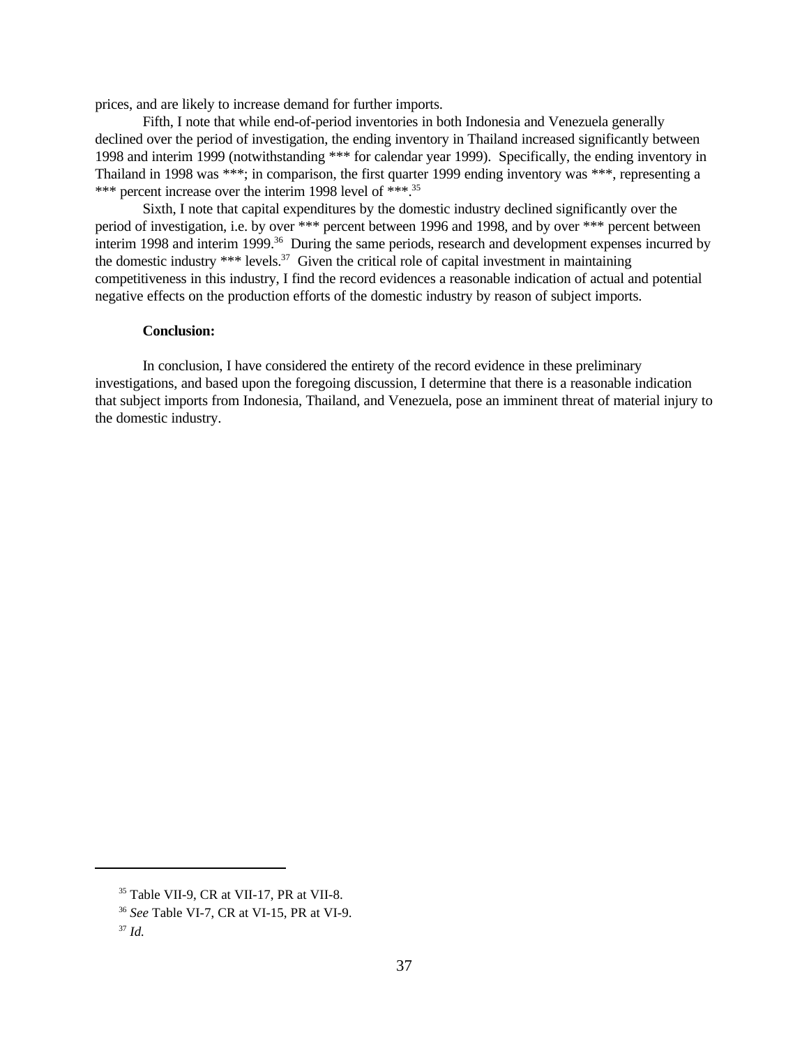prices, and are likely to increase demand for further imports.

Fifth, I note that while end-of-period inventories in both Indonesia and Venezuela generally declined over the period of investigation, the ending inventory in Thailand increased significantly between 1998 and interim 1999 (notwithstanding *** for calendar year 1999). Specifically, the ending inventory in Thailand in 1998 was ***; in comparison, the first quarter 1999 ending inventory was ***, representing a *** percent increase over the interim 1998 level of ***.[35]

Sixth, I note that capital expenditures by the domestic industry declined significantly over the period of investigation, i.e. by over *** percent between 1996 and 1998, and by over *** percent between interim 1998 and interim 1999.[36] During the same periods, research and development expenses incurred by the domestic industry *** levels.[37] Given the critical role of capital investment in maintaining competitiveness in this industry, I find the record evidences a reasonable indication of actual and potential negative effects on the production efforts of the domestic industry by reason of subject imports.

**Conclusion:**

In conclusion, I have considered the entirety of the record evidence in these preliminary investigations, and based upon the foregoing discussion, I determine that there is a reasonable indication that subject imports from Indonesia, Thailand, and Venezuela, pose an imminent threat of material injury to the domestic industry.

---

[35] Table VII-9, CR at VII-17, PR at VII-8.

[36] *See* Table VI-7, CR at VI-15, PR at VI-9.

[37] *Id.*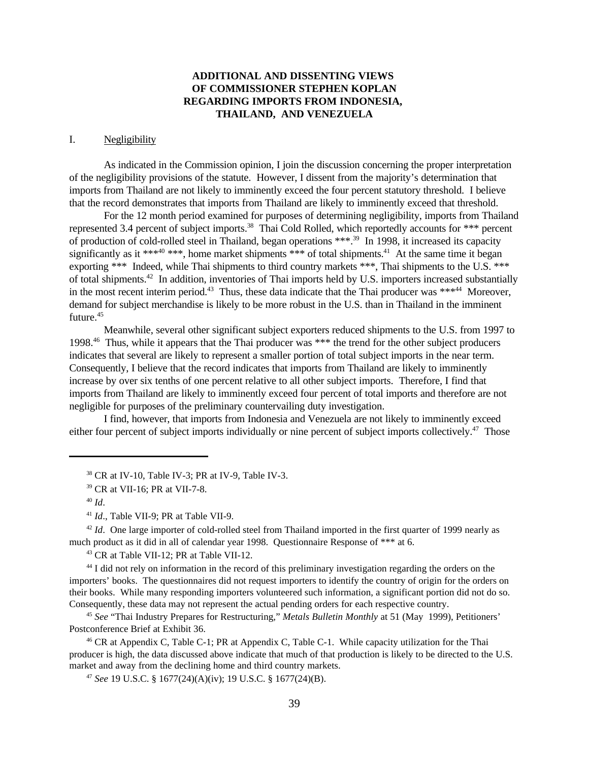## ADDITIONAL AND DISSENTING VIEWS OF COMMISSIONER STEPHEN KOPLAN REGARDING IMPORTS FROM INDONESIA, THAILAND, AND VENEZUELA

I. Negligibility

As indicated in the Commission opinion, I join the discussion concerning the proper interpretation of the negligibility provisions of the statute. However, I dissent from the majority's determination that imports from Thailand are not likely to imminently exceed the four percent statutory threshold. I believe that the record demonstrates that imports from Thailand are likely to imminently exceed that threshold.

For the 12 month period examined for purposes of determining negligibility, imports from Thailand represented 3.4 percent of subject imports.[38] Thai Cold Rolled, which reportedly accounts for *** percent of production of cold-rolled steel in Thailand, began operations ***.[39] In 1998, it increased its capacity significantly as it ***[40] ***, home market shipments *** of total shipments.[41] At the same time it began exporting *** Indeed, while Thai shipments to third country markets ***, Thai shipments to the U.S. *** of total shipments.[42] In addition, inventories of Thai imports held by U.S. importers increased substantially in the most recent interim period.[43] Thus, these data indicate that the Thai producer was ***[44] Moreover, demand for subject merchandise is likely to be more robust in the U.S. than in Thailand in the imminent future.[45]

Meanwhile, several other significant subject exporters reduced shipments to the U.S. from 1997 to 1998.[46] Thus, while it appears that the Thai producer was *** the trend for the other subject producers indicates that several are likely to represent a smaller portion of total subject imports in the near term. Consequently, I believe that the record indicates that imports from Thailand are likely to imminently increase by over six tenths of one percent relative to all other subject imports. Therefore, I find that imports from Thailand are likely to imminently exceed four percent of total imports and therefore are not negligible for purposes of the preliminary countervailing duty investigation.

I find, however, that imports from Indonesia and Venezuela are not likely to imminently exceed either four percent of subject imports individually or nine percent of subject imports collectively.[47] Those

---

[38] CR at IV-10, Table IV-3; PR at IV-9, Table IV-3.

[39] CR at VII-16; PR at VII-7-8.

[40] *Id*.

[41] *Id*., Table VII-9; PR at Table VII-9.

[42] *Id*. One large importer of cold-rolled steel from Thailand imported in the first quarter of 1999 nearly as much product as it did in all of calendar year 1998. Questionnaire Response of *** at 6.

[43] CR at Table VII-12; PR at Table VII-12.

[44] I did not rely on information in the record of this preliminary investigation regarding the orders on the importers' books. The questionnaires did not request importers to identify the country of origin for the orders on their books. While many responding importers volunteered such information, a significant portion did not do so. Consequently, these data may not represent the actual pending orders for each respective country.

[45] *See* "Thai Industry Prepares for Restructuring," *Metals Bulletin Monthly* at 51 (May 1999), Petitioners' Postconference Brief at Exhibit 36.

[46] CR at Appendix C, Table C-1; PR at Appendix C, Table C-1. While capacity utilization for the Thai producer is high, the data discussed above indicate that much of that production is likely to be directed to the U.S. market and away from the declining home and third country markets.

[47] *See* 19 U.S.C. § 1677(24)(A)(iv); 19 U.S.C. § 1677(24)(B).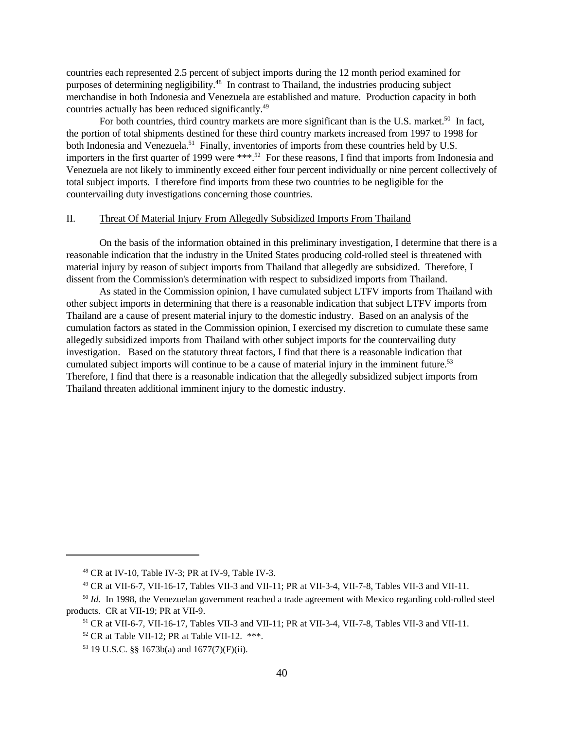countries each represented 2.5 percent of subject imports during the 12 month period examined for purposes of determining negligibility.[48] In contrast to Thailand, the industries producing subject merchandise in both Indonesia and Venezuela are established and mature. Production capacity in both countries actually has been reduced significantly.[49]

For both countries, third country markets are more significant than is the U.S. market.[50] In fact, the portion of total shipments destined for these third country markets increased from 1997 to 1998 for both Indonesia and Venezuela.[51] Finally, inventories of imports from these countries held by U.S. importers in the first quarter of 1999 were ***.[52] For these reasons, I find that imports from Indonesia and Venezuela are not likely to imminently exceed either four percent individually or nine percent collectively of total subject imports. I therefore find imports from these two countries to be negligible for the countervailing duty investigations concerning those countries.

## II. Threat Of Material Injury From Allegedly Subsidized Imports From Thailand

On the basis of the information obtained in this preliminary investigation, I determine that there is a reasonable indication that the industry in the United States producing cold-rolled steel is threatened with material injury by reason of subject imports from Thailand that allegedly are subsidized. Therefore, I dissent from the Commission's determination with respect to subsidized imports from Thailand.

As stated in the Commission opinion, I have cumulated subject LTFV imports from Thailand with other subject imports in determining that there is a reasonable indication that subject LTFV imports from Thailand are a cause of present material injury to the domestic industry. Based on an analysis of the cumulation factors as stated in the Commission opinion, I exercised my discretion to cumulate these same allegedly subsidized imports from Thailand with other subject imports for the countervailing duty investigation. Based on the statutory threat factors, I find that there is a reasonable indication that cumulated subject imports will continue to be a cause of material injury in the imminent future.[53] Therefore, I find that there is a reasonable indication that the allegedly subsidized subject imports from Thailand threaten additional imminent injury to the domestic industry.

---

[48] CR at IV-10, Table IV-3; PR at IV-9, Table IV-3.

[49] CR at VII-6-7, VII-16-17, Tables VII-3 and VII-11; PR at VII-3-4, VII-7-8, Tables VII-3 and VII-11.

[50] *Id.* In 1998, the Venezuelan government reached a trade agreement with Mexico regarding cold-rolled steel products. CR at VII-19; PR at VII-9.

[51] CR at VII-6-7, VII-16-17, Tables VII-3 and VII-11; PR at VII-3-4, VII-7-8, Tables VII-3 and VII-11.

[52] CR at Table VII-12; PR at Table VII-12. ***.

[53] 19 U.S.C. §§ 1673b(a) and 1677(7)(F)(ii).